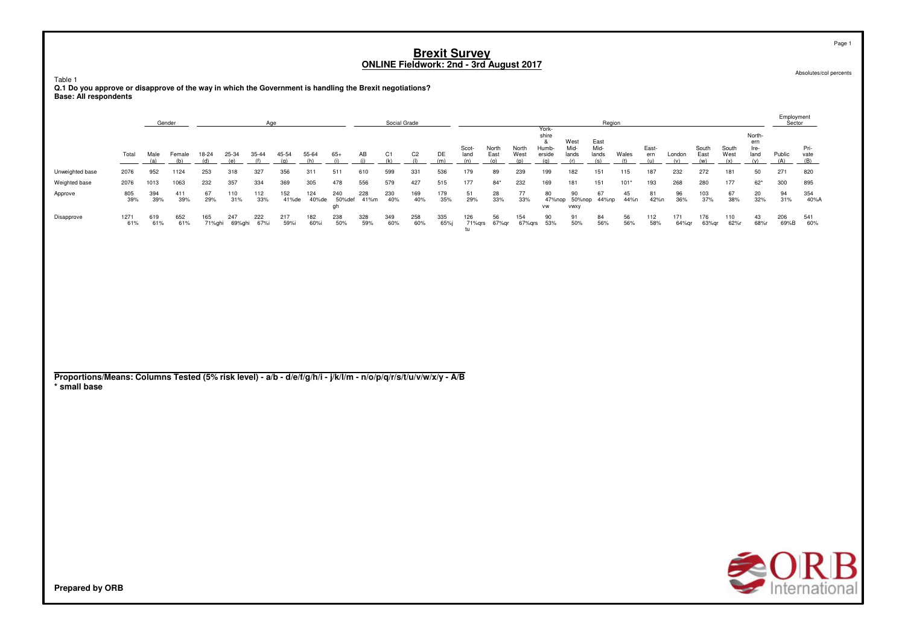# Brexit Survey
## ONLINE Fieldwork: 2nd - 3rd August 2017

Absolutes/col percents

Table 1
**Q.1 Do you approve or disapprove of the way in which the Government is handling the Brexit negotiations?**
**Base: All respondents**

| | | Gender | | Age | | | | | | Social Grade | | | | Region | | | | | | | | | | | | Employment Sector | |
|---|---|---|---|---|---|---|---|---|---|---|---|---|---|---|---|---|---|---|---|---|---|---|---|---|---|---|---|
| | Total | Male (a) | Female (b) | 18-24 (d) | 25-34 (e) | 35-44 (f) | 45-54 (g) | 55-64 (h) | 65+ (i) | AB (j) | C1 (k) | C2 (l) | DE (m) | Scot-land (n) | North East (o) | North West (p) | York-shire & Humb-erside (q) | West Mid-lands (r) | East Mid-lands (s) | Wales (t) | East-ern (u) | London (v) | South East (w) | South West (x) | North-ern Ire-land (y) | Public (A) | Pri-vate (B) |
| Unweighted base | 2076 | 952 | 1124 | 253 | 318 | 327 | 356 | 311 | 511 | 610 | 599 | 331 | 536 | 179 | 89 | 239 | 199 | 182 | 151 | 115 | 187 | 232 | 272 | 181 | 50 | 271 | 820 |
| Weighted base | 2076 | 1013 | 1063 | 232 | 357 | 334 | 369 | 305 | 478 | 556 | 579 | 427 | 515 | 177 | 84* | 232 | 169 | 181 | 151 | 101* | 193 | 268 | 280 | 177 | 62* | 300 | 895 |
| Approve | 805 39% | 394 39% | 411 39% | 67 29% | 110 31% | 112 33% | 152 41%de | 124 40%de | 240 50%def gh | 228 41%m | 230 40% | 169 40% | 179 35% | 51 29% | 28 33% | 77 33% | 80 47%nop vw | 90 50%nop vwxy | 67 44%np | 45 44%n | 81 42%n | 96 36% | 103 37% | 67 38% | 20 32% | 94 31% | 354 40%A |
| Disapprove | 1271 61% | 619 61% | 652 61% | 165 71%ghi | 247 69%ghi | 222 67%i | 217 59%i | 182 60%i | 238 50% | 328 59% | 349 60% | 258 60% | 335 65%j | 126 71%qrs tu | 56 67%qr | 154 67%qrs | 90 53% | 91 50% | 84 56% | 56 56% | 112 58% | 171 64%qr | 176 63%qr | 110 62%r | 43 68%r | 206 69%B | 541 60% |

**Proportions/Means: Columns Tested (5% risk level) - a/b - d/e/f/g/h/i - j/k/l/m - n/o/p/q/r/s/t/u/v/w/x/y - A/B**
**\* small base**

**Prepared by ORB**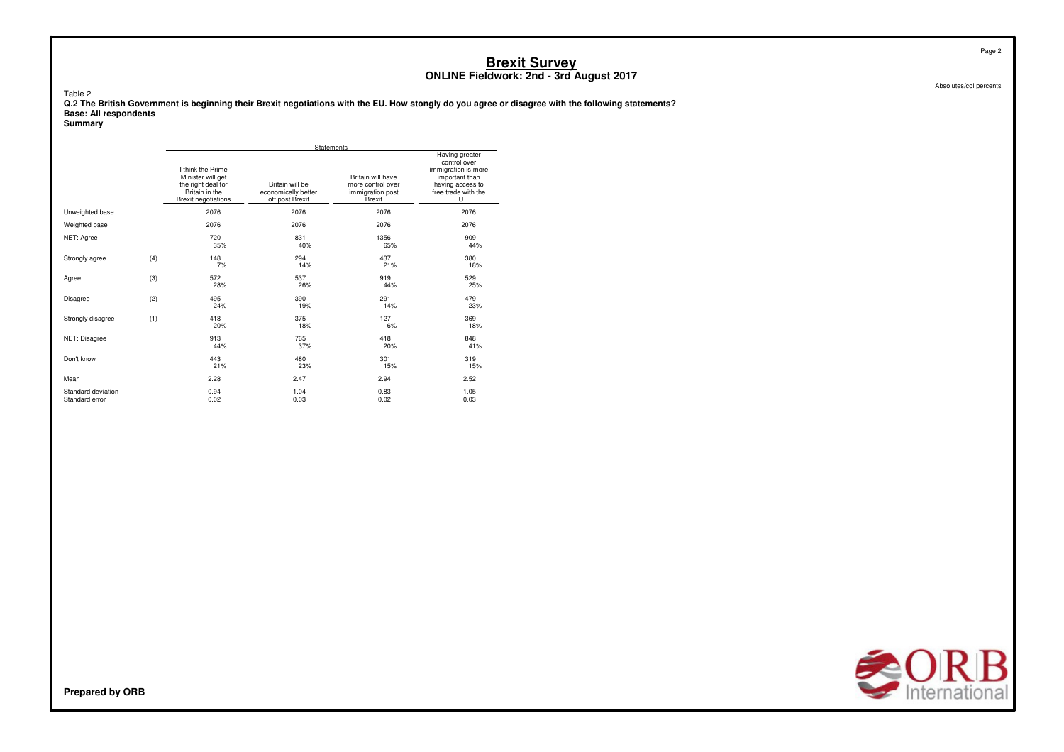# Brexit Survey
## ONLINE Fieldwork: 2nd - 3rd August 2017

Absolutes/col percents

Table 2

**Q.2 The British Government is beginning their Brexit negotiations with the EU. How stongly do you agree or disagree with the following statements?**

**Base: All respondents**

**Summary**

| | | Statements | | | |
|---|---|---|---|---|---|
| | | I think the Prime Minister will get the right deal for Britain in the Brexit negotiations | Britain will be economically better off post Brexit | Britain will have more control over immigration post Brexit | Having greater control over immigration is more important than having access to free trade with the EU |
| Unweighted base | | 2076 | 2076 | 2076 | 2076 |
| Weighted base | | 2076 | 2076 | 2076 | 2076 |
| NET: Agree | | 720<br>35% | 831<br>40% | 1356<br>65% | 909<br>44% |
| Strongly agree | (4) | 148<br>7% | 294<br>14% | 437<br>21% | 380<br>18% |
| Agree | (3) | 572<br>28% | 537<br>26% | 919<br>44% | 529<br>25% |
| Disagree | (2) | 495<br>24% | 390<br>19% | 291<br>14% | 479<br>23% |
| Strongly disagree | (1) | 418<br>20% | 375<br>18% | 127<br>6% | 369<br>18% |
| NET: Disagree | | 913<br>44% | 765<br>37% | 418<br>20% | 848<br>41% |
| Don't know | | 443<br>21% | 480<br>23% | 301<br>15% | 319<br>15% |
| Mean | | 2.28 | 2.47 | 2.94 | 2.52 |
| Standard deviation | | 0.94 | 1.04 | 0.83 | 1.05 |
| Standard error | | 0.02 | 0.03 | 0.02 | 0.03 |

**Prepared by ORB**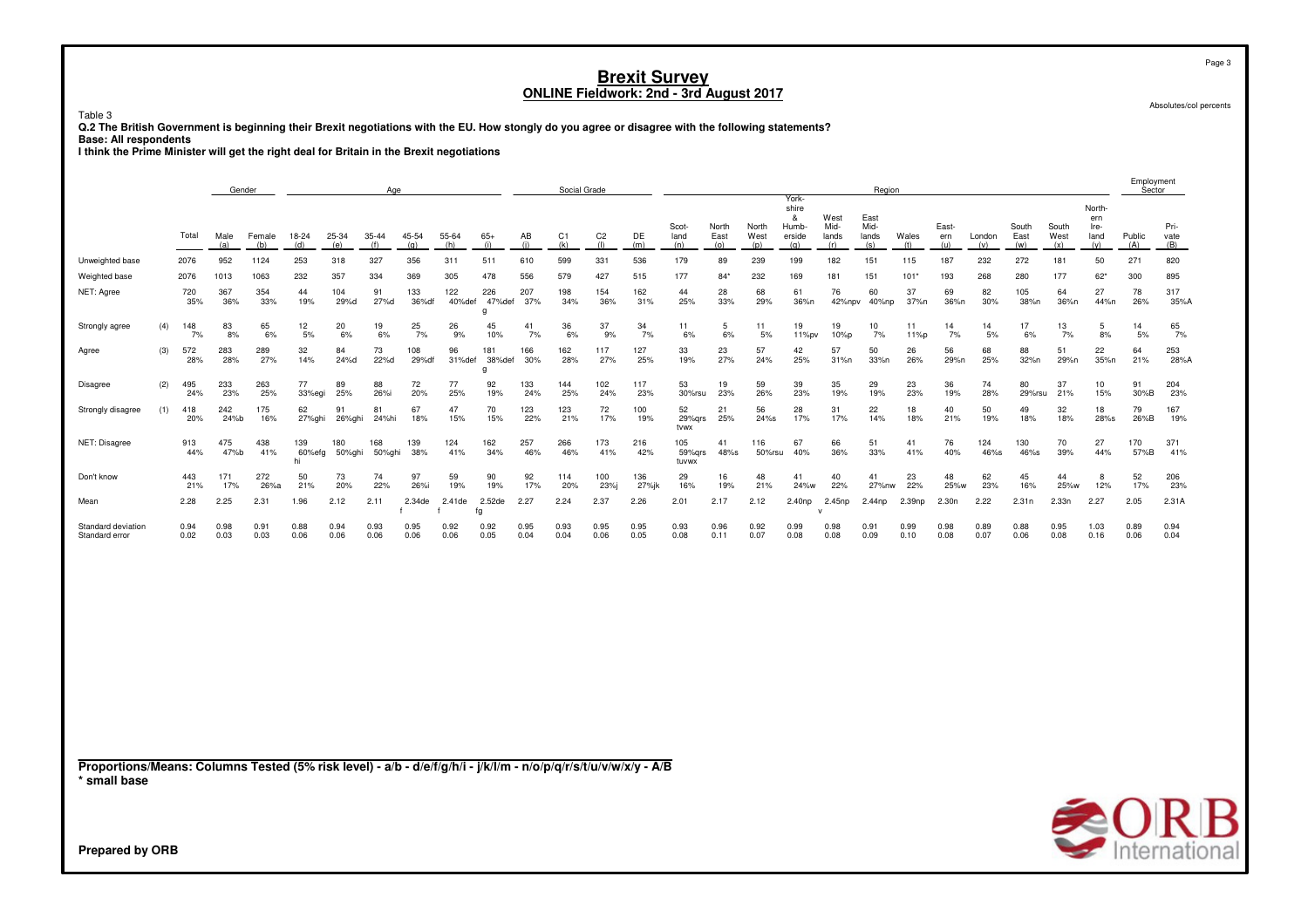# Brexit Survey

## ONLINE Fieldwork: 2nd - 3rd August 2017

Absolutes/col percents

Table 3

**Q.2 The British Government is beginning their Brexit negotiations with the EU. How stongly do you agree or disagree with the following statements?**

**Base: All respondents**

**I think the Prime Minister will get the right deal for Britain in the Brexit negotiations**

| | | Total | Gender | | Age | | | | | | Social Grade | | | | Region | | | | | | | | | | | | | Employment Sector | |
|---|---|---|---|---|---|---|---|---|---|---|---|---|---|---|---|---|---|---|---|---|---|---|---|---|---|---|---|---|---|
| | | | Male (a) | Female (b) | 18-24 (d) | 25-34 (e) | 35-44 (f) | 45-54 (g) | 55-64 (h) | 65+ (i) | AB (j) | C1 (k) | C2 (l) | DE (m) | Scotland (n) | North East (o) | North West (p) | Yorkshire & Humberside (q) | West Midlands (r) | East Midlands (s) | Wales (t) | Eastern (u) | London (v) | South East (w) | South West (x) | Northern Ireland (y) | Public (A) | Private (B) |
| Unweighted base | | 2076 | 952 | 1124 | 253 | 318 | 327 | 356 | 311 | 511 | 610 | 599 | 331 | 536 | 179 | 89 | 239 | 199 | 182 | 151 | 115 | 187 | 232 | 272 | 181 | 50 | 271 | 820 |
| Weighted base | | 2076 | 1013 | 1063 | 232 | 357 | 334 | 369 | 305 | 478 | 556 | 579 | 427 | 515 | 177 | 84* | 232 | 169 | 181 | 151 | 101* | 193 | 268 | 280 | 177 | 62* | 300 | 895 |
| NET: Agree | | 720 35% | 367 36% | 354 33% | 44 19% | 104 29%d | 91 27%d | 133 36%df | 122 40%def | 226 47%def g | 207 37% | 198 34% | 154 36% | 162 31% | 44 25% | 28 33% | 68 29% | 61 36%n | 76 42%npv | 60 40%np | 37 37%n | 69 36%n | 82 30% | 105 38%n | 64 36%n | 27 44%n | 78 26% | 317 35%A |
| Strongly agree | (4) | 148 7% | 83 8% | 65 6% | 12 5% | 20 6% | 19 6% | 25 7% | 26 9% | 45 10% | 41 7% | 36 6% | 37 9% | 34 7% | 11 6% | 5 6% | 11 5% | 19 11%pv | 19 10%p | 10 7% | 11 11%p | 14 7% | 14 5% | 17 6% | 13 7% | 5 8% | 14 5% | 65 7% |
| Agree | (3) | 572 28% | 283 28% | 289 27% | 32 14% | 84 24%d | 73 22%d | 108 29%df | 96 31%def | 181 38%def g | 166 30% | 162 28% | 117 27% | 127 25% | 33 19% | 23 27% | 57 24% | 42 25% | 57 31%n | 50 33%n | 26 26% | 56 29%n | 68 25% | 88 32%n | 51 29%n | 22 35%n | 64 21% | 253 28%A |
| Disagree | (2) | 495 24% | 233 23% | 263 25% | 77 33%egi | 89 25% | 88 26%i | 72 20% | 77 25% | 92 19% | 133 24% | 144 25% | 102 24% | 117 23% | 53 30%rsu | 19 23% | 59 26% | 39 23% | 35 19% | 29 19% | 23 23% | 36 19% | 74 28% | 80 29%rsu | 37 21% | 10 15% | 91 30%B | 204 23% |
| Strongly disagree | (1) | 418 20% | 242 24%b | 175 16% | 62 27%ghi | 91 26%ghi | 81 24%hi | 67 18% | 47 15% | 70 15% | 123 22% | 123 21% | 72 17% | 100 19% | 52 29%qrs tvwx | 21 25% | 56 24%s | 28 17% | 31 17% | 22 14% | 18 18% | 40 21% | 50 19% | 49 18% | 32 18% | 18 28%s | 79 26%B | 167 19% |
| NET: Disagree | | 913 44% | 475 47%b | 438 41% | 139 60%efg hi | 180 50%ghi | 168 50%ghi | 139 38% | 124 41% | 162 34% | 257 46% | 266 46% | 173 41% | 216 42% | 105 59%qrs tuvwx | 41 48%s | 116 50%rsu | 67 40% | 66 36% | 51 33% | 41 41% | 76 40% | 124 46%s | 130 46%s | 70 39% | 27 44% | 170 57%B | 371 41% |
| Don't know | | 443 21% | 171 17% | 272 26%a | 50 21% | 73 20% | 74 22% | 97 26%i | 59 19% | 90 19% | 92 17% | 114 20% | 100 23%j | 136 27%jk | 29 16% | 16 19% | 48 21% | 41 24%w | 40 22% | 41 27%nw | 23 22% | 48 25%w | 62 23% | 45 16% | 44 25%w | 8 12% | 52 17% | 206 23% |
| Mean | | 2.28 | 2.25 | 2.31 | 1.96 | 2.12 | 2.11 | 2.34de f | 2.41de f | 2.52de fg | 2.27 | 2.24 | 2.37 | 2.26 | 2.01 | 2.17 | 2.12 | 2.40np | 2.45np v | 2.44np | 2.39np | 2.30n | 2.22 | 2.31n | 2.33n | 2.27 | 2.05 | 2.31A |
| Standard deviation | | 0.94 | 0.98 | 0.91 | 0.88 | 0.94 | 0.93 | 0.95 | 0.92 | 0.92 | 0.95 | 0.93 | 0.95 | 0.95 | 0.93 | 0.96 | 0.92 | 0.99 | 0.98 | 0.91 | 0.99 | 0.98 | 0.89 | 0.88 | 0.95 | 1.03 | 0.89 | 0.94 |
| Standard error | | 0.02 | 0.03 | 0.03 | 0.06 | 0.06 | 0.06 | 0.06 | 0.06 | 0.05 | 0.04 | 0.04 | 0.06 | 0.05 | 0.08 | 0.11 | 0.07 | 0.08 | 0.08 | 0.09 | 0.10 | 0.08 | 0.07 | 0.06 | 0.08 | 0.16 | 0.06 | 0.04 |

**Proportions/Means: Columns Tested (5% risk level) - a/b - d/e/f/g/h/i - j/k/l/m - n/o/p/q/r/s/t/u/v/w/x/y - A/B**

**\* small base**

**Prepared by ORB**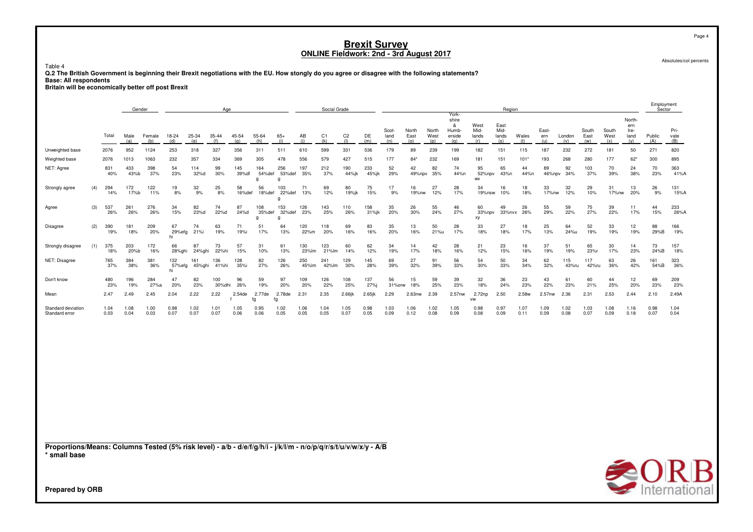# Brexit Survey
## ONLINE Fieldwork: 2nd - 3rd August 2017

Absolutes/col percents

Table 4
**Q.2 The British Government is beginning their Brexit negotiations with the EU. How stongly do you agree or disagree with the following statements?**
**Base: All respondents**
**Britain will be economically better off post Brexit**

| | | | Gender | | Age | | | | | | Social Grade | | | | Region | | | | | | | | | | | | Employment Sector | |
|---|---|---|---|---|---|---|---|---|---|---|---|---|---|---|---|---|---|---|---|---|---|---|---|---|---|---|---|---|
| | | Total | Male (a) | Female (b) | 18-24 (d) | 25-34 (e) | 35-44 (f) | 45-54 (g) | 55-64 (h) | 65+ (i) | AB (j) | C1 (k) | C2 (l) | DE (m) | Scot-land (n) | North East (o) | North West (p) | York-shire & Humb-erside (q) | West Mid-lands (r) | East Mid-lands (s) | Wales (t) | East-ern (u) | London (v) | South East (w) | South West (x) | North-ern Ire-land (y) | Public (A) | Pri-vate (B) |
| Unweighted base | | 2076 | 952 | 1124 | 253 | 318 | 327 | 356 | 311 | 511 | 610 | 599 | 331 | 536 | 179 | 89 | 239 | 199 | 182 | 151 | 115 | 187 | 232 | 272 | 181 | 50 | 271 | 820 |
| Weighted base | | 2076 | 1013 | 1063 | 232 | 357 | 334 | 369 | 305 | 478 | 556 | 579 | 427 | 515 | 177 | 84* | 232 | 169 | 181 | 151 | 101* | 193 | 268 | 280 | 177 | 62* | 300 | 895 |
| NET: Agree | | 831 40% | 433 43%b | 398 37% | 54 23% | 114 32%d | 99 30% | 145 39%df | 164 54%def g | 256 53%def g | 197 35% | 212 37% | 190 44%jk | 233 45%jk | 52 29% | 42 49%npv | 82 35% | 74 44%n | 95 52%npv wx | 65 43%n | 44 44%n | 89 46%npv | 92 34% | 103 37% | 70 39% | 24 38% | 70 23% | 363 41%A |
| Strongly agree | (4) | 294 14% | 172 17%b | 122 11% | 19 8% | 32 9% | 25 8% | 58 16%def | 56 18%def | 103 22%def g | 71 13% | 69 12% | 80 19%jk | 75 15% | 17 9% | 16 19%nw | 27 12% | 28 17% | 34 19%nsw | 16 10% | 18 18% | 33 17%nw | 32 12% | 29 10% | 31 17%nw | 13 20% | 26 9% | 131 15%A |
| Agree | (3) | 537 26% | 261 26% | 276 26% | 34 15% | 82 23%d | 74 22%d | 87 24%d | 108 35%def g | 153 32%def g | 126 23% | 143 25% | 110 26% | 158 31%jk | 35 20% | 26 30% | 55 24% | 46 27% | 60 33%npv xy | 49 33%nvx | 26 26% | 55 29% | 59 22% | 75 27% | 39 22% | 11 17% | 44 15% | 233 26%A |
| Disagree | (2) | 390 19% | 181 18% | 209 20% | 67 29%efg hi | 74 21%i | 63 19% | 71 19%i | 51 17% | 64 13% | 120 22%m | 118 20% | 69 16% | 83 16% | 35 20% | 13 16% | 50 21%u | 28 17% | 33 18% | 27 18% | 18 17% | 25 13% | 64 24%u | 52 19% | 33 19% | 12 19% | 88 29%B | 166 19% |
| Strongly disagree | (1) | 375 18% | 203 20%b | 172 16% | 66 28%ghi | 87 24%ghi | 73 22%hi | 57 15% | 31 10% | 61 13% | 130 23%lm | 123 21%lm | 60 14% | 62 12% | 34 19% | 14 17% | 42 18% | 28 16% | 21 12% | 23 15% | 16 16% | 37 19% | 51 19% | 65 23%r | 30 17% | 14 23% | 73 24%B | 157 18% |
| NET: Disagree | | 765 37% | 384 38% | 381 36% | 132 57%efg hi | 161 45%ghi | 136 41%hi | 128 35%i | 82 27% | 126 26% | 250 45%lm | 241 42%lm | 129 30% | 145 28% | 69 39% | 27 32% | 91 39% | 56 33% | 54 30% | 50 33% | 34 34% | 62 32% | 115 43%ru | 117 42%ru | 63 36% | 26 42% | 161 54%B | 323 36% |
| Don't know | | 480 23% | 196 19% | 284 27%a | 47 20% | 82 23% | 100 30%dhi | 96 26% | 59 19% | 97 20% | 109 20% | 126 22% | 108 25% | 137 27%j | 56 31%orw | 15 18% | 59 25% | 39 23% | 32 18% | 36 24% | 23 23% | 43 22% | 61 23% | 60 21% | 44 25% | 12 20% | 69 23% | 209 23% |
| Mean | | 2.47 | 2.49 | 2.45 | 2.04 | 2.22 | 2.22 | 2.54de f | 2.77de fg | 2.78de fg | 2.31 | 2.35 | 2.66jk | 2.65jk | 2.29 | 2.63nw | 2.39 | 2.57nw | 2.72np vw | 2.50 | 2.58w | 2.57nw | 2.36 | 2.31 | 2.53 | 2.44 | 2.10 | 2.49A |
| Standard deviation | | 1.04 | 1.08 | 1.00 | 0.98 | 1.02 | 1.01 | 1.05 | 0.95 | 1.02 | 1.06 | 1.04 | 1.05 | 0.98 | 1.03 | 1.06 | 1.02 | 1.05 | 0.98 | 0.97 | 1.07 | 1.09 | 1.02 | 1.03 | 1.08 | 1.16 | 0.98 | 1.04 |
| Standard error | | 0.03 | 0.04 | 0.03 | 0.07 | 0.07 | 0.07 | 0.06 | 0.06 | 0.05 | 0.05 | 0.05 | 0.07 | 0.05 | 0.09 | 0.12 | 0.08 | 0.09 | 0.08 | 0.09 | 0.11 | 0.09 | 0.08 | 0.07 | 0.09 | 0.18 | 0.07 | 0.04 |

**Proportions/Means: Columns Tested (5% risk level) - a/b - d/e/f/g/h/i - j/k/l/m - n/o/p/q/r/s/t/u/v/w/x/y - A/B**
**\* small base**

**Prepared by ORB**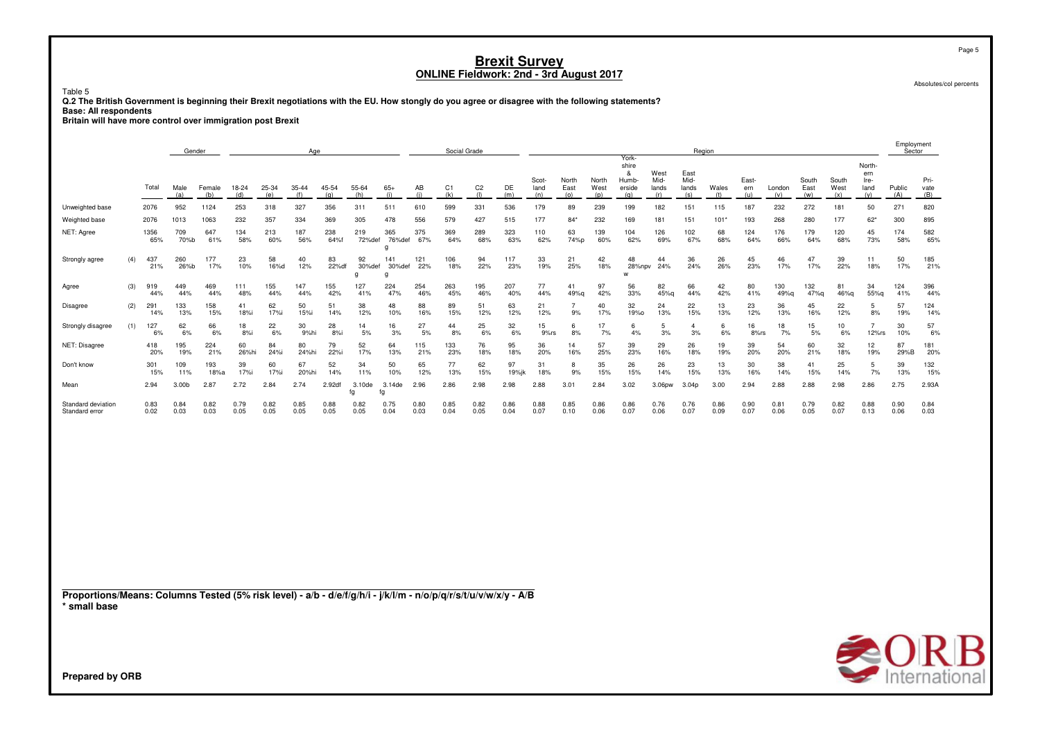# Brexit Survey

## ONLINE Fieldwork: 2nd - 3rd August 2017

Absolutes/col percents

Table 5

**Q.2 The British Government is beginning their Brexit negotiations with the EU. How stongly do you agree or disagree with the following statements?**

**Base: All respondents**

**Britain will have more control over immigration post Brexit**

| | | | Gender | | Age | | | | | | Social Grade | | | | Region | | | | | | | | | | | | | Employment Sector | |
|---|---|---|---|---|---|---|---|---|---|---|---|---|---|---|---|---|---|---|---|---|---|---|---|---|---|---|---|---|---|
| | | Total | Male (a) | Female (b) | 18-24 (d) | 25-34 (e) | 35-44 (f) | 45-54 (g) | 55-64 (h) | 65+ (i) | AB (j) | C1 (k) | C2 (l) | DE (m) | Scotland (n) | North East (o) | North West (p) | York-shire & Humberside (q) | West Midlands (r) | East Midlands (s) | Wales (t) | Eastern (u) | London (v) | South East (w) | South West (x) | Northern Ireland (y) | Public (A) | Private (B) |
| Unweighted base | | 2076 | 952 | 1124 | 253 | 318 | 327 | 356 | 311 | 511 | 610 | 599 | 331 | 536 | 179 | 89 | 239 | 199 | 182 | 151 | 115 | 187 | 232 | 272 | 181 | 50 | 271 | 820 |
| Weighted base | | 2076 | 1013 | 1063 | 232 | 357 | 334 | 369 | 305 | 478 | 556 | 579 | 427 | 515 | 177 | 84* | 232 | 169 | 181 | 151 | 101* | 193 | 268 | 280 | 177 | 62* | 300 | 895 |
| NET: Agree | | 1356 65% | 709 70%b | 647 61% | 134 58% | 213 60% | 187 56% | 238 64%f | 219 72%def | 365 76%def g | 375 67% | 369 64% | 289 68% | 323 63% | 110 62% | 63 74%p | 139 60% | 104 62% | 126 69% | 102 67% | 68 68% | 124 64% | 176 66% | 179 64% | 120 68% | 45 73% | 174 58% | 582 65% |
| Strongly agree | (4) | 437 21% | 260 26%b | 177 17% | 23 10% | 58 16%d | 40 12% | 83 22%df | 92 30%def g | 141 30%def g | 121 22% | 106 18% | 94 22% | 117 23% | 33 19% | 21 25% | 42 18% | 48 28%npv w | 44 24% | 36 24% | 26 26% | 45 23% | 46 17% | 47 17% | 39 22% | 11 18% | 50 17% | 185 21% |
| Agree | (3) | 919 44% | 449 44% | 469 44% | 111 48% | 155 44% | 147 44% | 155 42% | 127 41% | 224 47% | 254 46% | 263 45% | 195 46% | 207 40% | 77 44% | 41 49%q | 97 42% | 56 33% | 82 45%q | 66 44% | 42 42% | 80 41% | 130 49%q | 132 47%q | 81 46%q | 34 55%q | 124 41% | 396 44% |
| Disagree | (2) | 291 14% | 133 13% | 158 15% | 41 18%i | 62 17%i | 50 15%i | 51 14% | 38 12% | 48 10% | 88 16% | 89 15% | 51 12% | 63 12% | 21 12% | 7 9% | 40 17% | 32 19%o | 24 13% | 22 15% | 13 13% | 23 12% | 36 13% | 45 16% | 22 12% | 5 8% | 57 19% | 124 14% |
| Strongly disagree | (1) | 127 6% | 62 6% | 66 6% | 18 8%i | 22 6% | 30 9%hi | 28 8%i | 14 5% | 16 3% | 27 5% | 44 8% | 25 6% | 32 6% | 15 9%rs | 6 8% | 17 7% | 6 4% | 5 3% | 4 3% | 6 6% | 16 8%rs | 18 7% | 15 5% | 10 6% | 7 12%rs | 30 10% | 57 6% |
| NET: Disagree | | 418 20% | 195 19% | 224 21% | 60 26%hi | 84 24%i | 80 24%hi | 79 22%i | 52 17% | 64 13% | 115 21% | 133 23% | 76 18% | 95 18% | 36 20% | 14 16% | 57 25% | 39 23% | 29 16% | 26 18% | 19 19% | 39 20% | 54 20% | 60 21% | 32 18% | 12 19% | 87 29%B | 181 20% |
| Don't know | | 301 15% | 109 11% | 193 18%a | 39 17%i | 60 17%i | 67 20%hi | 52 14% | 34 11% | 50 10% | 65 12% | 77 13% | 62 15% | 97 19%jk | 31 18% | 8 9% | 35 15% | 26 15% | 26 14% | 23 15% | 13 13% | 30 16% | 38 14% | 41 15% | 25 14% | 5 7% | 39 13% | 132 15% |
| Mean | | 2.94 | 3.00b | 2.87 | 2.72 | 2.84 | 2.74 | 2.92df | 3.10de fg | 3.14de fg | 2.96 | 2.86 | 2.98 | 2.98 | 2.88 | 3.01 | 2.84 | 3.02 | 3.06pw | 3.04p | 3.00 | 2.94 | 2.88 | 2.88 | 2.98 | 2.86 | 2.75 | 2.93A |
| Standard deviation | | 0.83 | 0.84 | 0.82 | 0.79 | 0.82 | 0.85 | 0.88 | 0.82 | 0.75 | 0.80 | 0.85 | 0.82 | 0.86 | 0.88 | 0.85 | 0.86 | 0.86 | 0.76 | 0.76 | 0.86 | 0.90 | 0.81 | 0.79 | 0.82 | 0.88 | 0.90 | 0.84 |
| Standard error | | 0.02 | 0.03 | 0.03 | 0.05 | 0.05 | 0.05 | 0.05 | 0.05 | 0.04 | 0.03 | 0.04 | 0.05 | 0.04 | 0.07 | 0.10 | 0.06 | 0.07 | 0.06 | 0.07 | 0.09 | 0.07 | 0.06 | 0.05 | 0.07 | 0.13 | 0.06 | 0.03 |

**Proportions/Means: Columns Tested (5% risk level) - a/b - d/e/f/g/h/i - j/k/l/m - n/o/p/q/r/s/t/u/v/w/x/y - A/B**
**\* small base**

**Prepared by ORB**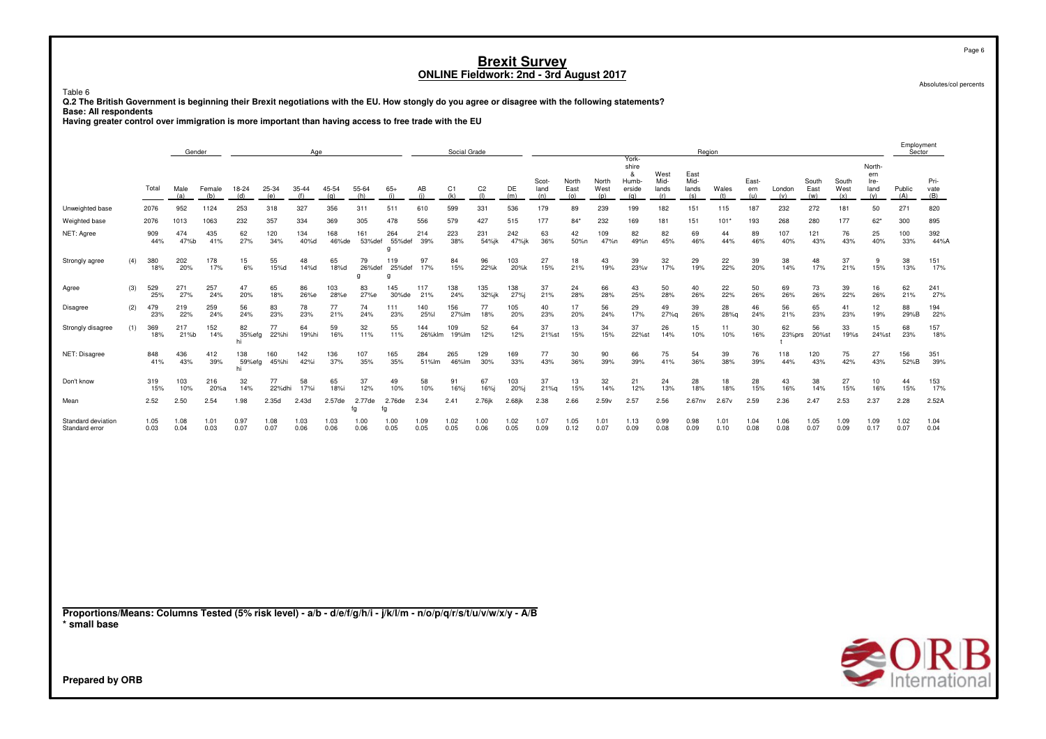# Brexit Survey

## ONLINE Fieldwork: 2nd - 3rd August 2017

Absolutes/col percents

Table 6

**Q.2 The British Government is beginning their Brexit negotiations with the EU. How stongly do you agree or disagree with the following statements?**

**Base: All respondents**

**Having greater control over immigration is more important than having access to free trade with the EU**

| | | | Gender | | Age | | | | | | Social Grade | | | | Region | | | | | | | | | | | | | Employment Sector | |
|---|---|---|---|---|---|---|---|---|---|---|---|---|---|---|---|---|---|---|---|---|---|---|---|---|---|---|---|---|---|
| | | Total | Male (a) | Female (b) | 18-24 (d) | 25-34 (e) | 35-44 (f) | 45-54 (g) | 55-64 (h) | 65+ (i) | AB (j) | C1 (k) | C2 (l) | DE (m) | Scotland (n) | North East (o) | North West (p) | Yorkshire & Humberside (q) | West Midlands (r) | East Midlands (s) | Wales (t) | Eastern (u) | London (v) | South East (w) | South West (x) | Northern Ireland (y) | Public (A) | Private (B) |
| Unweighted base | | 2076 | 952 | 1124 | 253 | 318 | 327 | 356 | 311 | 511 | 610 | 599 | 331 | 536 | 179 | 89 | 239 | 199 | 182 | 151 | 115 | 187 | 232 | 272 | 181 | 50 | 271 | 820 |
| Weighted base | | 2076 | 1013 | 1063 | 232 | 357 | 334 | 369 | 305 | 478 | 556 | 579 | 427 | 515 | 177 | 84* | 232 | 169 | 181 | 151 | 101* | 193 | 268 | 280 | 177 | 62* | 300 | 895 |
| NET: Agree | | 909 44% | 474 47%b | 435 41% | 62 27% | 120 34% | 134 40%d | 168 46%de | 161 53%def | 264 55%def g | 214 39% | 223 38% | 231 54%jk | 242 47%jk | 63 36% | 42 50%n | 109 47%n | 82 49%n | 82 45% | 69 46% | 44 44% | 89 46% | 107 40% | 121 43% | 76 43% | 25 40% | 100 33% | 392 44%A |
| Strongly agree | (4) | 380 18% | 202 20% | 178 17% | 15 6% | 55 15%d | 48 14%d | 65 18%d | 79 26%def g | 119 25%def g | 97 17% | 84 15% | 96 22%k | 103 20%k | 27 15% | 18 21% | 43 19% | 39 23%v | 32 17% | 29 19% | 22 22% | 39 20% | 38 14% | 48 17% | 37 21% | 9 15% | 38 13% | 151 17% |
| Agree | (3) | 529 25% | 271 27% | 257 24% | 47 20% | 65 18% | 86 26%e | 103 28%e | 83 27%e | 145 30%de | 117 21% | 138 24% | 135 32%jk | 138 27%j | 37 21% | 24 28% | 66 28% | 43 25% | 50 28% | 40 26% | 22 22% | 50 26% | 69 26% | 73 26% | 39 22% | 16 26% | 62 21% | 241 27% |
| Disagree | (2) | 479 23% | 219 22% | 259 24% | 56 24% | 83 23% | 78 23% | 77 21% | 74 24% | 111 23% | 140 25%l | 156 27%lm | 77 18% | 105 20% | 40 23% | 17 20% | 56 24% | 29 17% | 49 27%q | 39 26% | 28 28%q | 46 24% | 56 21% | 65 23% | 41 23% | 12 19% | 88 29%B | 194 22% |
| Strongly disagree | (1) | 369 18% | 217 21%b | 152 14% | 82 35%efg hi | 77 22%hi | 64 19%hi | 59 16% | 32 11% | 55 11% | 144 26%klm | 109 19%lm | 52 12% | 64 12% | 37 21%st | 13 15% | 34 15% | 37 22%st | 26 14% | 15 10% | 11 10% | 30 16% | 62 23%prs t | 56 20%st | 33 19%s | 15 24%st | 68 23% | 157 18% |
| NET: Disagree | | 848 41% | 436 43% | 412 39% | 138 59%efg hi | 160 45%hi | 142 42%i | 136 37% | 107 35% | 165 35% | 284 51%lm | 265 46%lm | 129 30% | 169 33% | 77 43% | 30 36% | 90 39% | 66 39% | 75 41% | 54 36% | 39 38% | 76 39% | 118 44% | 120 43% | 75 42% | 27 43% | 156 52%B | 351 39% |
| Don't know | | 319 15% | 103 10% | 216 20%a | 32 14% | 77 22%dhi | 58 17%i | 65 18%i | 37 12% | 49 10% | 58 10% | 91 16%j | 67 16%j | 103 20%j | 37 21%q | 13 15% | 32 14% | 21 12% | 24 13% | 28 18% | 18 18% | 28 15% | 43 16% | 38 14% | 27 15% | 10 16% | 44 15% | 153 17% |
| Mean | | 2.52 | 2.50 | 2.54 | 1.98 | 2.35d | 2.43d | 2.57de | 2.77de fg | 2.76de fg | 2.34 | 2.41 | 2.76jk | 2.68jk | 2.38 | 2.66 | 2.59v | 2.57 | 2.56 | 2.67nv | 2.67v | 2.59 | 2.36 | 2.47 | 2.53 | 2.37 | 2.28 | 2.52A |
| Standard deviation | | 1.05 | 1.08 | 1.01 | 0.97 | 1.08 | 1.03 | 1.03 | 1.00 | 1.00 | 1.09 | 1.02 | 1.00 | 1.02 | 1.07 | 1.05 | 1.01 | 1.13 | 0.99 | 0.98 | 1.01 | 1.04 | 1.06 | 1.05 | 1.09 | 1.09 | 1.02 | 1.04 |
| Standard error | | 0.03 | 0.04 | 0.03 | 0.07 | 0.07 | 0.06 | 0.06 | 0.06 | 0.05 | 0.05 | 0.05 | 0.06 | 0.05 | 0.09 | 0.12 | 0.07 | 0.09 | 0.08 | 0.09 | 0.10 | 0.08 | 0.08 | 0.07 | 0.09 | 0.17 | 0.07 | 0.04 |

**Proportions/Means: Columns Tested (5% risk level) - a/b - d/e/f/g/h/i - j/k/l/m - n/o/p/q/r/s/t/u/v/w/x/y - A/B**

**\* small base**

**Prepared by ORB**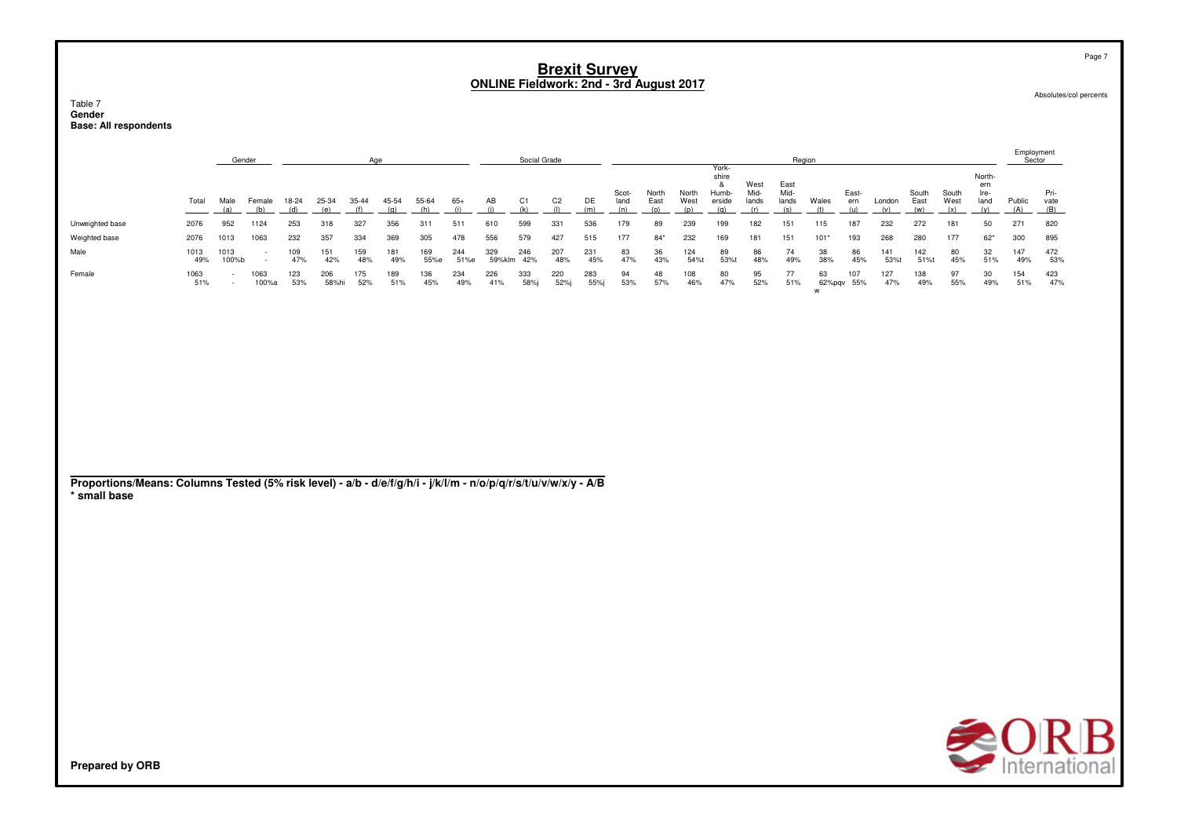# Brexit Survey
## ONLINE Fieldwork: 2nd - 3rd August 2017

Absolutes/col percents

Table 7
**Gender**
**Base: All respondents**

| | Total | Gender | | Age | | | | | | Social Grade | | | | Region | | | | | | | | | | | | | Employment Sector | |
|---|---|---|---|---|---|---|---|---|---|---|---|---|---|---|---|---|---|---|---|---|---|---|---|---|---|---|---|---|
| | | Male (a) | Female (b) | 18-24 (d) | 25-34 (e) | 35-44 (f) | 45-54 (g) | 55-64 (h) | 65+ (i) | AB (j) | C1 (k) | C2 (l) | DE (m) | Scotland (n) | North East (o) | North West (p) | Yorkshire & Humberside (q) | West Midlands (r) | East Midlands (s) | Wales (t) | Eastern (u) | London (v) | South East (w) | South West (x) | Northern Ireland (y) | Public (A) | Private (B) |
| Unweighted base | 2076 | 952 | 1124 | 253 | 318 | 327 | 356 | 311 | 511 | 610 | 599 | 331 | 536 | 179 | 89 | 239 | 199 | 182 | 151 | 115 | 187 | 232 | 272 | 181 | 50 | 271 | 820 |
| Weighted base | 2076 | 1013 | 1063 | 232 | 357 | 334 | 369 | 305 | 478 | 556 | 579 | 427 | 515 | 177 | 84* | 232 | 169 | 181 | 151 | 101* | 193 | 268 | 280 | 177 | 62* | 300 | 895 |
| Male | 1013 | 1013 | - | 109 | 151 | 159 | 181 | 169 | 244 | 329 | 246 | 207 | 231 | 83 | 36 | 124 | 89 | 86 | 74 | 38 | 86 | 141 | 142 | 80 | 32 | 147 | 472 |
| | 49% | 100%b | - | 47% | 42% | 48% | 49% | 55%e | 51%e | 59%klm | 42% | 48% | 45% | 47% | 43% | 54%t | 53%t | 48% | 49% | 38% | 45% | 53%t | 51%t | 45% | 51% | 49% | 53% |
| Female | 1063 | - | 1063 | 123 | 206 | 175 | 189 | 136 | 234 | 226 | 333 | 220 | 283 | 94 | 48 | 108 | 80 | 95 | 77 | 63 | 107 | 127 | 138 | 97 | 30 | 154 | 423 |
| | 51% | - | 100%a | 53% | 58%hi | 52% | 51% | 45% | 49% | 41% | 58%j | 52%j | 55%j | 53% | 57% | 46% | 47% | 52% | 51% | 62%pqvw | 55% | 47% | 49% | 55% | 49% | 51% | 47% |

**Proportions/Means: Columns Tested (5% risk level) - a/b - d/e/f/g/h/i - j/k/l/m - n/o/p/q/r/s/t/u/v/w/x/y - A/B**
*** small base**

**Prepared by ORB**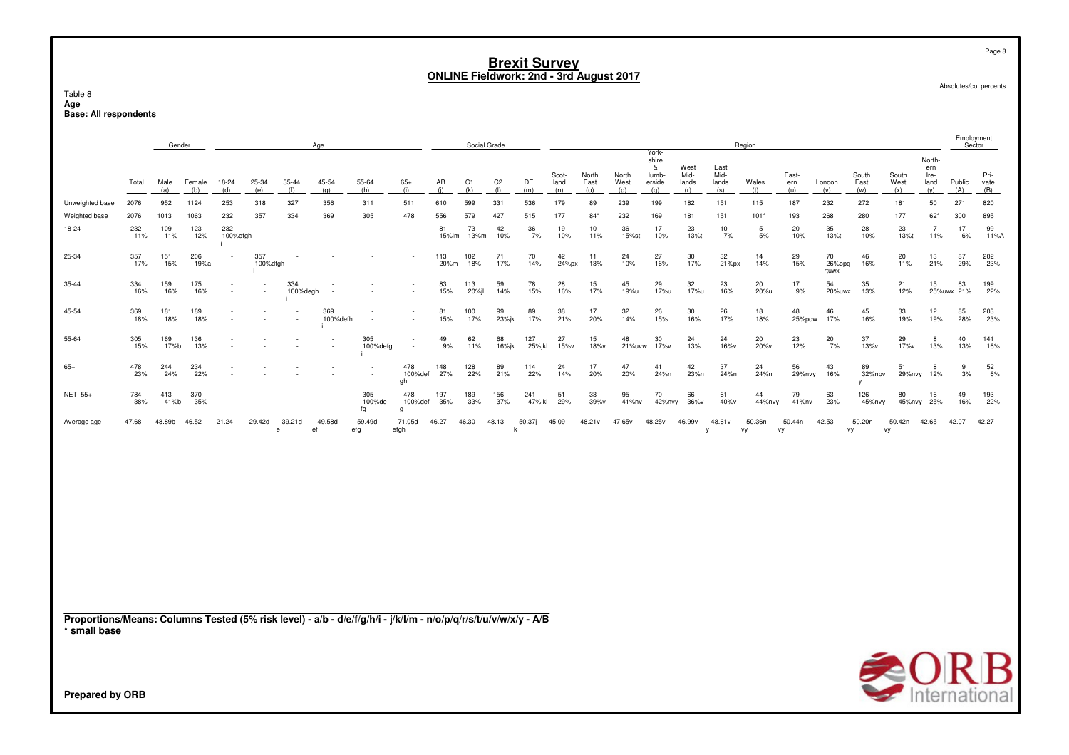# Brexit Survey
## ONLINE Fieldwork: 2nd - 3rd August 2017

Absolutes/col percents

Table 8
**Age**
**Base: All respondents**

| | | Gender | | Age | | | | | | Social Grade | | | | Region | | | | | | | | | | | | | Employment Sector | |
|---|---|---|---|---|---|---|---|---|---|---|---|---|---|---|---|---|---|---|---|---|---|---|---|---|---|---|---|---|
| | Total | Male (a) | Female (b) | 18-24 (d) | 25-34 (e) | 35-44 (f) | 45-54 (g) | 55-64 (h) | 65+ (i) | AB (j) | C1 (k) | C2 (l) | DE (m) | Scot-land (n) | North East (o) | North West (p) | York-shire & Humb-erside (q) | West Mid-lands (r) | East Mid-lands (s) | Wales (t) | East-ern (u) | London (v) | South East (w) | South West (x) | North-ern Ire-land (y) | Public (A) | Pri-vate (B) |
| Unweighted base | 2076 | 952 | 1124 | 253 | 318 | 327 | 356 | 311 | 511 | 610 | 599 | 331 | 536 | 179 | 89 | 239 | 199 | 182 | 151 | 115 | 187 | 232 | 272 | 181 | 50 | 271 | 820 |
| Weighted base | 2076 | 1013 | 1063 | 232 | 357 | 334 | 369 | 305 | 478 | 556 | 579 | 427 | 515 | 177 | 84* | 232 | 169 | 181 | 151 | 101* | 193 | 268 | 280 | 177 | 62* | 300 | 895 |
| 18-24 | 232 11% | 109 11% | 123 12% | 232 100%efghi | - | - | - | - | - | 81 15%lm | 73 13%m | 42 10% | 36 7% | 19 10% | 10 11% | 36 15%st | 17 10% | 23 13%t | 10 7% | 5 5% | 20 10% | 35 13%t | 28 10% | 23 13%t | 7 11% | 17 6% | 99 11%A |
| 25-34 | 357 17% | 151 15% | 206 19%a | - | 357 100%dfghi | - | - | - | - | 113 20%m | 102 18% | 71 17% | 70 14% | 42 24%px | 11 13% | 24 10% | 27 16% | 30 17% | 32 21%px | 14 14% | 29 15% | 70 26%opqrtuwx | 46 16% | 20 11% | 13 21% | 87 29% | 202 23% |
| 35-44 | 334 16% | 159 16% | 175 16% | - | - | 334 100%deghi | - | - | - | 83 15% | 113 20%jl | 59 14% | 78 15% | 28 16% | 15 17% | 45 19%u | 29 17%u | 32 17%u | 23 16% | 20 20%u | 17 9% | 54 20%uwx | 35 13% | 21 12% | 15 25%uwx | 63 21% | 199 22% |
| 45-54 | 369 18% | 181 18% | 189 18% | - | - | - | 369 100%defhi | - | - | 81 15% | 100 17% | 99 23%jk | 89 17% | 38 21% | 17 20% | 32 14% | 26 15% | 30 16% | 26 17% | 18 18% | 48 25%pqw | 46 17% | 45 16% | 33 19% | 12 19% | 85 28% | 203 23% |
| 55-64 | 305 15% | 169 17%b | 136 13% | - | - | - | - | 305 100%defgi | - | 49 9% | 62 11% | 68 16%jk | 127 25%jkl | 27 15%v | 15 18%v | 48 21%uvw | 30 17%v | 24 13% | 24 16%v | 20 20%v | 23 12% | 20 7% | 37 13%v | 29 17%v | 8 13% | 40 13% | 141 16% |
| 65+ | 478 23% | 244 24% | 234 22% | - | - | - | - | - | 478 100%defgh | 148 27% | 128 22% | 89 21% | 114 22% | 24 14% | 17 20% | 47 20% | 41 24%n | 42 23%n | 37 24%n | 24 24%n | 56 29%nv | 43 16% | 89 32%npvy | 51 29%nv | 8 12% | 9 3% | 52 6% |
| NET: 55+ | 784 38% | 413 41%b | 370 35% | - | - | - | - | 305 100%defg | 478 100%defg | 197 35% | 189 33% | 156 37% | 241 47%jkl | 51 29% | 33 39%v | 95 41%nv | 70 42%nvy | 66 36%v | 61 40%v | 44 44%nvy | 79 41%nv | 63 23% | 126 45%nvy | 80 45%nvy | 16 25% | 49 16% | 193 22% |
| Average age | 47.68 | 48.89b | 46.52 | 21.24 | 29.42d | 39.21de | 49.58def | 59.49defg | 71.05defgh | 46.27 | 46.30 | 48.13 | 50.37jk | 45.09 | 48.21v | 47.65v | 48.25v | 46.99v | 48.61vy | 50.36nvy | 50.44nvy | 42.53 | 50.20nvy | 50.42nvy | 42.65 | 42.07 | 42.27 |

**Proportions/Means: Columns Tested (5% risk level) - a/b - d/e/f/g/h/i - j/k/l/m - n/o/p/q/r/s/t/u/v/w/x/y - A/B**
**\* small base**

**Prepared by ORB**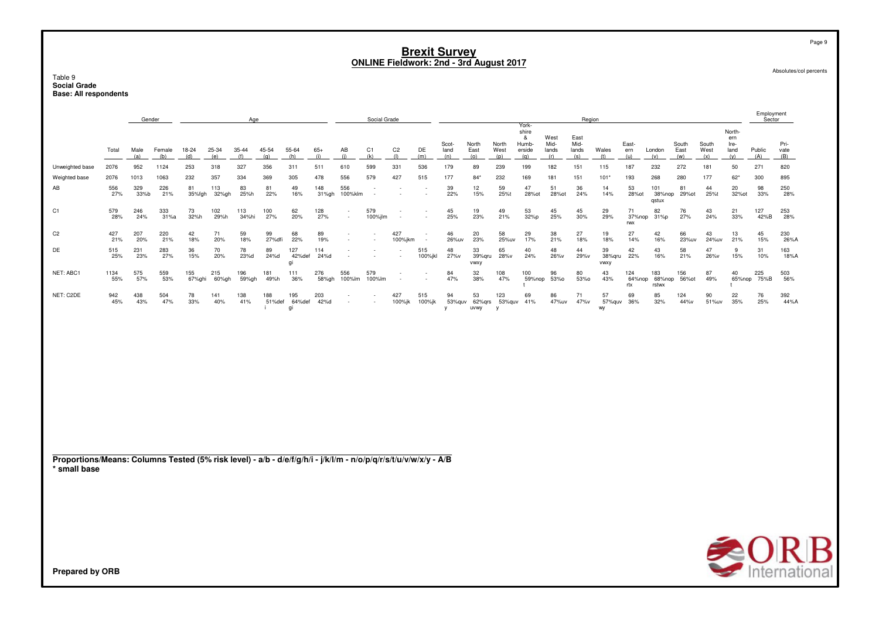# Brexit Survey
## ONLINE Fieldwork: 2nd - 3rd August 2017

Absolutes/col percents

**Table 9**
**Social Grade**
**Base: All respondents**

| | | Gender | | Age | | | | | | Social Grade | | | | Region | | | | | | | | | | | | Employment Sector | |
|---|---|---|---|---|---|---|---|---|---|---|---|---|---|---|---|---|---|---|---|---|---|---|---|---|---|---|---|
| | Total | Male (a) | Female (b) | 18-24 (d) | 25-34 (e) | 35-44 (f) | 45-54 (g) | 55-64 (h) | 65+ (i) | AB (j) | C1 (k) | C2 (l) | DE (m) | Scot-land (n) | North East (o) | North West (p) | York-shire & Humb-erside (q) | West Mid-lands (r) | East Mid-lands (s) | Wales (t) | East-ern (u) | London (v) | South East (w) | South West (x) | North-ern Ire-land (y) | Public (A) | Pri-vate (B) |
| Unweighted base | 2076 | 952 | 1124 | 253 | 318 | 327 | 356 | 311 | 511 | 610 | 599 | 331 | 536 | 179 | 89 | 239 | 199 | 182 | 151 | 115 | 187 | 232 | 272 | 181 | 50 | 271 | 820 |
| Weighted base | 2076 | 1013 | 1063 | 232 | 357 | 334 | 369 | 305 | 478 | 556 | 579 | 427 | 515 | 177 | 84* | 232 | 169 | 181 | 151 | 101* | 193 | 268 | 280 | 177 | 62* | 300 | 895 |
| AB | 556<br>27% | 329<br>33%b | 226<br>21% | 81<br>35%fgh | 113<br>32%gh | 83<br>25%h | 81<br>22% | 49<br>16% | 148<br>31%gh | 556<br>100%klm | -<br>- | -<br>- | -<br>- | 39<br>22% | 12<br>15% | 59<br>25%t | 47<br>28%ot | 51<br>28%ot | 36<br>24% | 14<br>14% | 53<br>28%ot | 101<br>38%nop qstux | 81<br>29%ot | 44<br>25%t | 20<br>32%ot | 98<br>33% | 250<br>28% |
| C1 | 579<br>28% | 246<br>24% | 333<br>31%a | 73<br>32%h | 102<br>29%h | 113<br>34%hi | 100<br>27% | 62<br>20% | 128<br>27% | -<br>- | 579<br>100%jlm | -<br>- | -<br>- | 45<br>25% | 19<br>23% | 49<br>21% | 53<br>32%p | 45<br>25% | 45<br>30% | 29<br>29% | 71<br>37%nop rwx | 82<br>31%p | 76<br>27% | 43<br>24% | 21<br>33% | 127<br>42%B | 253<br>28% |
| C2 | 427<br>21% | 207<br>20% | 220<br>21% | 42<br>18% | 71<br>20% | 59<br>18% | 99<br>27%dfi | 68<br>22% | 89<br>19% | -<br>- | -<br>- | 427<br>100%jkm | -<br>- | 46<br>26%uv | 20<br>23% | 58<br>25%uv | 29<br>17% | 38<br>21% | 27<br>18% | 19<br>18% | 27<br>14% | 42<br>16% | 66<br>23%uv | 43<br>24%uv | 13<br>21% | 45<br>15% | 230<br>26%A |
| DE | 515<br>25% | 231<br>23% | 283<br>27% | 36<br>15% | 70<br>20% | 78<br>23%d | 89<br>24%d | 127<br>42%def gi | 114<br>24%d | -<br>- | -<br>- | -<br>- | 515<br>100%jkl | 48<br>27%v | 33<br>39%qru vwxy | 65<br>28%v | 40<br>24% | 48<br>26%v | 44<br>29%v | 39<br>38%qru vwxy | 42<br>22% | 43<br>16% | 58<br>21% | 47<br>26%v | 9<br>15% | 31<br>10% | 163<br>18%A |
| NET: ABC1 | 1134<br>55% | 575<br>57% | 559<br>53% | 155<br>67%ghi | 215<br>60%gh | 196<br>59%gh | 181<br>49%h | 111<br>36% | 276<br>58%gh | 556<br>100%lm | 579<br>100%lm | -<br>- | -<br>- | 84<br>47% | 32<br>38% | 108<br>47% | 100<br>59%nop t | 96<br>53%o | 80<br>53%o | 43<br>43% | 124<br>64%nop rtx | 183<br>68%nop rstwx | 156<br>56%ot | 87<br>49% | 40<br>65%nop t | 225<br>75%B | 503<br>56% |
| NET: C2DE | 942<br>45% | 438<br>43% | 504<br>47% | 78<br>33% | 141<br>40% | 138<br>41% | 188<br>51%def i | 195<br>64%def gi | 203<br>42%d | -<br>- | -<br>- | 427<br>100%jk | 515<br>100%jk | 94<br>53%quv y | 53<br>62%qrs uvwy | 123<br>53%quv y | 69<br>41% | 86<br>47%uv | 71<br>47%v | 57<br>57%quv wy | 69<br>36% | 85<br>32% | 124<br>44%v | 90<br>51%uv | 22<br>35% | 76<br>25% | 392<br>44%A |

**Proportions/Means: Columns Tested (5% risk level) - a/b - d/e/f/g/h/i - j/k/l/m - n/o/p/q/r/s/t/u/v/w/x/y - A/B**
**\* small base**

**Prepared by ORB**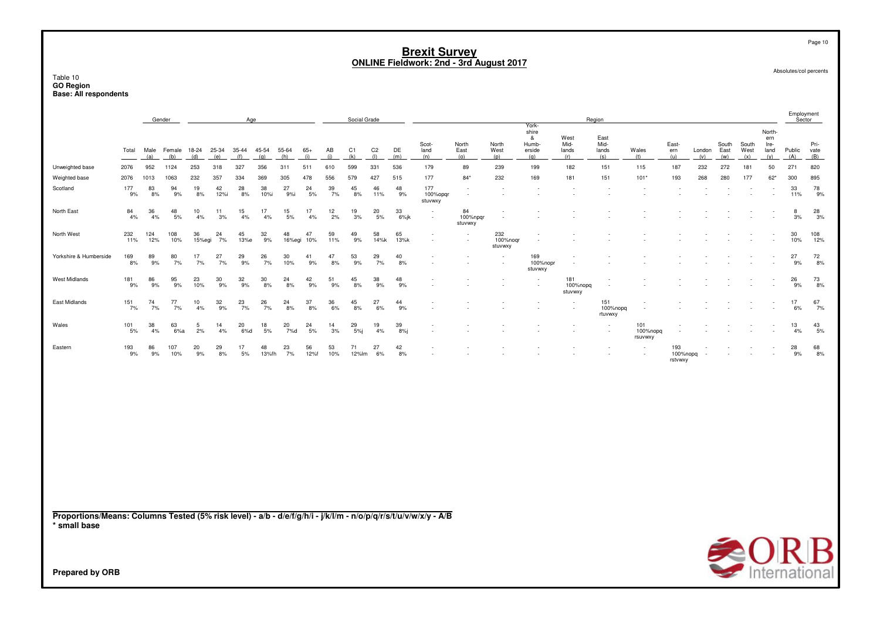# Brexit Survey
## ONLINE Fieldwork: 2nd - 3rd August 2017

Absolutes/col percents

Table 10
**GO Region**
**Base: All respondents**

| | Total | Gender | | Age | | | | | | Social Grade | | | | Region | | | | | | | | | | | | Employment Sector | |
|---|---|---|---|---|---|---|---|---|---|---|---|---|---|---|---|---|---|---|---|---|---|---|---|---|---|---|---|
| | Total | Male (a) | Female (b) | 18-24 (d) | 25-34 (e) | 35-44 (f) | 45-54 (g) | 55-64 (h) | 65+ (i) | AB (j) | C1 (k) | C2 (l) | DE (m) | Scot-land (n) | North East (o) | North West (p) | York-shire & Humb-erside (q) | West Mid-lands (r) | East Mid-lands (s) | Wales (t) | East-ern (u) | London (v) | South East (w) | South West (x) | North-ern Ire-land (y) | Public (A) | Pri-vate (B) |
| Unweighted base | 2076 | 952 | 1124 | 253 | 318 | 327 | 356 | 311 | 511 | 610 | 599 | 331 | 536 | 179 | 89 | 239 | 199 | 182 | 151 | 115 | 187 | 232 | 272 | 181 | 50 | 271 | 820 |
| Weighted base | 2076 | 1013 | 1063 | 232 | 357 | 334 | 369 | 305 | 478 | 556 | 579 | 427 | 515 | 177 | 84* | 232 | 169 | 181 | 151 | 101* | 193 | 268 | 280 | 177 | 62* | 300 | 895 |
| Scotland | 177 | 83 | 94 | 19 | 42 | 28 | 38 | 27 | 24 | 39 | 45 | 46 | 48 | 177 | - | - | - | - | - | - | - | - | - | - | - | 33 | 78 |
| | 9% | 8% | 9% | 8% | 12%i | 8% | 10%i | 9%i | 5% | 7% | 8% | 11% | 9% | 100%opqr stuvwxy | - | - | - | - | - | - | - | - | - | - | - | 11% | 9% |
| North East | 84 | 36 | 48 | 10 | 11 | 15 | 17 | 15 | 17 | 12 | 19 | 20 | 33 | - | 84 | - | - | - | - | - | - | - | - | - | - | 8 | 28 |
| | 4% | 4% | 5% | 4% | 3% | 4% | 4% | 5% | 4% | 2% | 3% | 5% | 6%jk | - | 100%npqr stuvwxy | - | - | - | - | - | - | - | - | - | - | 3% | 3% |
| North West | 232 | 124 | 108 | 36 | 24 | 45 | 32 | 48 | 47 | 59 | 49 | 58 | 65 | - | - | 232 | - | - | - | - | - | - | - | - | - | 30 | 108 |
| | 11% | 12% | 10% | 15%egi | 7% | 13%e | 9% | 16%egi | 10% | 11% | 9% | 14%k | 13%k | - | - | 100%noqr stuvwxy | - | - | - | - | - | - | - | - | - | 10% | 12% |
| Yorkshire & Humberside | 169 | 89 | 80 | 17 | 27 | 29 | 26 | 30 | 41 | 47 | 53 | 29 | 40 | - | - | - | 169 | - | - | - | - | - | - | - | - | 27 | 72 |
| | 8% | 9% | 7% | 7% | 7% | 9% | 7% | 10% | 9% | 8% | 9% | 7% | 8% | - | - | - | 100%nopr stuvwxy | - | - | - | - | - | - | - | - | 9% | 8% |
| West Midlands | 181 | 86 | 95 | 23 | 30 | 32 | 30 | 24 | 42 | 51 | 45 | 38 | 48 | - | - | - | - | 181 | - | - | - | - | - | - | - | 26 | 73 |
| | 9% | 9% | 9% | 10% | 9% | 9% | 8% | 8% | 9% | 9% | 8% | 9% | 9% | - | - | - | - | 100%nopq stuvwxy | - | - | - | - | - | - | - | 9% | 8% |
| East Midlands | 151 | 74 | 77 | 10 | 32 | 23 | 26 | 24 | 37 | 36 | 45 | 27 | 44 | - | - | - | - | - | 151 | - | - | - | - | - | - | 17 | 67 |
| | 7% | 7% | 7% | 4% | 9% | 7% | 7% | 8% | 8% | 6% | 8% | 6% | 9% | - | - | - | - | - | 100%nopq rtuvwxy | - | - | - | - | - | - | 6% | 7% |
| Wales | 101 | 38 | 63 | 5 | 14 | 20 | 18 | 20 | 24 | 14 | 29 | 19 | 39 | - | - | - | - | - | - | 101 | - | - | - | - | - | 13 | 43 |
| | 5% | 4% | 6%a | 2% | 4% | 6%d | 5% | 7%d | 5% | 3% | 5%j | 4% | 8%j | - | - | - | - | - | - | 100%nopq rsuvwxy | - | - | - | - | - | 4% | 5% |
| Eastern | 193 | 86 | 107 | 20 | 29 | 17 | 48 | 23 | 56 | 53 | 71 | 27 | 42 | - | - | - | - | - | - | - | 193 | - | - | - | - | 28 | 68 |
| | 9% | 9% | 10% | 9% | 8% | 5% | 13%fh | 7% | 12%f | 10% | 12%lm | 6% | 8% | - | - | - | - | - | - | - | 100%nopq rstvwxy | - | - | - | - | 9% | 8% |

**Proportions/Means: Columns Tested (5% risk level) - a/b - d/e/f/g/h/i - j/k/l/m - n/o/p/q/r/s/t/u/v/w/x/y - A/B**
**\* small base**

**Prepared by ORB**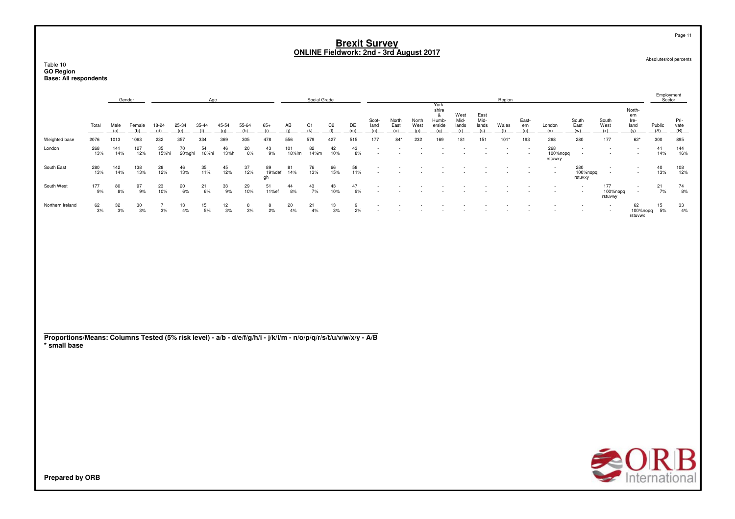# Brexit Survey
## ONLINE Fieldwork: 2nd - 3rd August 2017

Absolutes/col percents

Table 10
**GO Region**
**Base: All respondents**

| | Total | Gender | | Age | | | | | | Social Grade | | | | Region | | | | | | | | | | | | Employment Sector | |
|---|---|---|---|---|---|---|---|---|---|---|---|---|---|---|---|---|---|---|---|---|---|---|---|---|---|---|---|
| | | Male (a) | Female (b) | 18-24 (d) | 25-34 (e) | 35-44 (f) | 45-54 (g) | 55-64 (h) | 65+ (i) | AB (j) | C1 (k) | C2 (l) | DE (m) | Scotland (n) | North East (o) | North West (p) | Yorkshire & Humberside (q) | West Midlands (r) | East Midlands (s) | Wales (t) | Eastern (u) | London (v) | South East (w) | South West (x) | Northern Ireland (y) | Public (A) | Private (B) |
| Weighted base | 2076 | 1013 | 1063 | 232 | 357 | 334 | 369 | 305 | 478 | 556 | 579 | 427 | 515 | 177 | 84* | 232 | 169 | 181 | 151 | 101* | 193 | 268 | 280 | 177 | 62* | 300 | 895 |
| London | 268 | 141 | 127 | 35 | 70 | 54 | 46 | 20 | 43 | 101 | 82 | 42 | 43 | - | - | - | - | - | - | - | - | 268 | - | - | - | 41 | 144 |
| | 13% | 14% | 12% | 15%hi | 20%ghi | 16%hi | 13%h | 6% | 9% | 18%lm | 14%m | 10% | 8% | - | - | - | - | - | - | - | - | 100%nopq rstuwxy | - | - | - | 14% | 16% |
| South East | 280 | 142 | 138 | 28 | 46 | 35 | 45 | 37 | 89 | 81 | 76 | 66 | 58 | - | - | - | - | - | - | - | - | - | 280 | - | - | 40 | 108 |
| | 13% | 14% | 13% | 12% | 13% | 11% | 12% | 12% | 19%def gh | 14% | 13% | 15% | 11% | - | - | - | - | - | - | - | - | - | 100%nopq rstuvxy | - | - | 13% | 12% |
| South West | 177 | 80 | 97 | 23 | 20 | 21 | 33 | 29 | 51 | 44 | 43 | 43 | 47 | - | - | - | - | - | - | - | - | - | - | 177 | - | 21 | 74 |
| | 9% | 8% | 9% | 10% | 6% | 6% | 9% | 10% | 11%ef | 8% | 7% | 10% | 9% | - | - | - | - | - | - | - | - | - | - | 100%nopq rstuvwy | - | 7% | 8% |
| Northern Ireland | 62 | 32 | 30 | 7 | 13 | 15 | 12 | 8 | 8 | 20 | 21 | 13 | 9 | - | - | - | - | - | - | - | - | - | - | - | 62 | 15 | 33 |
| | 3% | 3% | 3% | 3% | 4% | 5%i | 3% | 3% | 2% | 4% | 4% | 3% | 2% | - | - | - | - | - | - | - | - | - | - | - | 100%nopq rstuvwx | 5% | 4% |

**Proportions/Means: Columns Tested (5% risk level) - a/b - d/e/f/g/h/i - j/k/l/m - n/o/p/q/r/s/t/u/v/w/x/y - A/B**
**\* small base**

**Prepared by ORB**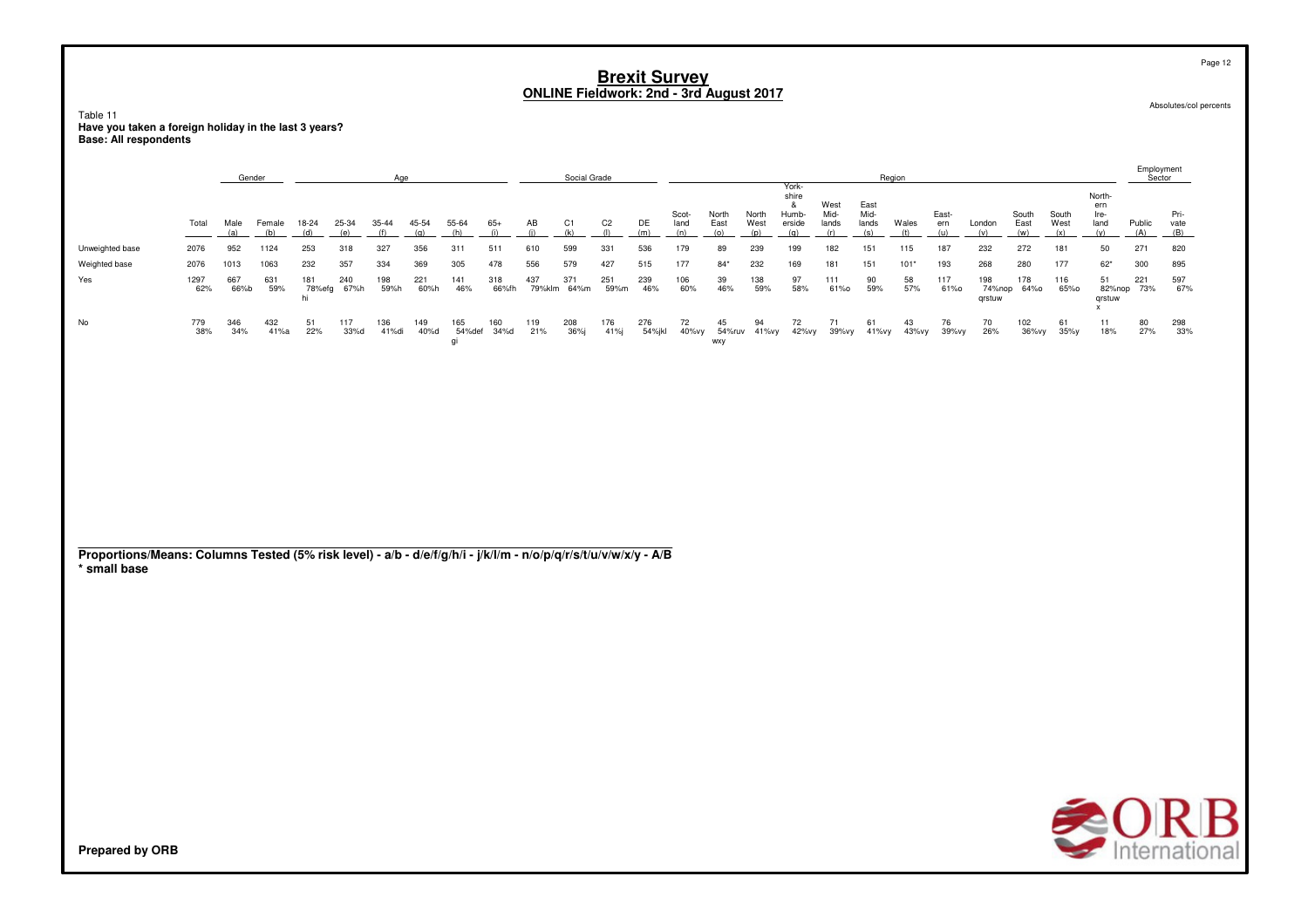# Brexit Survey
## ONLINE Fieldwork: 2nd - 3rd August 2017

Absolutes/col percents

Table 11
**Have you taken a foreign holiday in the last 3 years?**
**Base: All respondents**

| | | Gender | | Age | | | | | | Social Grade | | | | Region | | | | | | | | | | | | Employment Sector | |
|---|---|---|---|---|---|---|---|---|---|---|---|---|---|---|---|---|---|---|---|---|---|---|---|---|---|---|---|
| | Total | Male (a) | Female (b) | 18-24 (d) | 25-34 (e) | 35-44 (f) | 45-54 (g) | 55-64 (h) | 65+ (i) | AB (j) | C1 (k) | C2 (l) | DE (m) | Scotland (n) | North East (o) | North West (p) | Yorkshire & Humberside (q) | West Midlands (r) | East Midlands (s) | Wales (t) | Eastern (u) | London (v) | South East (w) | South West (x) | Northern Ireland (y) | Public (A) | Private (B) |
| Unweighted base | 2076 | 952 | 1124 | 253 | 318 | 327 | 356 | 311 | 511 | 610 | 599 | 331 | 536 | 179 | 89 | 239 | 199 | 182 | 151 | 115 | 187 | 232 | 272 | 181 | 50 | 271 | 820 |
| Weighted base | 2076 | 1013 | 1063 | 232 | 357 | 334 | 369 | 305 | 478 | 556 | 579 | 427 | 515 | 177 | 84* | 232 | 169 | 181 | 151 | 101* | 193 | 268 | 280 | 177 | 62* | 300 | 895 |
| Yes | 1297 62% | 667 66%b | 631 59% | 181 78%efghi | 240 67%h | 198 59%h | 221 60%h | 141 46% | 318 66%fh | 437 79%klm | 371 64%m | 251 59%m | 239 46% | 106 60% | 39 46% | 138 59% | 97 58% | 111 61%o | 90 59% | 58 57% | 117 61%o | 198 74%nopqrstuw | 178 64%o | 116 65%o | 51 82%nopqrstuwx | 221 73% | 597 67% |
| No | 779 38% | 346 34% | 432 41%a | 51 22% | 117 33%d | 136 41%di | 149 40%d | 165 54%defgi | 160 34%d | 119 21% | 208 36%j | 176 41%j | 276 54%jkl | 72 40%vy | 45 54%ruvwxy | 94 41%vy | 72 42%vy | 71 39%vy | 61 41%vy | 43 43%vy | 76 39%vy | 70 26% | 102 36%vy | 61 35%y | 11 18% | 80 27% | 298 33% |

**Proportions/Means: Columns Tested (5% risk level) - a/b - d/e/f/g/h/i - j/k/l/m - n/o/p/q/r/s/t/u/v/w/x/y - A/B**
**\* small base**

**Prepared by ORB**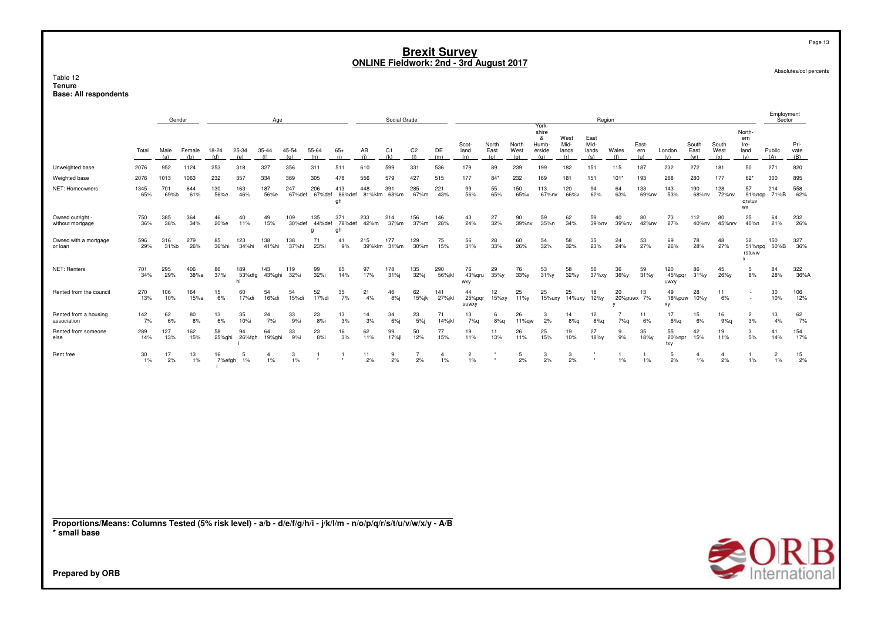# Brexit Survey
## ONLINE Fieldwork: 2nd - 3rd August 2017

Absolutes/col percents

Table 12
**Tenure**
**Base: All respondents**

| | Total | Gender: Male (a) | Gender: Female (b) | Age: 18-24 (d) | Age: 25-34 (e) | Age: 35-44 (f) | Age: 45-54 (g) | Age: 55-64 (h) | Age: 65+ (i) | Social Grade: AB (j) | Social Grade: C1 (k) | Social Grade: C2 (l) | Social Grade: DE (m) | Region: Scot-land (n) | Region: North East (o) | Region: North West (p) | Region: York-shire & Humb-erside (q) | Region: West Mid-lands (r) | Region: East Mid-lands (s) | Region: Wales (t) | Region: East-ern (u) | Region: London (v) | Region: South East (w) | Region: South West (x) | Region: North-ern Ire-land (y) | Employment Sector: Public (A) | Employment Sector: Pri-vate (B) |
|---|---|---|---|---|---|---|---|---|---|---|---|---|---|---|---|---|---|---|---|---|---|---|---|---|---|---|---|
| Unweighted base | 2076 | 952 | 1124 | 253 | 318 | 327 | 356 | 311 | 511 | 610 | 599 | 331 | 536 | 179 | 89 | 239 | 199 | 182 | 151 | 115 | 187 | 232 | 272 | 181 | 50 | 271 | 820 |
| Weighted base | 2076 | 1013 | 1063 | 232 | 357 | 334 | 369 | 305 | 478 | 556 | 579 | 427 | 515 | 177 | 84* | 232 | 169 | 181 | 151 | 101* | 193 | 268 | 280 | 177 | 62* | 300 | 895 |
| NET: Homeowners | 1345 65% | 701 69%b | 644 61% | 130 56%e | 163 46% | 187 56%e | 247 67%def | 206 67%def | 413 86%def gh | 448 81%klm | 391 68%m | 285 67%m | 221 43% | 99 56% | 55 65% | 150 65%v | 113 67%nv | 120 66%v | 94 62% | 64 63% | 133 69%nv | 143 53% | 190 68%nv | 128 72%nv | 57 91%nop qrstuv wx | 214 71%B | 558 62% |
| Owned outright - without mortgage | 750 36% | 385 38% | 364 34% | 46 20%e | 40 11% | 49 15% | 109 30%def | 135 44%def g | 371 78%def gh | 233 42%m | 214 37%m | 156 37%m | 146 28% | 43 24% | 27 32% | 90 39%nv | 59 35%n | 62 34% | 59 39%nv | 40 39%nv | 80 42%nv | 73 27% | 112 40%nv | 80 45%nrv | 25 40%n | 64 21% | 232 26% |
| Owned with a mortgage or loan | 596 29% | 316 31%b | 279 26% | 85 36%hi | 123 34%hi | 138 41%hi | 138 37%hi | 71 23%i | 41 9% | 215 39%klm | 177 31%m | 129 30%m | 75 15% | 56 31% | 28 33% | 60 26% | 54 32% | 58 32% | 35 23% | 24 24% | 53 27% | 69 26% | 78 28% | 48 27% | 32 51%npq rstuvw x | 150 50%B | 327 36% |
| NET: Renters | 701 34% | 295 29% | 406 38%a | 86 37%i | 189 53%dfg hi | 143 43%ghi | 119 32%i | 99 32%i | 65 14% | 97 17% | 178 31%j | 135 32%j | 290 56%jkl | 76 43%qru wxy | 29 35%y | 76 33%y | 53 31%y | 58 32%y | 56 37%xy | 36 36%y | 59 31%y | 120 45%pqr uwxy | 86 31%y | 45 26%y | 5 8% | 84 28% | 322 36%A |
| Rented from the council | 270 13% | 106 10% | 164 15%a | 15 6% | 60 17%di | 54 16%di | 54 15%di | 52 17%di | 35 7% | 21 4% | 46 8%j | 62 15%jk | 141 27%jkl | 44 25%pqr suwxy | 12 15%xy | 25 11%y | 25 15%uxy | 25 14%uxy | 18 12%y | 20 20%puwx y | 13 7% | 49 18%puw xy | 28 10%y | 11 6% | - - | 30 10% | 106 12% |
| Rented from a housing association | 142 7% | 62 6% | 80 8% | 13 6% | 35 10%i | 24 7%i | 33 9%i | 23 8%i | 13 3% | 14 3% | 34 6%j | 23 5%j | 71 14%jkl | 13 7%q | 6 8%q | 26 11%qw | 3 2% | 14 8%q | 12 8%q | 7 7%q | 11 6% | 17 6%q | 15 6% | 16 9%q | 2 3% | 13 4% | 62 7% |
| Rented from someone else | 289 14% | 127 13% | 162 15% | 58 25%ghi | 94 26%fgh i | 64 19%ghi | 33 9%i | 23 8%i | 16 3% | 62 11% | 99 17%jl | 50 12% | 77 15% | 19 11% | 11 13% | 26 11% | 25 15% | 19 10% | 27 18%y | 9 9% | 35 18%y | 55 20%npr txy | 42 15% | 19 11% | 3 5% | 41 14% | 154 17% |
| Rent free | 30 1% | 17 2% | 13 1% | 16 7%efgh i | 5 1% | 4 1% | 3 1% | 1 * | 1 * | 11 2% | 9 2% | 7 2% | 4 1% | 2 1% | * * | 5 2% | 3 2% | 3 2% | * * | 1 1% | 1 1% | 5 2% | 4 1% | 4 2% | 1 1% | 2 1% | 15 2% |

**Proportions/Means: Columns Tested (5% risk level) - a/b - d/e/f/g/h/i - j/k/l/m - n/o/p/q/r/s/t/u/v/w/x/y - A/B**
**\* small base**

**Prepared by ORB**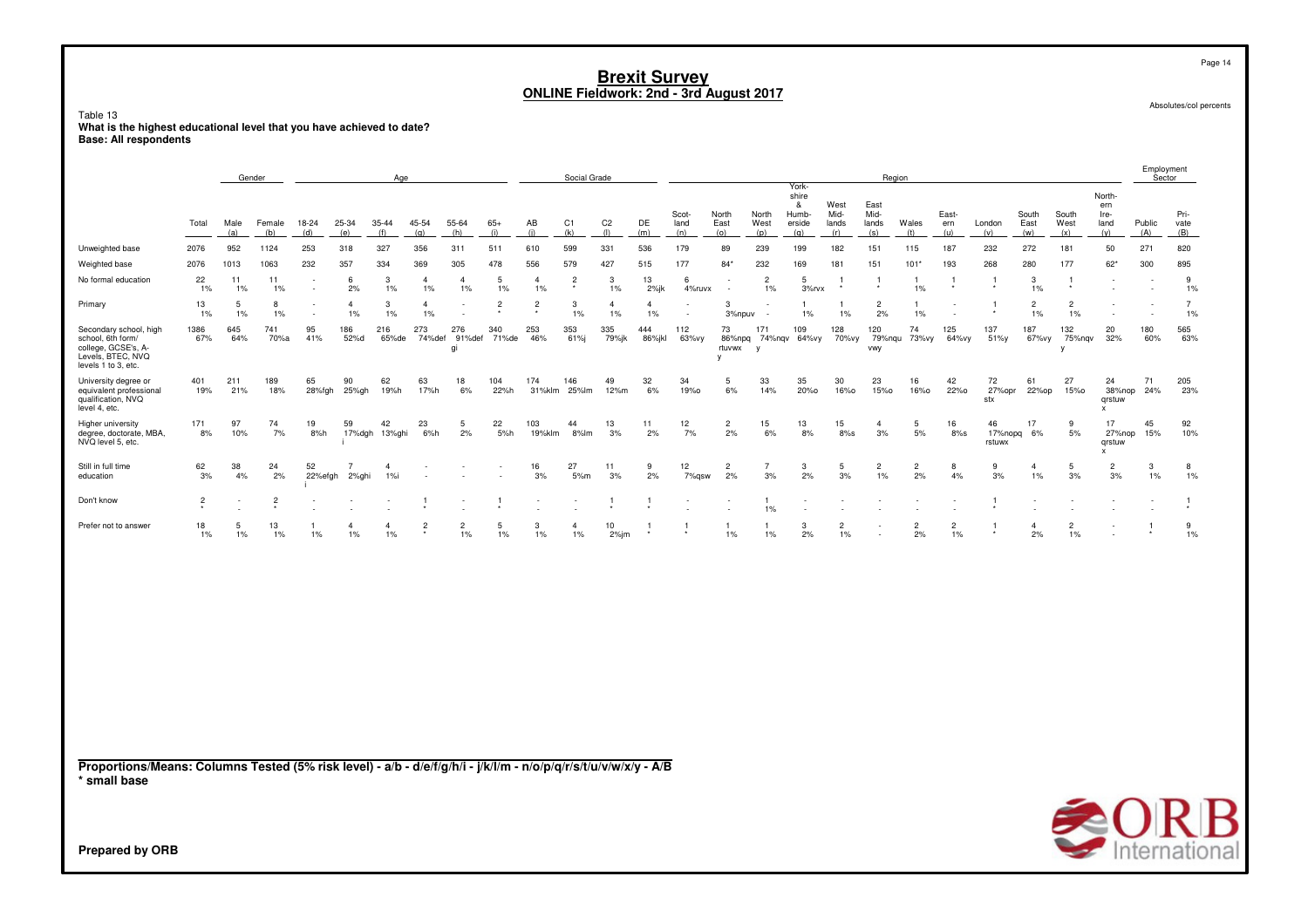# Brexit Survey
## ONLINE Fieldwork: 2nd - 3rd August 2017

Absolutes/col percents

Table 13
**What is the highest educational level that you have achieved to date?**
**Base: All respondents**

| | Total | Gender | | Age | | | | | | Social Grade | | | | Region | | | | | | | | | | | | Employment Sector | |
|---|---|---|---|---|---|---|---|---|---|---|---|---|---|---|---|---|---|---|---|---|---|---|---|---|---|---|---|
| | Total | Male (a) | Female (b) | 18-24 (d) | 25-34 (e) | 35-44 (f) | 45-54 (g) | 55-64 (h) | 65+ (i) | AB (j) | C1 (k) | C2 (l) | DE (m) | Scot-land (n) | North East (o) | North West (p) | York-shire & Humb-erside (q) | West Mid-lands (r) | East Mid-lands (s) | Wales (t) | East-ern (u) | London (v) | South East (w) | South West (x) | North-ern Ire-land (y) | Public (A) | Pri-vate (B) |
| Unweighted base | 2076 | 952 | 1124 | 253 | 318 | 327 | 356 | 311 | 511 | 610 | 599 | 331 | 536 | 179 | 89 | 239 | 199 | 182 | 151 | 115 | 187 | 232 | 272 | 181 | 50 | 271 | 820 |
| Weighted base | 2076 | 1013 | 1063 | 232 | 357 | 334 | 369 | 305 | 478 | 556 | 579 | 427 | 515 | 177 | 84* | 232 | 169 | 181 | 151 | 101* | 193 | 268 | 280 | 177 | 62* | 300 | 895 |
| No formal education | 22<br>1% | 11<br>1% | 11<br>1% | -<br>- | 6<br>2% | 3<br>1% | 4<br>1% | 4<br>1% | 5<br>1% | 4<br>1% | 2<br>* | 3<br>1% | 13<br>2%jk | 6<br>4%ruvx | -<br>- | 2<br>1% | 5<br>3%rvx | 1<br>* | 1<br>* | 1<br>1% | 1<br>* | 1<br>* | 3<br>1% | 1<br>* | -<br>- | -<br>- | 9<br>1% |
| Primary | 13<br>1% | 5<br>1% | 8<br>1% | -<br>- | 4<br>1% | 3<br>1% | 4<br>1% | -<br>- | 2<br>* | 2<br>* | 3<br>1% | 4<br>1% | 4<br>1% | -<br>- | 3<br>3%npuv | -<br>- | 1<br>1% | 1<br>1% | 2<br>2% | 1<br>1% | -<br>- | 1<br>* | 2<br>1% | 2<br>1% | -<br>- | -<br>- | 7<br>1% |
| Secondary school, high school, 6th form/ college, GCSE's, A-Levels, BTEC, NVQ levels 1 to 3, etc. | 1386<br>67% | 645<br>64% | 741<br>70%a | 95<br>41% | 186<br>52%d | 216<br>65%de | 273<br>74%def | 276<br>91%def gi | 340<br>71%de | 253<br>46% | 353<br>61%j | 335<br>79%jk | 444<br>86%jkl | 112<br>63%vy | 73<br>86%npq rtuvwx y | 171<br>74%nqv y | 109<br>64%vy | 128<br>70%vy | 120<br>79%nqu vwy | 74<br>73%vy | 125<br>64%vy | 137<br>51%y | 187<br>67%vy | 132<br>75%nqv y | 20<br>32% | 180<br>60% | 565<br>63% |
| University degree or equivalent professional qualification, NVQ level 4, etc. | 401<br>19% | 211<br>21% | 189<br>18% | 65<br>28%fgh | 90<br>25%gh | 62<br>19%h | 63<br>17%h | 18<br>6% | 104<br>22%h | 174<br>31%klm | 146<br>25%lm | 49<br>12%m | 32<br>6% | 34<br>19%o | 5<br>6% | 33<br>14% | 35<br>20%o | 30<br>16%o | 23<br>15%o | 16<br>16%o | 42<br>22%o | 72<br>27%opr stx | 61<br>22%op | 27<br>15%o | 24<br>38%nop qrstuw x | 71<br>24% | 205<br>23% |
| Higher university degree, doctorate, MBA, NVQ level 5, etc. | 171<br>8% | 97<br>10% | 74<br>7% | 19<br>8%h | 59<br>17%dgh i | 42<br>13%ghi | 23<br>6%h | 5<br>2% | 22<br>5%h | 103<br>19%klm | 44<br>8%lm | 13<br>3% | 11<br>2% | 12<br>7% | 2<br>2% | 15<br>6% | 13<br>8% | 15<br>8%s | 4<br>3% | 5<br>5% | 16<br>8%s | 46<br>17%nopq rstuwx | 17<br>6% | 9<br>5% | 17<br>27%nop qrstuw x | 45<br>15% | 92<br>10% |
| Still in full time education | 62<br>3% | 38<br>4% | 24<br>2% | 52<br>22%efgh i | 7<br>2%ghi | 4<br>1%i | -<br>- | -<br>- | -<br>- | 16<br>3% | 27<br>5%m | 11<br>3% | 9<br>2% | 12<br>7%qsw | 2<br>2% | 7<br>3% | 3<br>2% | 5<br>3% | 2<br>1% | 2<br>2% | 8<br>4% | 9<br>3% | 4<br>1% | 5<br>3% | 2<br>3% | 3<br>1% | 8<br>1% |
| Don't know | 2<br>* | -<br>- | 2<br>* | -<br>- | -<br>- | -<br>- | 1<br>* | -<br>- | 1<br>* | -<br>- | -<br>- | 1<br>* | 1<br>* | -<br>- | -<br>- | 1<br>1% | -<br>- | -<br>- | -<br>- | -<br>- | -<br>- | 1<br>* | -<br>- | -<br>- | -<br>- | -<br>- | 1<br>* |
| Prefer not to answer | 18<br>1% | 5<br>1% | 13<br>1% | 1<br>1% | 4<br>1% | 4<br>1% | 2<br>* | 2<br>1% | 5<br>1% | 3<br>1% | 4<br>1% | 10<br>2%jm | 1<br>* | 1<br>* | 1<br>1% | 1<br>1% | 3<br>2% | 2<br>1% | -<br>- | 2<br>2% | 2<br>1% | 1<br>* | 4<br>2% | 2<br>1% | -<br>- | 1<br>* | 9<br>1% |

**Proportions/Means: Columns Tested (5% risk level) - a/b - d/e/f/g/h/i - j/k/l/m - n/o/p/q/r/s/t/u/v/w/x/y - A/B**
**\* small base**

**Prepared by ORB**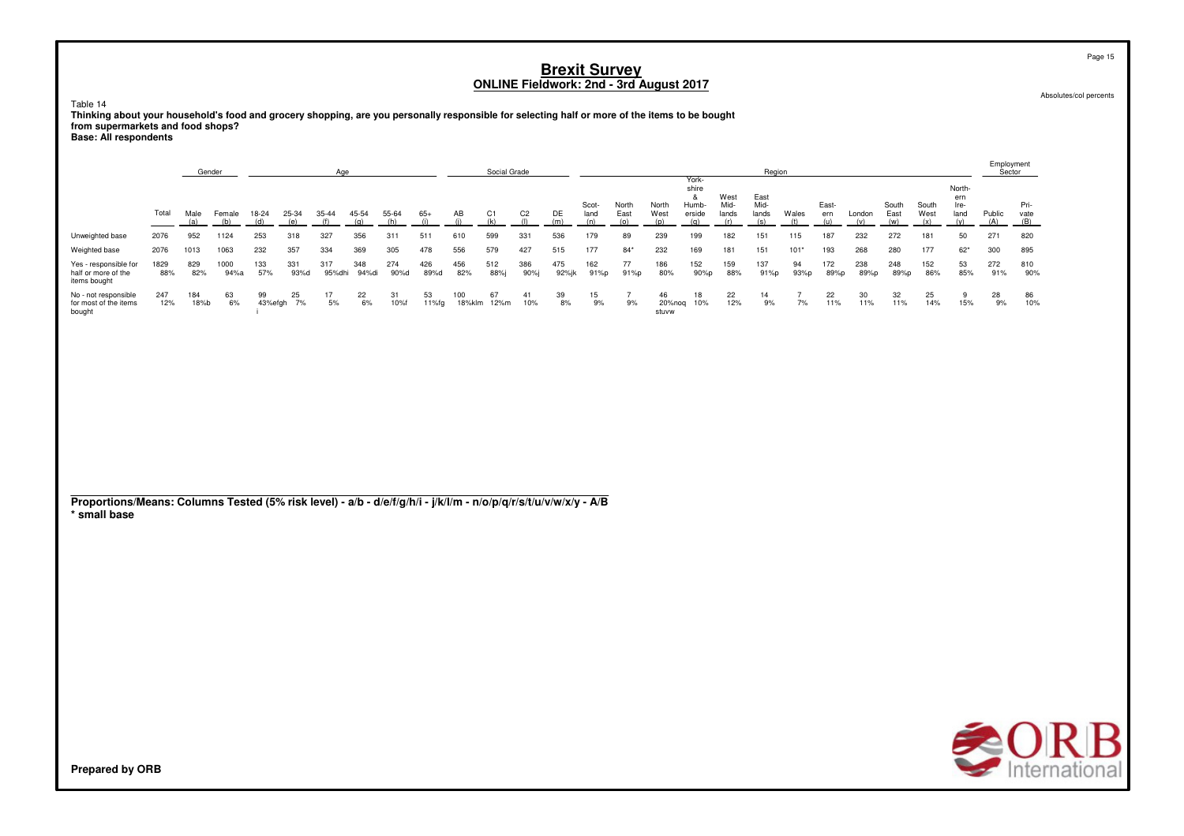# Brexit Survey
## ONLINE Fieldwork: 2nd - 3rd August 2017

Absolutes/col percents

Table 14

**Thinking about your household's food and grocery shopping, are you personally responsible for selecting half or more of the items to be bought from supermarkets and food shops?**

**Base: All respondents**

| | | Gender | | Age | | | | | | Social Grade | | | | Region | | | | | | | | | | | | Employment Sector | |
|---|---|---|---|---|---|---|---|---|---|---|---|---|---|---|---|---|---|---|---|---|---|---|---|---|---|---|---|
| | Total | Male (a) | Female (b) | 18-24 (d) | 25-34 (e) | 35-44 (f) | 45-54 (g) | 55-64 (h) | 65+ (i) | AB (j) | C1 (k) | C2 (l) | DE (m) | Scot-land (n) | North East (o) | North West (p) | York-shire & Humb-erside (q) | West Mid-lands (r) | East Mid-lands (s) | Wales (t) | East-ern (u) | London (v) | South East (w) | South West (x) | North-ern Ire-land (y) | Public (A) | Pri-vate (B) |
| Unweighted base | 2076 | 952 | 1124 | 253 | 318 | 327 | 356 | 311 | 511 | 610 | 599 | 331 | 536 | 179 | 89 | 239 | 199 | 182 | 151 | 115 | 187 | 232 | 272 | 181 | 50 | 271 | 820 |
| Weighted base | 2076 | 1013 | 1063 | 232 | 357 | 334 | 369 | 305 | 478 | 556 | 579 | 427 | 515 | 177 | 84* | 232 | 169 | 181 | 151 | 101* | 193 | 268 | 280 | 177 | 62* | 300 | 895 |
| Yes - responsible for half or more of the items bought | 1829<br>88% | 829<br>82% | 1000<br>94%a | 133<br>57% | 331<br>93%d | 317<br>95%dhi | 348<br>94%di | 274<br>90%d | 426<br>89%d | 456<br>82% | 512<br>88%j | 386<br>90%j | 475<br>92%jk | 162<br>91%p | 77<br>91%p | 186<br>80% | 152<br>90%p | 159<br>88% | 137<br>91%p | 94<br>93%p | 172<br>89%p | 238<br>89%p | 248<br>89%p | 152<br>86% | 53<br>85% | 272<br>91% | 810<br>90% |
| No - not responsible for most of the items bought | 247<br>12% | 184<br>18%b | 63<br>6% | 99<br>43%efgh i | 25<br>7% | 17<br>5% | 22<br>6% | 31<br>10%f | 53<br>11%fg | 100<br>18%klm | 67<br>12%m | 41<br>10% | 39<br>8% | 15<br>9% | 7<br>9% | 46<br>20%noq stuvw | 18<br>10% | 22<br>12% | 14<br>9% | 7<br>7% | 22<br>11% | 30<br>11% | 32<br>11% | 25<br>14% | 9<br>15% | 28<br>9% | 86<br>10% |

**Proportions/Means: Columns Tested (5% risk level) - a/b - d/e/f/g/h/i - j/k/l/m - n/o/p/q/r/s/t/u/v/w/x/y - A/B**
**\* small base**

**Prepared by ORB**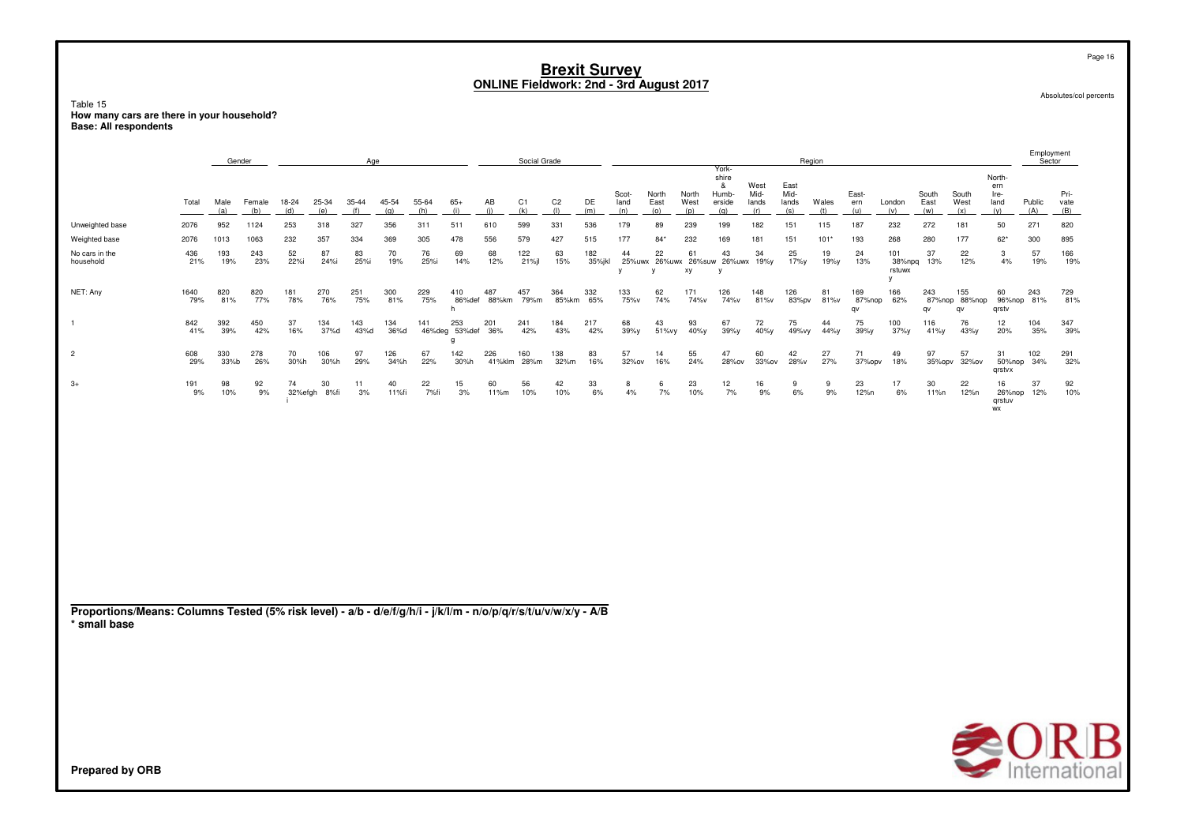# Brexit Survey
## ONLINE Fieldwork: 2nd - 3rd August 2017

Absolutes/col percents

Table 15
**How many cars are there in your household?**
**Base: All respondents**

| | Total | Gender | | Age | | | | | | Social Grade | | | | Region | | | | | | | | | | | | Employment Sector | |
|---|---|---|---|---|---|---|---|---|---|---|---|---|---|---|---|---|---|---|---|---|---|---|---|---|---|---|---|
| | | Male (a) | Female (b) | 18-24 (d) | 25-34 (e) | 35-44 (f) | 45-54 (g) | 55-64 (h) | 65+ (i) | AB (j) | C1 (k) | C2 (l) | DE (m) | Scot-land (n) | North East (o) | North West (p) | York-shire & Humb-erside (q) | West Mid-lands (r) | East Mid-lands (s) | Wales (t) | East-ern (u) | London (v) | South East (w) | South West (x) | North-ern Ire-land (y) | Public (A) | Pri-vate (B) |
| Unweighted base | 2076 | 952 | 1124 | 253 | 318 | 327 | 356 | 311 | 511 | 610 | 599 | 331 | 536 | 179 | 89 | 239 | 199 | 182 | 151 | 115 | 187 | 232 | 272 | 181 | 50 | 271 | 820 |
| Weighted base | 2076 | 1013 | 1063 | 232 | 357 | 334 | 369 | 305 | 478 | 556 | 579 | 427 | 515 | 177 | 84* | 232 | 169 | 181 | 151 | 101* | 193 | 268 | 280 | 177 | 62* | 300 | 895 |
| No cars in the household | 436<br>21% | 193<br>19% | 243<br>23% | 52<br>22%i | 87<br>24%i | 83<br>25%i | 70<br>19% | 76<br>25%i | 69<br>14% | 68<br>12% | 122<br>21%jl | 63<br>15% | 182<br>35%jkl | 44<br>25%uwx y | 22<br>26%uwx y | 61<br>26%suw xy | 43<br>26%uwx y | 34<br>19%y | 25<br>17%y | 19<br>19%y | 24<br>13% | 101<br>38%npq rstuwx y | 37<br>13% | 22<br>12% | 3<br>4% | 57<br>19% | 166<br>19% |
| NET: Any | 1640<br>79% | 820<br>81% | 820<br>77% | 181<br>78% | 270<br>76% | 251<br>75% | 300<br>81% | 229<br>75% | 410<br>86%def h | 487<br>88%km | 457<br>79%m | 364<br>85%km | 332<br>65% | 133<br>75%v | 62<br>74% | 171<br>74%v | 126<br>74%v | 148<br>81%v | 126<br>83%pv | 81<br>81%v | 169<br>87%nop qv | 166<br>62% | 243<br>87%nop qv | 155<br>88%nop qv | 60<br>96%nop qrstv | 243<br>81% | 729<br>81% |
| 1 | 842<br>41% | 392<br>39% | 450<br>42% | 37<br>16% | 134<br>37%d | 143<br>43%d | 134<br>36%d | 141<br>46%deg | 253<br>53%def g | 201<br>36% | 241<br>42% | 184<br>43% | 217<br>42% | 68<br>39%y | 43<br>51%vy | 93<br>40%y | 67<br>39%y | 72<br>40%y | 75<br>49%vy | 44<br>44%y | 75<br>39%y | 100<br>37%y | 116<br>41%y | 76<br>43%y | 12<br>20% | 104<br>35% | 347<br>39% |
| 2 | 608<br>29% | 330<br>33%b | 278<br>26% | 70<br>30%h | 106<br>30%h | 97<br>29% | 126<br>34%h | 67<br>22% | 142<br>30%h | 226<br>41%klm | 160<br>28%m | 138<br>32%m | 83<br>16% | 57<br>32%ov | 14<br>16% | 55<br>24% | 47<br>28%ov | 60<br>33%ov | 42<br>28%v | 27<br>27% | 71<br>37%opv | 49<br>18% | 97<br>35%opv | 57<br>32%ov | 31<br>50%nop qrstvx | 102<br>34% | 291<br>32% |
| 3+ | 191<br>9% | 98<br>10% | 92<br>9% | 74<br>32%efgh i | 30<br>8%fi | 11<br>3% | 40<br>11%fi | 22<br>7%fi | 15<br>3% | 60<br>11%m | 56<br>10% | 42<br>10% | 33<br>6% | 8<br>4% | 6<br>7% | 23<br>10% | 12<br>7% | 16<br>9% | 9<br>6% | 9<br>9% | 23<br>12%n | 17<br>6% | 30<br>11%n | 22<br>12%n | 16<br>26%nop qrstuv wx | 37<br>12% | 92<br>10% |

**Proportions/Means: Columns Tested (5% risk level) - a/b - d/e/f/g/h/i - j/k/l/m - n/o/p/q/r/s/t/u/v/w/x/y - A/B**
**\* small base**

**Prepared by ORB**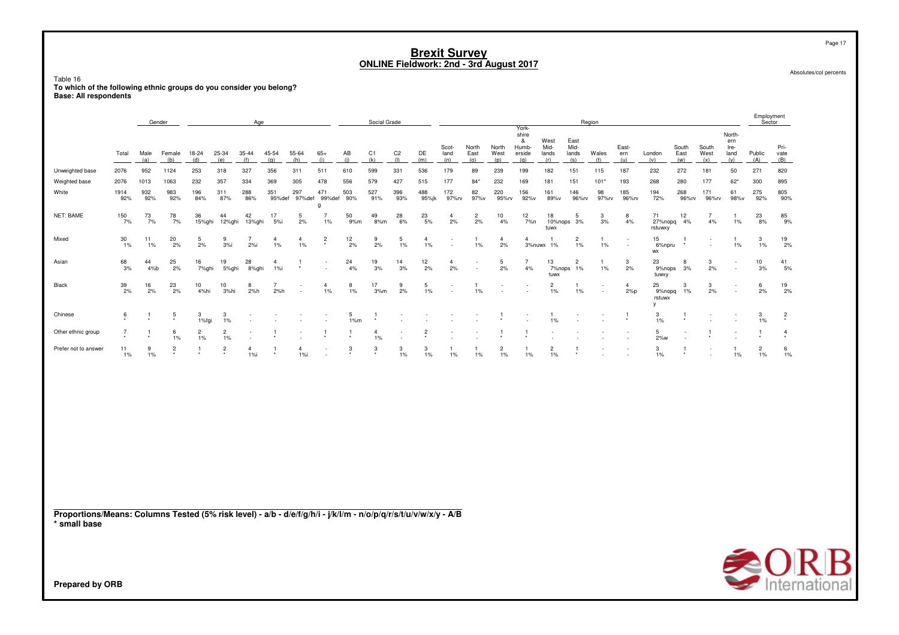# Brexit Survey
## ONLINE Fieldwork: 2nd - 3rd August 2017

Absolutes/col percents

Table 16
**To which of the following ethnic groups do you consider you belong?**
**Base: All respondents**

| | Total | Gender | | Age | | | | | | Social Grade | | | | Region | | | | | | | | | | | | Employment Sector | |
|---|---|---|---|---|---|---|---|---|---|---|---|---|---|---|---|---|---|---|---|---|---|---|---|---|---|---|---|
| | Total | Male (a) | Female (b) | 18-24 (d) | 25-34 (e) | 35-44 (f) | 45-54 (g) | 55-64 (h) | 65+ (i) | AB (j) | C1 (k) | C2 (l) | DE (m) | Scot-land (n) | North East (o) | North West (p) | York-shire & Humb-erside (q) | West Mid-lands (r) | East Mid-lands (s) | Wales (t) | East-ern (u) | London (v) | South East (w) | South West (x) | North-ern Ire-land (y) | Public (A) | Pri-vate (B) |
| Unweighted base | 2076 | 952 | 1124 | 253 | 318 | 327 | 356 | 311 | 511 | 610 | 599 | 331 | 536 | 179 | 89 | 239 | 199 | 182 | 151 | 115 | 187 | 232 | 272 | 181 | 50 | 271 | 820 |
| Weighted base | 2076 | 1013 | 1063 | 232 | 357 | 334 | 369 | 305 | 478 | 556 | 579 | 427 | 515 | 177 | 84* | 232 | 169 | 181 | 151 | 101* | 193 | 268 | 280 | 177 | 62* | 300 | 895 |
| White | 1914<br>92% | 932<br>92% | 983<br>92% | 196<br>84% | 311<br>87% | 288<br>86% | 351<br>95%def | 297<br>97%def | 471<br>99%defg | 503<br>90% | 527<br>91% | 396<br>93% | 488<br>95%jk | 172<br>97%rv | 82<br>97%v | 220<br>95%rv | 156<br>92%v | 161<br>89%v | 146<br>96%rv | 98<br>97%rv | 185<br>96%rv | 194<br>72% | 268<br>96%rv | 171<br>96%rv | 61<br>98%v | 275<br>92% | 805<br>90% |
| NET: BAME | 150<br>7% | 73<br>7% | 78<br>7% | 36<br>15%ghi | 44<br>12%ghi | 42<br>13%ghi | 17<br>5%i | 5<br>2% | 7<br>1% | 50<br>9%m | 49<br>8%m | 28<br>6% | 23<br>5% | 4<br>2% | 2<br>2% | 10<br>4% | 12<br>7%n | 18<br>10%nops tuwx | 5<br>3% | 3<br>3% | 8<br>4% | 71<br>27%nopq rstuwxy | 12<br>4% | 7<br>4% | 1<br>1% | 23<br>8% | 85<br>9% |
| Mixed | 30<br>1% | 11<br>1% | 20<br>2% | 5<br>2% | 9<br>3%i | 7<br>2%i | 4<br>1% | 4<br>1% | 2<br>* | 12<br>2% | 9<br>2% | 5<br>1% | 4<br>1% | -<br>- | 1<br>1% | 4<br>2% | 4<br>3%nuwx | 1<br>1% | 2<br>1% | 1<br>1% | -<br>- | 15<br>6%npru wx | 1<br>* | -<br>- | 1<br>1% | 3<br>1% | 19<br>2% |
| Asian | 68<br>3% | 44<br>4%b | 25<br>2% | 16<br>7%ghi | 19<br>5%ghi | 28<br>8%ghi | 4<br>1%i | 1<br>* | -<br>- | 24<br>4% | 19<br>3% | 14<br>3% | 12<br>2% | 4<br>2% | -<br>- | 5<br>2% | 7<br>4% | 13<br>7%nops tuwx | 2<br>1% | 1<br>1% | 3<br>2% | 23<br>9%nops tuwxy | 8<br>3% | 3<br>2% | -<br>- | 10<br>3% | 41<br>5% |
| Black | 39<br>2% | 16<br>2% | 23<br>2% | 10<br>4%hi | 10<br>3%hi | 8<br>2%h | 7<br>2%h | -<br>- | 4<br>1% | 8<br>1% | 17<br>3%m | 9<br>2% | 5<br>1% | -<br>- | 1<br>1% | -<br>- | -<br>- | 2<br>1% | 1<br>1% | -<br>- | 4<br>2%p | 25<br>9%nopq rstuwx y | 3<br>1% | 3<br>2% | -<br>- | 6<br>2% | 19<br>2% |
| Chinese | 6<br>* | 1<br>* | 5<br>* | 3<br>1%fgi | 3<br>1% | -<br>- | -<br>- | -<br>- | -<br>- | 5<br>1%m | 1<br>* | -<br>- | -<br>- | -<br>- | -<br>- | 1<br>* | -<br>- | 1<br>1% | -<br>- | -<br>- | 1<br>* | 3<br>1% | 1<br>* | -<br>- | -<br>- | 3<br>1% | 2<br>* |
| Other ethnic group | 7<br>* | 1<br>* | 6<br>1% | 2<br>1% | 2<br>1% | -<br>- | 1<br>* | -<br>- | 1<br>* | 1<br>* | 4<br>1% | -<br>- | 2<br>* | -<br>- | -<br>- | 1<br>* | 1<br>* | -<br>- | -<br>- | -<br>- | -<br>- | 5<br>2%w | -<br>- | 1<br>* | -<br>- | 1<br>* | 4<br>* |
| Prefer not to answer | 11<br>1% | 9<br>1% | 2<br>* | 1<br>* | 2<br>* | 4<br>1%i | 1<br>* | 4<br>1%i | -<br>- | 3<br>* | 3<br>* | 3<br>1% | 3<br>1% | 1<br>1% | 1<br>1% | 2<br>1% | 1<br>1% | 2<br>1% | 1<br>* | -<br>- | -<br>- | 3<br>1% | 1<br>* | -<br>- | 1<br>1% | 2<br>1% | 6<br>1% |

**Proportions/Means: Columns Tested (5% risk level) - a/b - d/e/f/g/h/i - j/k/l/m - n/o/p/q/r/s/t/u/v/w/x/y - A/B**
**\* small base**

**Prepared by ORB**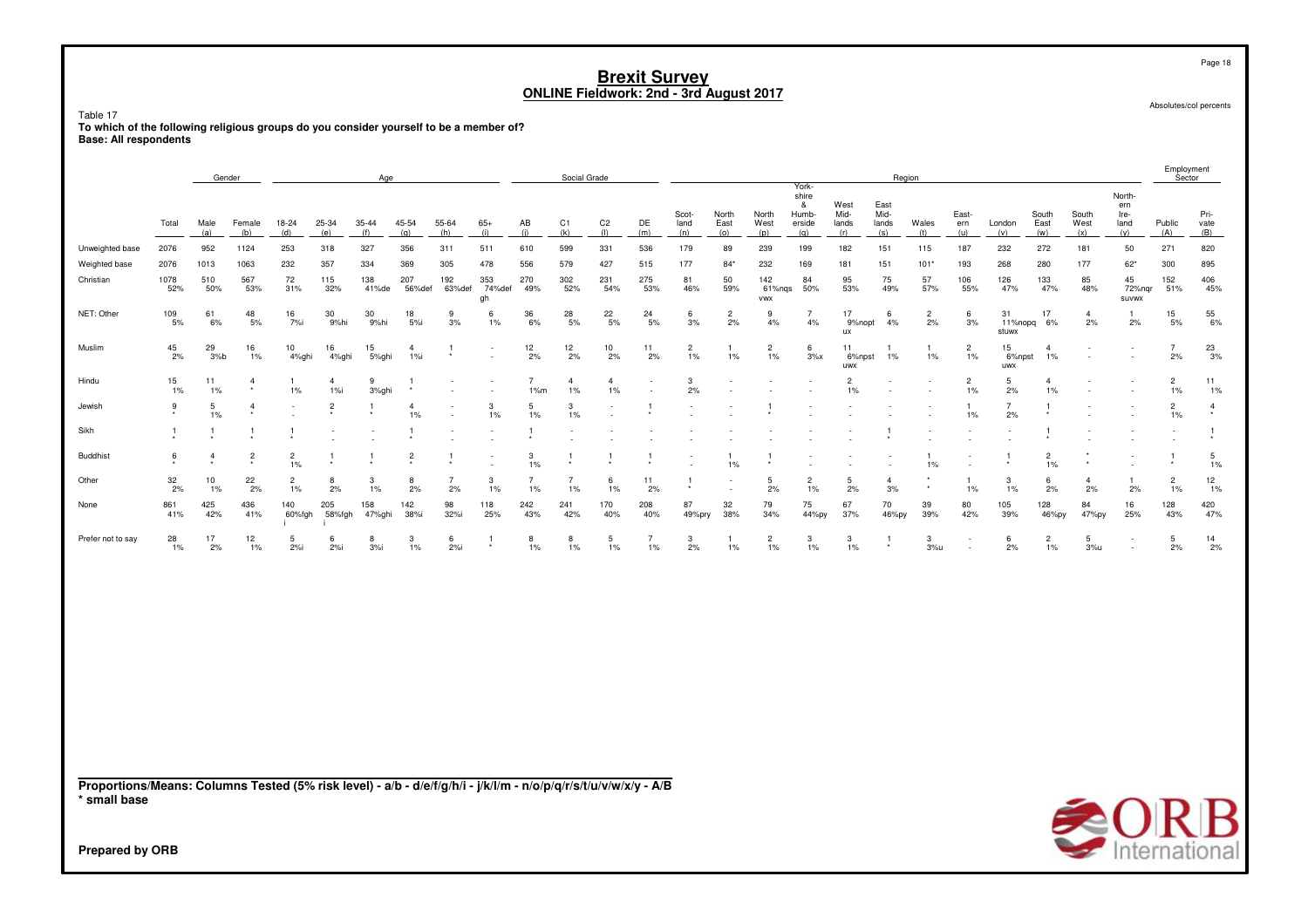# Brexit Survey
## ONLINE Fieldwork: 2nd - 3rd August 2017

Absolutes/col percents

Table 17
**To which of the following religious groups do you consider yourself to be a member of?**
**Base: All respondents**

| | Total | Gender | | Age | | | | | | Social Grade | | | | Region | | | | | | | | | | | | Employment Sector | |
|---|---|---|---|---|---|---|---|---|---|---|---|---|---|---|---|---|---|---|---|---|---|---|---|---|---|---|---|
| | | Male (a) | Female (b) | 18-24 (d) | 25-34 (e) | 35-44 (f) | 45-54 (g) | 55-64 (h) | 65+ (i) | AB (j) | C1 (k) | C2 (l) | DE (m) | Scot-land (n) | North East (o) | North West (p) | York-shire & Humb-erside (q) | West Mid-lands (r) | East Mid-lands (s) | Wales (t) | East-ern (u) | London (v) | South East (w) | South West (x) | North-ern Ire-land (y) | Public (A) | Pri-vate (B) |
| Unweighted base | 2076 | 952 | 1124 | 253 | 318 | 327 | 356 | 311 | 511 | 610 | 599 | 331 | 536 | 179 | 89 | 239 | 199 | 182 | 151 | 115 | 187 | 232 | 272 | 181 | 50 | 271 | 820 |
| Weighted base | 2076 | 1013 | 1063 | 232 | 357 | 334 | 369 | 305 | 478 | 556 | 579 | 427 | 515 | 177 | 84* | 232 | 169 | 181 | 151 | 101* | 193 | 268 | 280 | 177 | 62* | 300 | 895 |
| Christian | 1078<br>52% | 510<br>50% | 567<br>53% | 72<br>31% | 115<br>32% | 138<br>41%de | 207<br>56%def | 192<br>63%def | 353<br>74%def gh | 270<br>49% | 302<br>52% | 231<br>54% | 275<br>53% | 81<br>46% | 50<br>59% | 142<br>61%nqs vwx | 84<br>50% | 95<br>53% | 75<br>49% | 57<br>57% | 106<br>55% | 126<br>47% | 133<br>47% | 85<br>48% | 45<br>72%nqr suvwx | 152<br>51% | 406<br>45% |
| NET: Other | 109<br>5% | 61<br>6% | 48<br>5% | 16<br>7%i | 30<br>9%hi | 30<br>9%hi | 18<br>5%i | 9<br>3% | 6<br>1% | 36<br>6% | 28<br>5% | 22<br>5% | 24<br>5% | 6<br>3% | 2<br>2% | 9<br>4% | 7<br>4% | 17<br>9%nopt ux | 6<br>4% | 2<br>2% | 6<br>3% | 31<br>11%nopq stuwx | 17<br>6% | 4<br>2% | 1<br>2% | 15<br>5% | 55<br>6% |
| Muslim | 45<br>2% | 29<br>3%b | 16<br>1% | 10<br>4%ghi | 16<br>4%ghi | 15<br>5%ghi | 4<br>1%i | 1<br>* | -<br>- | 12<br>2% | 12<br>2% | 10<br>2% | 11<br>2% | 2<br>1% | 1<br>1% | 2<br>1% | 6<br>3%x | 11<br>6%npst uwx | 1<br>1% | 1<br>1% | 2<br>1% | 15<br>6%npst uwx | 4<br>1% | -<br>- | -<br>- | 7<br>2% | 23<br>3% |
| Hindu | 15<br>1% | 11<br>1% | 4<br>* | 1<br>1% | 4<br>1%i | 9<br>3%ghi | 1<br>* | -<br>- | -<br>- | 7<br>1%m | 4<br>1% | 4<br>1% | -<br>- | 3<br>2% | -<br>- | -<br>- | -<br>- | 2<br>1% | -<br>- | -<br>- | 2<br>1% | 5<br>2% | 4<br>1% | -<br>- | -<br>- | 2<br>1% | 11<br>1% |
| Jewish | 9<br>* | 5<br>1% | 4<br>* | -<br>- | 2<br>* | 1<br>* | 4<br>1% | -<br>- | 3<br>1% | 5<br>1% | 3<br>1% | -<br>- | 1<br>* | -<br>- | -<br>- | 1<br>* | -<br>- | -<br>- | -<br>- | -<br>- | 1<br>1% | 7<br>2% | 1<br>* | -<br>- | -<br>- | 2<br>1% | 4<br>* |
| Sikh | 1<br>* | 1<br>* | 1<br>* | 1<br>* | -<br>- | -<br>- | 1<br>* | -<br>- | -<br>- | 1<br>* | -<br>- | -<br>- | -<br>- | -<br>- | -<br>- | -<br>- | -<br>- | -<br>- | 1<br>* | -<br>- | -<br>- | -<br>- | 1<br>* | -<br>- | -<br>- | -<br>- | 1<br>* |
| Buddhist | 6<br>* | 4<br>* | 2<br>* | 2<br>1% | 1<br>* | 1<br>* | 2<br>* | 1<br>* | -<br>- | 3<br>1% | 1<br>* | 1<br>* | 1<br>* | -<br>- | 1<br>1% | 1<br>* | -<br>- | -<br>- | -<br>- | 1<br>1% | -<br>- | 1<br>* | 2<br>1% | *<br>* | -<br>- | 1<br>* | 5<br>1% |
| Other | 32<br>2% | 10<br>1% | 22<br>2% | 2<br>1% | 8<br>2% | 3<br>1% | 8<br>2% | 7<br>2% | 3<br>1% | 7<br>1% | 7<br>1% | 6<br>1% | 11<br>2% | 1<br>* | -<br>- | 5<br>2% | 2<br>1% | 5<br>2% | 4<br>3% | *<br>* | 1<br>1% | 3<br>1% | 6<br>2% | 4<br>2% | 1<br>2% | 2<br>1% | 12<br>1% |
| None | 861<br>41% | 425<br>42% | 436<br>41% | 140<br>60%fgh i | 205<br>58%fgh | 158<br>47%ghi | 142<br>38%i | 98<br>32%i | 118<br>25% | 242<br>43% | 241<br>42% | 170<br>40% | 208<br>40% | 87<br>49%pry | 32<br>38% | 79<br>34% | 75<br>44%py | 67<br>37% | 70<br>46%py | 39<br>39% | 80<br>42% | 105<br>39% | 128<br>46%py | 84<br>47%py | 16<br>25% | 128<br>43% | 420<br>47% |
| Prefer not to say | 28<br>1% | 17<br>2% | 12<br>1% | 5<br>2%i | 6<br>2%i | 8<br>3%i | 3<br>1% | 6<br>2%i | 1<br>* | 8<br>1% | 8<br>1% | 5<br>1% | 7<br>1% | 3<br>2% | 1<br>1% | 2<br>1% | 3<br>1% | 3<br>1% | 1<br>* | 3<br>3%u | -<br>- | 6<br>2% | 2<br>1% | 5<br>3%u | -<br>- | 5<br>2% | 14<br>2% |

**Proportions/Means: Columns Tested (5% risk level) - a/b - d/e/f/g/h/i - j/k/l/m - n/o/p/q/r/s/t/u/v/w/x/y - A/B**
**\* small base**

**Prepared by ORB**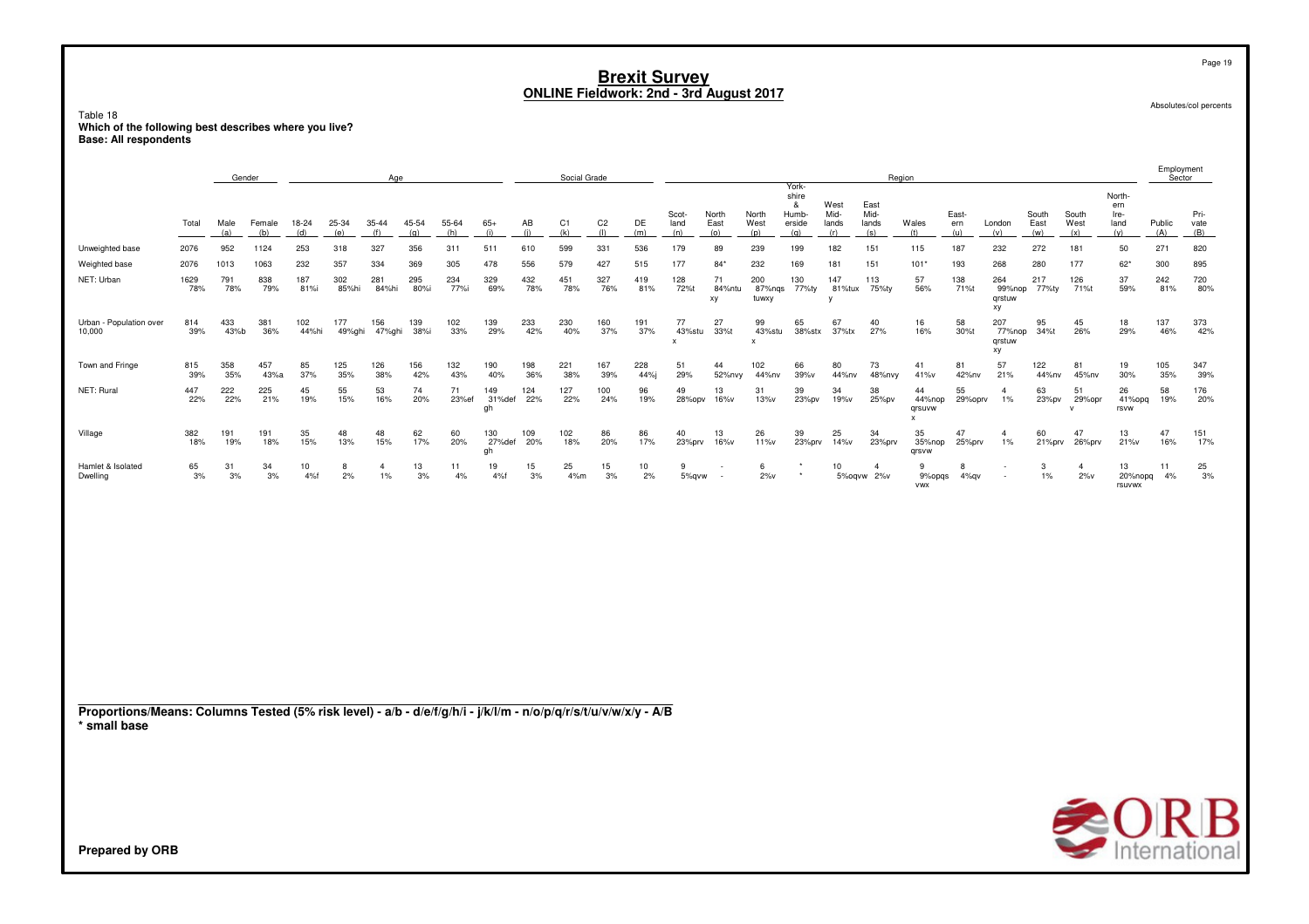# Brexit Survey
## ONLINE Fieldwork: 2nd - 3rd August 2017

Absolutes/col percents

Table 18
**Which of the following best describes where you live?**
**Base: All respondents**

| | Total | Gender | | Age | | | | | | Social Grade | | | | Region | | | | | | | | | | | | Employment Sector | |
|---|---|---|---|---|---|---|---|---|---|---|---|---|---|---|---|---|---|---|---|---|---|---|---|---|---|---|---|
| | Total | Male (a) | Female (b) | 18-24 (d) | 25-34 (e) | 35-44 (f) | 45-54 (g) | 55-64 (h) | 65+ (i) | AB (j) | C1 (k) | C2 (l) | DE (m) | Scot-land (n) | North East (o) | North West (p) | York-shire & Humb-erside (q) | West Mid-lands (r) | East Mid-lands (s) | Wales (t) | East-ern (u) | London (v) | South East (w) | South West (x) | North-ern Ire-land (y) | Public (A) | Pri-vate (B) |
| Unweighted base | 2076 | 952 | 1124 | 253 | 318 | 327 | 356 | 311 | 511 | 610 | 599 | 331 | 536 | 179 | 89 | 239 | 199 | 182 | 151 | 115 | 187 | 232 | 272 | 181 | 50 | 271 | 820 |
| Weighted base | 2076 | 1013 | 1063 | 232 | 357 | 334 | 369 | 305 | 478 | 556 | 579 | 427 | 515 | 177 | 84* | 232 | 169 | 181 | 151 | 101* | 193 | 268 | 280 | 177 | 62* | 300 | 895 |
| NET: Urban | 1629 78% | 791 78% | 838 79% | 187 81%i | 302 85%hi | 281 84%hi | 295 80%i | 234 77%i | 329 69% | 432 78% | 451 78% | 327 76% | 419 81% | 128 72%t | 71 84%ntu xy | 200 87%nqs tuwxy | 130 77%ty | 147 81%tux y | 113 75%ty | 57 56% | 138 71%t | 264 99%nop qrstuw xy | 217 77%ty | 126 71%t | 37 59% | 242 81% | 720 80% |
| Urban - Population over 10,000 | 814 39% | 433 43%b | 381 36% | 102 44%hi | 177 49%ghi | 156 47%ghi | 139 38%i | 102 33% | 139 29% | 233 42% | 230 40% | 160 37% | 191 37% | 77 43%stu x | 27 33%t | 99 43%stu x | 65 38%stx | 67 37%tx | 40 27% | 16 16% | 58 30%t | 207 77%nop qrstuw xy | 95 34%t | 45 26% | 18 29% | 137 46% | 373 42% |
| Town and Fringe | 815 39% | 358 35% | 457 43%a | 85 37% | 125 35% | 126 38% | 156 42% | 132 43% | 190 40% | 198 36% | 221 38% | 167 39% | 228 44%j | 51 29% | 44 52%nvy | 102 44%nv | 66 39%v | 80 44%nv | 73 48%nvy | 41 41%v | 81 42%nv | 57 21% | 122 44%nv | 81 45%nv | 19 30% | 105 35% | 347 39% |
| NET: Rural | 447 22% | 222 22% | 225 21% | 45 19% | 55 15% | 53 16% | 74 20% | 71 23%ef | 149 31%def gh | 124 22% | 127 22% | 100 24% | 96 19% | 49 28%opv | 13 16%v | 31 13%v | 39 23%pv | 34 19%v | 38 25%pv | 44 44%nop qrsuvw x | 55 29%oprv | 4 1% | 63 23%pv | 51 29%opr v | 26 41%opq rsvw | 58 19% | 176 20% |
| Village | 382 18% | 191 19% | 191 18% | 35 15% | 48 13% | 48 15% | 62 17% | 60 20% | 130 27%def gh | 109 20% | 102 18% | 86 20% | 86 17% | 40 23%prv | 13 16%v | 26 11%v | 39 23%prv | 25 14%v | 34 23%prv | 35 35%nop qrsvw | 47 25%prv | 4 1% | 60 21%prv | 47 26%prv | 13 21%v | 47 16% | 151 17% |
| Hamlet & Isolated Dwelling | 65 3% | 31 3% | 34 3% | 10 4%f | 8 2% | 4 1% | 13 3% | 11 4% | 19 4%f | 15 3% | 25 4%m | 15 3% | 10 2% | 9 5%qvw | - - | 6 2%v | * * | 10 5%oqvw | 4 2%v | 9 9%opqs vwx | 8 4%qv | - - | 3 1% | 4 2%v | 13 20%nopq rsuvwx | 11 4% | 25 3% |

**Proportions/Means: Columns Tested (5% risk level) - a/b - d/e/f/g/h/i - j/k/l/m - n/o/p/q/r/s/t/u/v/w/x/y - A/B**
**\* small base**

**Prepared by ORB**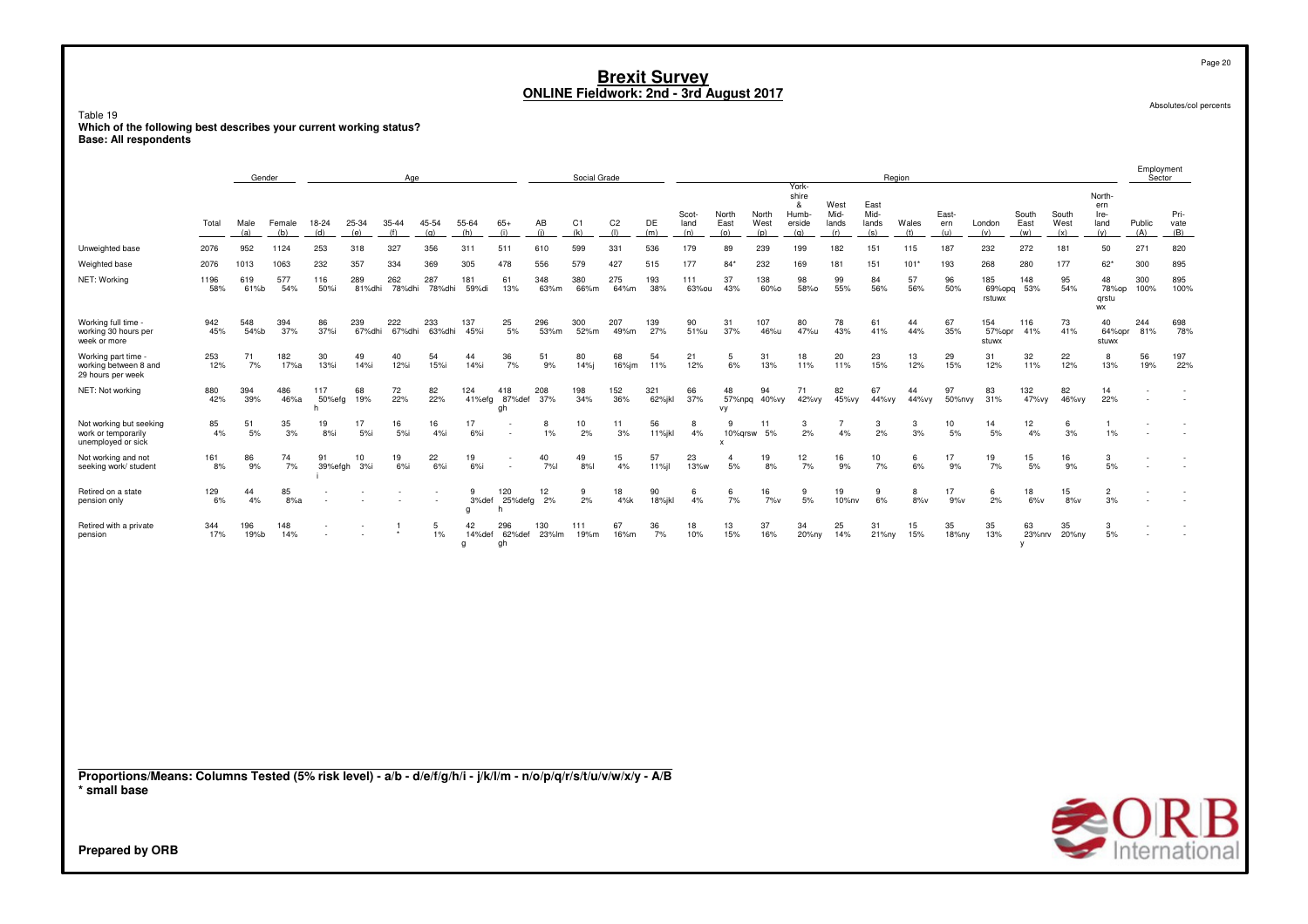# Brexit Survey
## ONLINE Fieldwork: 2nd - 3rd August 2017

Absolutes/col percents

Table 19
**Which of the following best describes your current working status?**
**Base: All respondents**

| | | Gender | | Age | | | | | | Social Grade | | | | Region | | | | | | | | | | | | Employment Sector | |
|---|---|---|---|---|---|---|---|---|---|---|---|---|---|---|---|---|---|---|---|---|---|---|---|---|---|---|---|
| | Total | Male (a) | Female (b) | 18-24 (d) | 25-34 (e) | 35-44 (f) | 45-54 (g) | 55-64 (h) | 65+ (i) | AB (j) | C1 (k) | C2 (l) | DE (m) | Scot-land (n) | North East (o) | North West (p) | York-shire & Humb-erside (q) | West Mid-lands (r) | East Mid-lands (s) | Wales (t) | East-ern (u) | London (v) | South East (w) | South West (x) | North-ern Ire-land (y) | Public (A) | Pri-vate (B) |
| Unweighted base | 2076 | 952 | 1124 | 253 | 318 | 327 | 356 | 311 | 511 | 610 | 599 | 331 | 536 | 179 | 89 | 239 | 199 | 182 | 151 | 115 | 187 | 232 | 272 | 181 | 50 | 271 | 820 |
| Weighted base | 2076 | 1013 | 1063 | 232 | 357 | 334 | 369 | 305 | 478 | 556 | 579 | 427 | 515 | 177 | 84* | 232 | 169 | 181 | 151 | 101* | 193 | 268 | 280 | 177 | 62* | 300 | 895 |
| NET: Working | 1196<br>58% | 619<br>61%b | 577<br>54% | 116<br>50%i | 289<br>81%dhi | 262<br>78%dhi | 287<br>78%dhi | 181<br>59%di | 61<br>13% | 348<br>63%m | 380<br>66%m | 275<br>64%m | 193<br>38% | 111<br>63%ou | 37<br>43% | 138<br>60%o | 98<br>58%o | 99<br>55% | 84<br>56% | 57<br>56% | 96<br>50% | 185<br>69%opq rstuwx | 148<br>53% | 95<br>54% | 48<br>78%op qrstu wx | 300<br>100% | 895<br>100% |
| Working full time - working 30 hours per week or more | 942<br>45% | 548<br>54%b | 394<br>37% | 86<br>37%i | 239<br>67%dhi | 222<br>67%dhi | 233<br>63%dhi | 137<br>45%i | 25<br>5% | 296<br>53%m | 300<br>52%m | 207<br>49%m | 139<br>27% | 90<br>51%u | 31<br>37% | 107<br>46%u | 80<br>47%u | 78<br>43% | 61<br>41% | 44<br>44% | 67<br>35% | 154<br>57%opr stuwx | 116<br>41% | 73<br>41% | 40<br>64%opr stuwx | 244<br>81% | 698<br>78% |
| Working part time - working between 8 and 29 hours per week | 253<br>12% | 71<br>7% | 182<br>17%a | 30<br>13%i | 49<br>14%i | 40<br>12%i | 54<br>15%i | 44<br>14%i | 36<br>7% | 51<br>9% | 80<br>14%j | 68<br>16%jm | 54<br>11% | 21<br>12% | 5<br>6% | 31<br>13% | 18<br>11% | 20<br>11% | 23<br>15% | 13<br>12% | 29<br>15% | 31<br>12% | 32<br>11% | 22<br>12% | 8<br>13% | 56<br>19% | 197<br>22% |
| NET: Not working | 880<br>42% | 394<br>39% | 486<br>46%a | 117<br>50%efg h | 68<br>19% | 72<br>22% | 82<br>22% | 124<br>41%efg | 418<br>87%def gh | 208<br>37% | 198<br>34% | 152<br>36% | 321<br>62%jkl | 66<br>37% | 48<br>57%npq vy | 94<br>40%vy | 71<br>42%vy | 82<br>45%vy | 67<br>44%vy | 44<br>44%vy | 97<br>50%nvy | 83<br>31% | 132<br>47%vy | 82<br>46%vy | 14<br>22% | - | - |
| Not working but seeking work or temporarily unemployed or sick | 85<br>4% | 51<br>5% | 35<br>3% | 19<br>8%i | 17<br>5%i | 16<br>5%i | 16<br>4%i | 17<br>6%i | - | 8<br>1% | 10<br>2% | 11<br>3% | 56<br>11%jkl | 8<br>4% | 9<br>10%qrsw x | 11<br>5% | 3<br>2% | 7<br>4% | 3<br>2% | 3<br>3% | 10<br>5% | 14<br>5% | 12<br>4% | 6<br>3% | 1<br>1% | - | - |
| Not working and not seeking work/ student | 161<br>8% | 86<br>9% | 74<br>7% | 91<br>39%efgh i | 10<br>3%i | 19<br>6%i | 22<br>6%i | 19<br>6%i | - | 40<br>7%l | 49<br>8%l | 15<br>4% | 57<br>11%jl | 23<br>13%w | 4<br>5% | 19<br>8% | 12<br>7% | 16<br>9% | 10<br>7% | 6<br>6% | 17<br>9% | 19<br>7% | 15<br>5% | 16<br>9% | 3<br>5% | - | - |
| Retired on a state pension only | 129<br>6% | 44<br>4% | 85<br>8%a | - | - | - | - | 9<br>3%def g | 120<br>25%defg h | 12<br>2% | 9<br>2% | 18<br>4%k | 90<br>18%jkl | 6<br>4% | 6<br>7% | 16<br>7%v | 9<br>5% | 19<br>10%nv | 9<br>6% | 8<br>8%v | 17<br>9%v | 6<br>2% | 18<br>6%v | 15<br>8%v | 2<br>3% | - | - |
| Retired with a private pension | 344<br>17% | 196<br>19%b | 148<br>14% | - | - | 1<br>* | 5<br>1% | 42<br>14%def g | 296<br>62%def gh | 130<br>23%lm | 111<br>19%m | 67<br>16%m | 36<br>7% | 18<br>10% | 13<br>15% | 37<br>16% | 34<br>20%ny | 25<br>14% | 31<br>21%ny | 15<br>15% | 35<br>18%ny | 35<br>13% | 63<br>23%nrv y | 35<br>20%ny | 3<br>5% | - | - |

**Proportions/Means: Columns Tested (5% risk level) - a/b - d/e/f/g/h/i - j/k/l/m - n/o/p/q/r/s/t/u/v/w/x/y - A/B**
**\* small base**

**Prepared by ORB**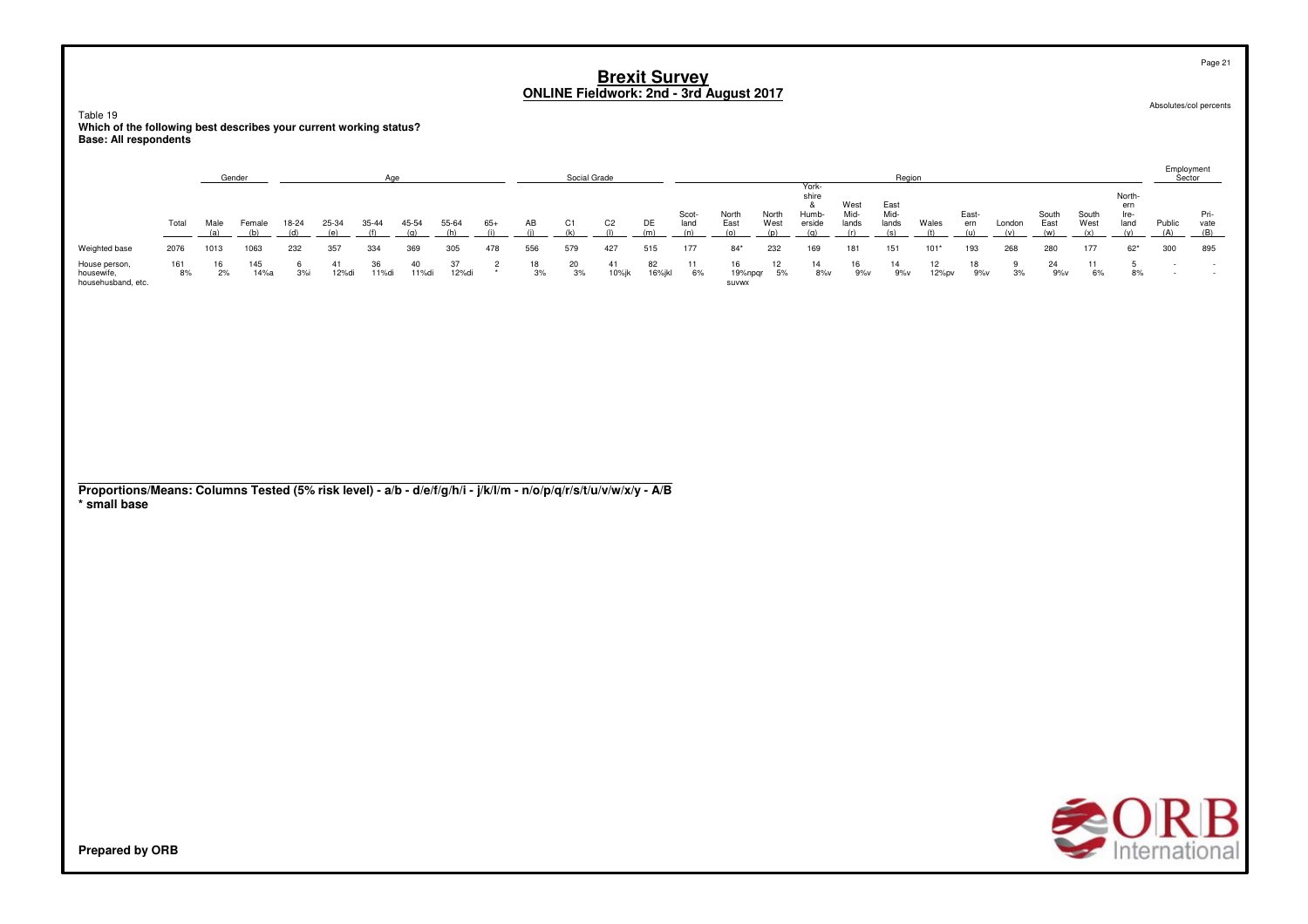# Brexit Survey

## ONLINE Fieldwork: 2nd - 3rd August 2017

Absolutes/col percents

Table 19
**Which of the following best describes your current working status?**
**Base: All respondents**

| | | Gender | | Age | | | | | | Social Grade | | | | Region | | | | | | | | | | | | | Employment Sector | |
|---|---|---|---|---|---|---|---|---|---|---|---|---|---|---|---|---|---|---|---|---|---|---|---|---|---|---|---|---|
| | Total | Male (a) | Female (b) | 18-24 (d) | 25-34 (e) | 35-44 (f) | 45-54 (g) | 55-64 (h) | 65+ (i) | AB (j) | C1 (k) | C2 (l) | DE (m) | Scot-land (n) | North East (o) | North West (p) | York-shire & Humb-erside (q) | West Mid-lands (r) | East Mid-lands (s) | Wales (t) | East-ern (u) | London (v) | South East (w) | South West (x) | North-ern Ire-land (y) | Public (A) | Pri-vate (B) |
| Weighted base | 2076 | 1013 | 1063 | 232 | 357 | 334 | 369 | 305 | 478 | 556 | 579 | 427 | 515 | 177 | 84* | 232 | 169 | 181 | 151 | 101* | 193 | 268 | 280 | 177 | 62* | 300 | 895 |
| House person, housewife, househusband, etc. | 161 | 16 | 145 | 6 | 41 | 36 | 40 | 37 | 2 | 18 | 20 | 41 | 82 | 11 | 16 | 12 | 14 | 16 | 14 | 12 | 18 | 9 | 24 | 11 | 5 | - | - |
| | 8% | 2% | 14%a | 3%i | 12%di | 11%di | 11%di | 12%di | * | 3% | 3% | 10%jk | 16%jkl | 6% | 19%npqr suvwx | 5% | 8%v | 9%v | 9%v | 12%pv | 9%v | 3% | 9%v | 6% | 8% | - | - |

**Proportions/Means: Columns Tested (5% risk level) - a/b - d/e/f/g/h/i - j/k/l/m - n/o/p/q/r/s/t/u/v/w/x/y - A/B**
**\* small base**

**Prepared by ORB**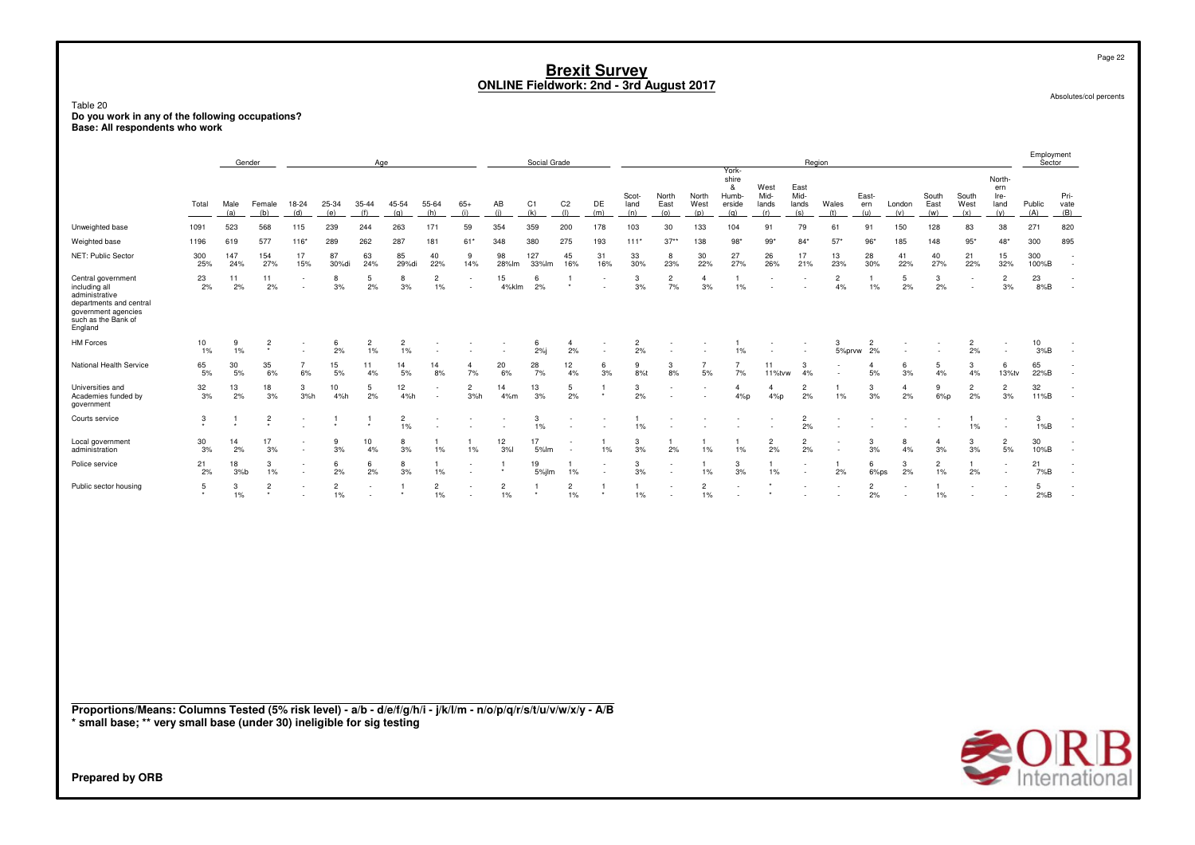# Brexit Survey
## ONLINE Fieldwork: 2nd - 3rd August 2017

Absolutes/col percents

Table 20
**Do you work in any of the following occupations?**
**Base: All respondents who work**

| | Total | Gender | | Age | | | | | | Social Grade | | | | Region | | | | | | | | | | | | Employment Sector | |
|---|---|---|---|---|---|---|---|---|---|---|---|---|---|---|---|---|---|---|---|---|---|---|---|---|---|---|---|
| | | Male (a) | Female (b) | 18-24 (d) | 25-34 (e) | 35-44 (f) | 45-54 (g) | 55-64 (h) | 65+ (i) | AB (j) | C1 (k) | C2 (l) | DE (m) | Scotland (n) | North East (o) | North West (p) | Yorkshire & Humberside (q) | West Midlands (r) | East Midlands (s) | Wales (t) | Eastern (u) | London (v) | South East (w) | South West (x) | Northern Ireland (y) | Public (A) | Private (B) |
| Unweighted base | 1091 | 523 | 568 | 115 | 239 | 244 | 263 | 171 | 59 | 354 | 359 | 200 | 178 | 103 | 30 | 133 | 104 | 91 | 79 | 61 | 91 | 150 | 128 | 83 | 38 | 271 | 820 |
| Weighted base | 1196 | 619 | 577 | 116* | 289 | 262 | 287 | 181 | 61* | 348 | 380 | 275 | 193 | 111* | 37** | 138 | 98* | 99* | 84* | 57* | 96* | 185 | 148 | 95* | 48* | 300 | 895 |
| NET: Public Sector | 300<br>25% | 147<br>24% | 154<br>27% | 17<br>15% | 87<br>30%di | 63<br>24% | 85<br>29%di | 40<br>22% | 9<br>14% | 98<br>28%lm | 127<br>33%lm | 45<br>16% | 31<br>16% | 33<br>30% | 8<br>23% | 30<br>22% | 27<br>27% | 26<br>26% | 17<br>21% | 13<br>23% | 28<br>30% | 41<br>22% | 40<br>27% | 21<br>22% | 15<br>32% | 300<br>100%B | -<br>- |
| Central government including all administrative departments and central government agencies such as the Bank of England | 23<br>2% | 11<br>2% | 11<br>2% | -<br>- | 8<br>3% | 5<br>2% | 8<br>3% | 2<br>1% | -<br>- | 15<br>4%klm | 6<br>2% | 1<br>* | -<br>- | 3<br>3% | 2<br>7% | 4<br>3% | 1<br>1% | -<br>- | -<br>- | 2<br>4% | 1<br>1% | 5<br>2% | 3<br>2% | -<br>- | 2<br>3% | 23<br>8%B | -<br>- |
| HM Forces | 10<br>1% | 9<br>1% | 2<br>* | -<br>- | 6<br>2% | 2<br>1% | 2<br>1% | -<br>- | -<br>- | -<br>- | 6<br>2%j | 4<br>2% | -<br>- | 2<br>2% | -<br>- | -<br>- | 1<br>1% | -<br>- | -<br>- | 3<br>5%prvw | 2<br>2% | -<br>- | -<br>- | 2<br>2% | -<br>- | 10<br>3%B | -<br>- |
| National Health Service | 65<br>5% | 30<br>5% | 35<br>6% | 7<br>6% | 15<br>5% | 11<br>4% | 14<br>5% | 14<br>8% | 4<br>7% | 20<br>6% | 28<br>7% | 12<br>4% | 6<br>3% | 9<br>8%t | 3<br>8% | 7<br>5% | 7<br>7% | 11<br>11%tvw | 3<br>4% | -<br>- | 4<br>5% | 6<br>3% | 5<br>4% | 3<br>4% | 6<br>13%tv | 65<br>22%B | -<br>- |
| Universities and Academies funded by government | 32<br>3% | 13<br>2% | 18<br>3% | 3<br>3%h | 10<br>4%h | 5<br>2% | 12<br>4%h | -<br>- | 2<br>3%h | 14<br>4%m | 13<br>3% | 5<br>2% | 1<br>* | 3<br>2% | -<br>- | -<br>- | 4<br>4%p | 4<br>4%p | 2<br>2% | 1<br>1% | 3<br>3% | 4<br>2% | 9<br>6%p | 2<br>2% | 2<br>3% | 32<br>11%B | -<br>- |
| Courts service | 3<br>* | 1<br>* | 2<br>* | -<br>- | 1<br>* | 1<br>* | 2<br>1% | -<br>- | -<br>- | -<br>- | 3<br>1% | -<br>- | -<br>- | 1<br>1% | -<br>- | -<br>- | -<br>- | -<br>- | 2<br>2% | -<br>- | -<br>- | -<br>- | -<br>- | 1<br>1% | -<br>- | 3<br>1%B | -<br>- |
| Local government administration | 30<br>3% | 14<br>2% | 17<br>3% | -<br>- | 9<br>3% | 10<br>4% | 8<br>3% | 1<br>1% | 1<br>1% | 12<br>3%l | 17<br>5%lm | -<br>- | 1<br>1% | 3<br>3% | 1<br>2% | 1<br>1% | 1<br>1% | 2<br>2% | 2<br>2% | -<br>- | 3<br>3% | 8<br>4% | 4<br>3% | 3<br>3% | 2<br>5% | 30<br>10%B | -<br>- |
| Police service | 21<br>2% | 18<br>3%b | 3<br>1% | -<br>- | 6<br>2% | 6<br>2% | 8<br>3% | 1<br>1% | -<br>- | 1<br>* | 19<br>5%jlm | 1<br>1% | -<br>- | 3<br>3% | -<br>- | 1<br>1% | 3<br>3% | 1<br>1% | -<br>- | 1<br>2% | 6<br>6%ps | 3<br>2% | 2<br>1% | 1<br>2% | -<br>- | 21<br>7%B | -<br>- |
| Public sector housing | 5<br>* | 3<br>1% | 2<br>* | -<br>- | 2<br>1% | -<br>- | 1<br>* | 2<br>1% | -<br>- | 2<br>1% | 1<br>* | 2<br>1% | 1<br>* | 1<br>1% | -<br>- | 2<br>1% | -<br>- | *<br>* | -<br>- | -<br>- | 2<br>2% | -<br>- | 1<br>1% | -<br>- | -<br>- | 5<br>2%B | -<br>- |

**Proportions/Means: Columns Tested (5% risk level) - a/b - d/e/f/g/h/i - j/k/l/m - n/o/p/q/r/s/t/u/v/w/x/y - A/B**
**\* small base; \*\* very small base (under 30) ineligible for sig testing**

**Prepared by ORB**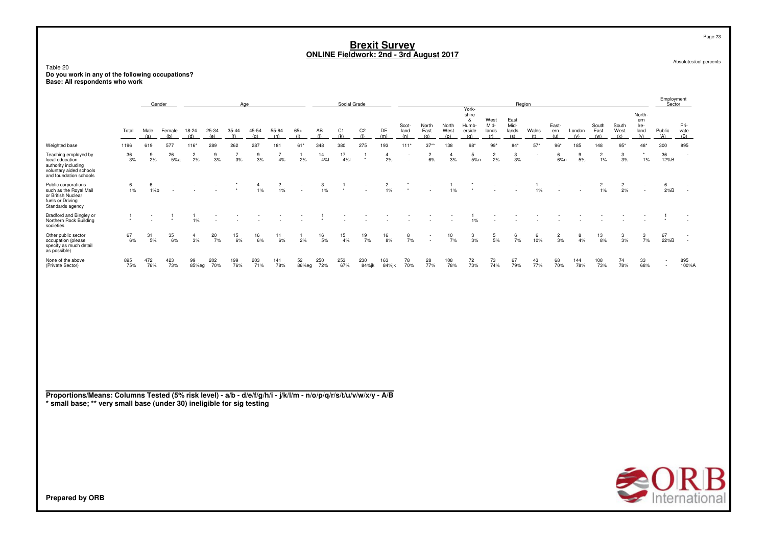# Brexit Survey

## ONLINE Fieldwork: 2nd - 3rd August 2017

Absolutes/col percents

Table 20
**Do you work in any of the following occupations?**
**Base: All respondents who work**

| | Total | Gender | | Age | | | | | | Social Grade | | | | Region | | | | | | | | | | | | Employment Sector | |
|---|---|---|---|---|---|---|---|---|---|---|---|---|---|---|---|---|---|---|---|---|---|---|---|---|---|---|---|
| | Total | Male (a) | Female (b) | 18-24 (d) | 25-34 (e) | 35-44 (f) | 45-54 (g) | 55-64 (h) | 65+ (i) | AB (j) | C1 (k) | C2 (l) | DE (m) | Scotland (n) | North East (o) | North West (p) | Yorkshire & Humberside (q) | West Midlands (r) | East Midlands (s) | Wales (t) | Eastern (u) | London (v) | South East (w) | South West (x) | Northern Ireland (y) | Public (A) | Private (B) |
| Weighted base | 1196 | 619 | 577 | 116* | 289 | 262 | 287 | 181 | 61* | 348 | 380 | 275 | 193 | 111* | 37** | 138 | 98* | 99* | 84* | 57* | 96* | 185 | 148 | 95* | 48* | 300 | 895 |
| Teaching employed by local education authority including voluntary aided schools and foundation schools | 36 | 9 | 26 | 2 | 9 | 7 | 9 | 7 | 1 | 14 | 17 | 1 | 4 | - | 2 | 4 | 5 | 2 | 3 | - | 6 | 9 | 2 | 3 | * | 36 | - |
| | 3% | 2% | 5%a | 2% | 3% | 3% | 3% | 4% | 2% | 4%l | 4%l | * | 2% | - | 6% | 3% | 5%n | 2% | 3% | - | 6%n | 5% | 1% | 3% | 1% | 12%B | - |
| Public corporations such as the Royal Mail or British Nuclear fuels or Driving Standards agency | 6 | 6 | - | - | - | * | 4 | 2 | - | 3 | 1 | - | 2 | * | - | 1 | * | - | - | 1 | - | - | 2 | 2 | - | 6 | - |
| | 1% | 1%b | - | - | - | * | 1% | 1% | - | 1% | * | - | 1% | * | - | 1% | * | - | - | 1% | - | - | 1% | 2% | - | 2%B | - |
| Bradford and Bingley or Northern Rock Building societies | 1 | - | 1 | 1 | - | - | - | - | - | 1 | - | - | - | - | - | - | 1 | - | - | - | - | - | - | - | - | 1 | - |
| | * | - | * | 1% | - | - | - | - | - | * | - | - | - | - | - | - | 1% | - | - | - | - | - | - | - | - | * | - |
| Other public sector occupation (please specify as much detail as possible) | 67 | 31 | 35 | 4 | 20 | 15 | 16 | 11 | 1 | 16 | 15 | 19 | 16 | 8 | - | 10 | 3 | 5 | 6 | 6 | 2 | 8 | 13 | 3 | 3 | 67 | - |
| | 6% | 5% | 6% | 3% | 7% | 6% | 6% | 6% | 2% | 5% | 4% | 7% | 8% | 7% | - | 7% | 3% | 5% | 7% | 10% | 3% | 4% | 8% | 3% | 7% | 22%B | - |
| None of the above (Private Sector) | 895 | 472 | 423 | 99 | 202 | 199 | 203 | 141 | 52 | 250 | 253 | 230 | 163 | 78 | 28 | 108 | 72 | 73 | 67 | 43 | 68 | 144 | 108 | 74 | 33 | - | 895 |
| | 75% | 76% | 73% | 85%eg | 70% | 76% | 71% | 78% | 86%eg | 72% | 67% | 84%jk | 84%jk | 70% | 77% | 78% | 73% | 74% | 79% | 77% | 70% | 78% | 73% | 78% | 68% | - | 100%A |

**Proportions/Means: Columns Tested (5% risk level) - a/b - d/e/f/g/h/i - j/k/l/m - n/o/p/q/r/s/t/u/v/w/x/y - A/B**
**\* small base; \*\* very small base (under 30) ineligible for sig testing**

**Prepared by ORB**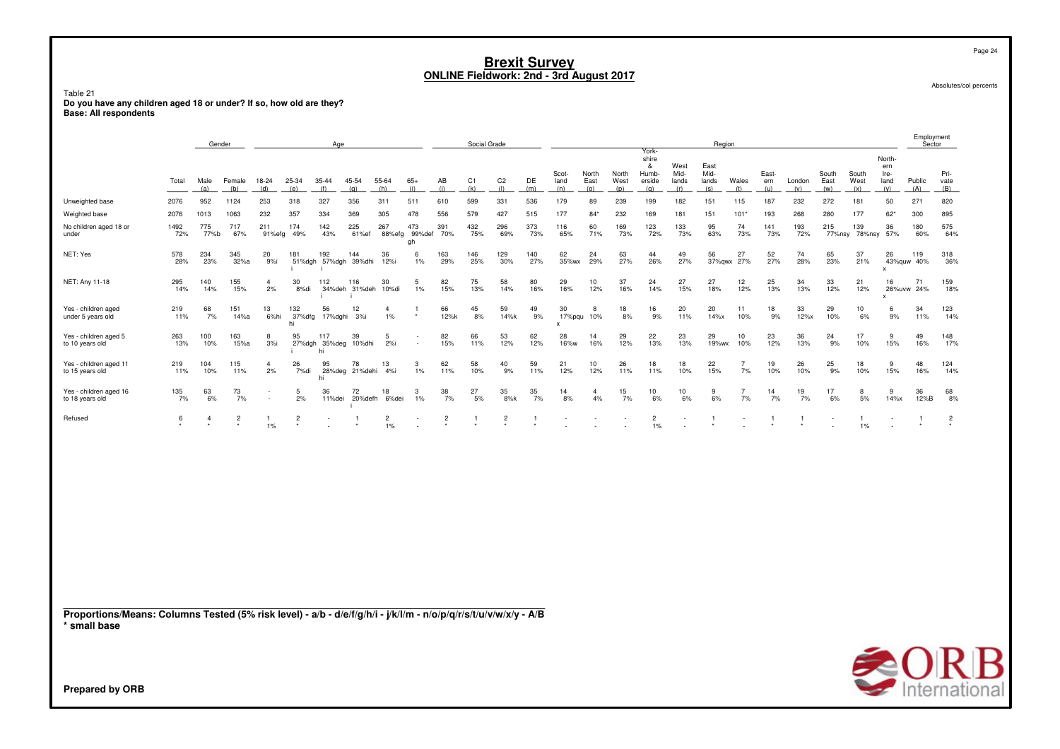# Brexit Survey
## ONLINE Fieldwork: 2nd - 3rd August 2017

Absolutes/col percents

Table 21
**Do you have any children aged 18 or under? If so, how old are they?**
**Base: All respondents**

| | Total | Gender | | Age | | | | | | Social Grade | | | | Region | | | | | | | | | | | | Employment Sector | |
|---|---|---|---|---|---|---|---|---|---|---|---|---|---|---|---|---|---|---|---|---|---|---|---|---|---|---|---|
| | Total | Male (a) | Female (b) | 18-24 (d) | 25-34 (e) | 35-44 (f) | 45-54 (g) | 55-64 (h) | 65+ (i) | AB (j) | C1 (k) | C2 (l) | DE (m) | Scot-land (n) | North East (o) | North West (p) | York-shire & Humb-erside (q) | West Mid-lands (r) | East Mid-lands (s) | Wales (t) | East-ern (u) | London (v) | South East (w) | South West (x) | North-ern Ire-land (y) | Public (A) | Pri-vate (B) |
| Unweighted base | 2076 | 952 | 1124 | 253 | 318 | 327 | 356 | 311 | 511 | 610 | 599 | 331 | 536 | 179 | 89 | 239 | 199 | 182 | 151 | 115 | 187 | 232 | 272 | 181 | 50 | 271 | 820 |
| Weighted base | 2076 | 1013 | 1063 | 232 | 357 | 334 | 369 | 305 | 478 | 556 | 579 | 427 | 515 | 177 | 84* | 232 | 169 | 181 | 151 | 101* | 193 | 268 | 280 | 177 | 62* | 300 | 895 |
| No children aged 18 or under | 1492 72% | 775 77%b | 717 67% | 211 91%efg | 174 49% | 142 43% | 225 61%ef | 267 88%efg | 473 99%def gh | 391 70% | 432 75% | 296 69% | 373 73% | 116 65% | 60 71% | 169 73% | 123 72% | 133 73% | 95 63% | 74 73% | 141 73% | 193 72% | 215 77%nsy | 139 78%nsy | 36 57% | 180 60% | 575 64% |
| NET: Yes | 578 28% | 234 23% | 345 32%a | 20 9%i | 181 51%dgh i | 192 57%dgh i | 144 39%dhi | 36 12%i | 6 1% | 163 29% | 146 25% | 129 30% | 140 27% | 62 35%wx | 24 29% | 63 27% | 44 26% | 49 27% | 56 37%qwx | 27 27% | 52 27% | 74 28% | 65 23% | 37 21% | 26 43%quw x | 119 40% | 318 36% |
| NET: Any 11-18 | 295 14% | 140 14% | 155 15% | 4 2% | 30 8%di | 112 34%deh i | 116 31%deh i | 30 10%di | 5 1% | 82 15% | 75 13% | 58 14% | 80 16% | 29 16% | 10 12% | 37 16% | 24 14% | 27 15% | 27 18% | 12 12% | 25 13% | 34 13% | 33 12% | 21 12% | 16 26%uvw x | 71 24% | 159 18% |
| Yes - children aged under 5 years old | 219 11% | 68 7% | 151 14%a | 13 6%hi | 132 37%dfg hi | 56 17%dghi | 12 3%i | 4 1% | 1 * | 66 12%k | 45 8% | 59 14%k | 49 9% | 30 17%pqu x | 8 10% | 18 8% | 16 9% | 20 11% | 20 14%x | 11 10% | 18 9% | 33 12%x | 29 10% | 10 6% | 6 9% | 34 11% | 123 14% |
| Yes - children aged 5 to 10 years old | 263 13% | 100 10% | 163 15%a | 8 3%i | 95 27%dgh i | 117 35%deg hi | 39 10%dhi | 5 2%i | - - | 82 15% | 66 11% | 53 12% | 62 12% | 28 16%w | 14 16% | 29 12% | 22 13% | 23 13% | 29 19%wx | 10 10% | 23 12% | 36 13% | 24 9% | 17 10% | 9 15% | 49 16% | 148 17% |
| Yes - children aged 11 to 15 years old | 219 11% | 104 10% | 115 11% | 4 2% | 26 7%di | 95 28%deg hi | 78 21%dehi | 13 4%i | 3 1% | 62 11% | 58 10% | 40 9% | 59 11% | 21 12% | 10 12% | 26 11% | 18 11% | 18 10% | 22 15% | 7 7% | 19 10% | 26 10% | 25 9% | 18 10% | 9 15% | 48 16% | 124 14% |
| Yes - children aged 16 to 18 years old | 135 7% | 63 6% | 73 7% | - - | 5 2% | 36 11%dei | 72 20%defh i | 18 6%dei | 3 1% | 38 7% | 27 5% | 35 8%k | 35 7% | 14 8% | 4 4% | 15 7% | 10 6% | 10 6% | 9 6% | 7 7% | 14 7% | 19 7% | 17 6% | 8 5% | 9 14%x | 36 12%B | 68 8% |
| Refused | 6 * | 4 * | 2 * | 1 1% | 2 * | - - | 1 * | 2 1% | - - | 2 * | 1 * | 2 * | 1 * | - - | - - | - - | 2 1% | - - | 1 * | - - | 1 * | 1 * | - - | 1 1% | - - | 1 * | 2 * |

**Proportions/Means: Columns Tested (5% risk level) - a/b - d/e/f/g/h/i - j/k/l/m - n/o/p/q/r/s/t/u/v/w/x/y - A/B**
**\* small base**

**Prepared by ORB**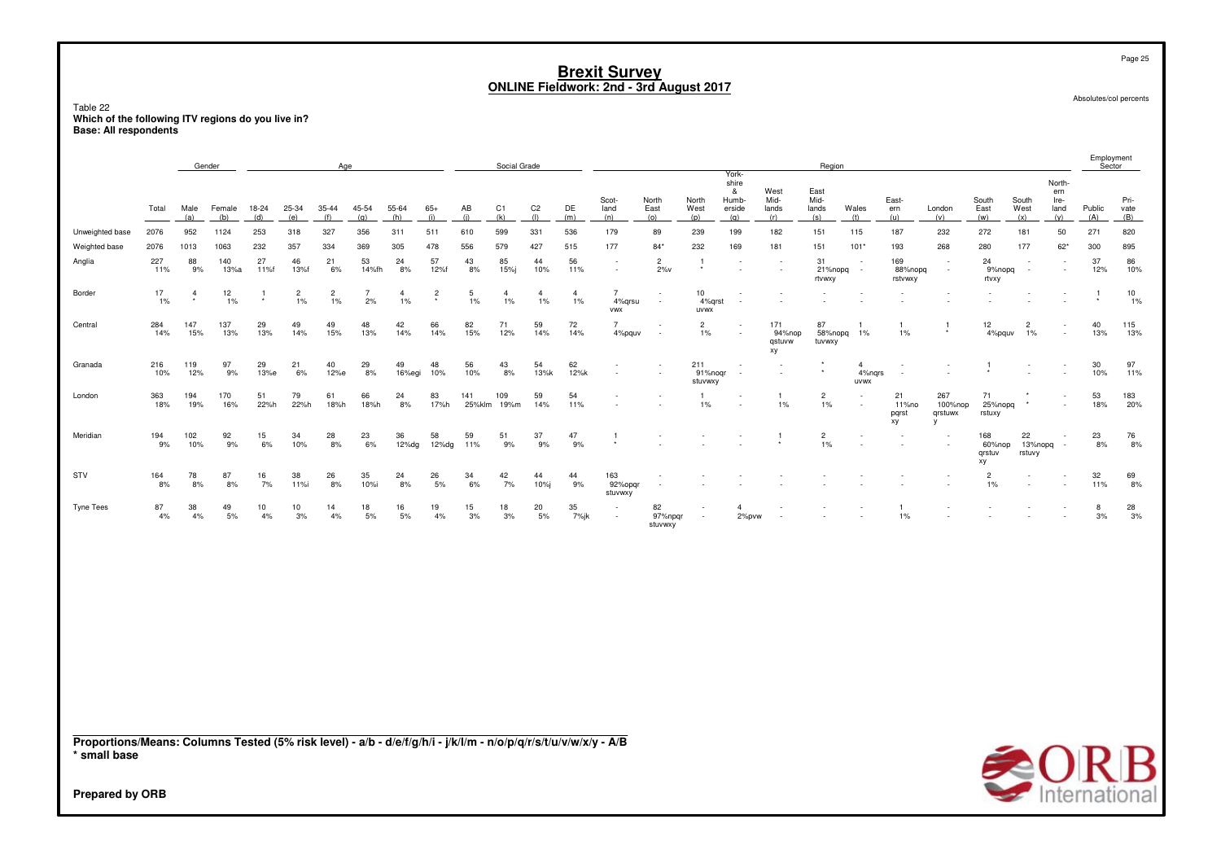# Brexit Survey

## ONLINE Fieldwork: 2nd - 3rd August 2017

Absolutes/col percents

Table 22
**Which of the following ITV regions do you live in?**
**Base: All respondents**

| | | Gender | | Age | | | | | | Social Grade | | | | Region | | | | | | | | | | | | | Employment Sector | |
|---|---|---|---|---|---|---|---|---|---|---|---|---|---|---|---|---|---|---|---|---|---|---|---|---|---|---|---|---|
| | Total | Male (a) | Female (b) | 18-24 (d) | 25-34 (e) | 35-44 (f) | 45-54 (g) | 55-64 (h) | 65+ (i) | AB (j) | C1 (k) | C2 (l) | DE (m) | Scotland (n) | North East (o) | North West (p) | Yorkshire & Humberside (q) | West Midlands (r) | East Midlands (s) | Wales (t) | Eastern (u) | London (v) | South East (w) | South West (x) | Northern Ireland (y) | Public (A) | Private (B) |
| Unweighted base | 2076 | 952 | 1124 | 253 | 318 | 327 | 356 | 311 | 511 | 610 | 599 | 331 | 536 | 179 | 89 | 239 | 199 | 182 | 151 | 115 | 187 | 232 | 272 | 181 | 50 | 271 | 820 |
| Weighted base | 2076 | 1013 | 1063 | 232 | 357 | 334 | 369 | 305 | 478 | 556 | 579 | 427 | 515 | 177 | 84* | 232 | 169 | 181 | 151 | 101* | 193 | 268 | 280 | 177 | 62* | 300 | 895 |
| Anglia | 227<br>11% | 88<br>9% | 140<br>13%a | 27<br>11%f | 46<br>13%f | 21<br>6% | 53<br>14%fh | 24<br>8% | 57<br>12%f | 43<br>8% | 85<br>15%j | 44<br>10% | 56<br>11% | -<br>- | 2<br>2%v | 1<br>* | -<br>- | -<br>- | 31<br>21%nopq rtvwxy | -<br>- | 169<br>88%nopq rstvwxy | -<br>- | 24<br>9%nopq rtvxy | -<br>- | -<br>- | 37<br>12% | 86<br>10% |
| Border | 17<br>1% | 4<br>* | 12<br>1% | 1<br>* | 2<br>1% | 2<br>1% | 7<br>2% | 4<br>1% | 2<br>* | 5<br>1% | 4<br>1% | 4<br>1% | 4<br>1% | 7<br>4%qrsu vwx | -<br>- | 10<br>4%qrst uvwx | -<br>- | - | - | - | - | - | - | - | - | 1<br>* | 10<br>1% |
| Central | 284<br>14% | 147<br>15% | 137<br>13% | 29<br>13% | 49<br>14% | 49<br>15% | 48<br>13% | 42<br>14% | 66<br>14% | 82<br>15% | 71<br>12% | 59<br>14% | 72<br>14% | 7<br>4%pquv | -<br>- | 2<br>1% | -<br>- | 171<br>94%nop qstuvw xy | 87<br>58%nopq tuvwxy | 1<br>1% | 1<br>1% | 1<br>* | 12<br>4%pquv | 2<br>1% | -<br>- | 40<br>13% | 115<br>13% |
| Granada | 216<br>10% | 119<br>12% | 97<br>9% | 29<br>13%e | 21<br>6% | 40<br>12%e | 29<br>8% | 49<br>16%egi | 48<br>10% | 56<br>10% | 43<br>8% | 54<br>13%k | 62<br>12%k | -<br>- | -<br>- | 211<br>91%noqr stuvwxy | -<br>- | -<br>- | *<br>* | 4<br>4%nqrs uvwx | -<br>- | - | 1<br>* | - | - | 30<br>10% | 97<br>11% |
| London | 363<br>18% | 194<br>19% | 170<br>16% | 51<br>22%h | 79<br>22%h | 61<br>18%h | 66<br>18%h | 24<br>8% | 83<br>17%h | 141<br>25%klm | 109<br>19%m | 59<br>14% | 54<br>11% | -<br>- | -<br>- | 1<br>1% | -<br>- | 1<br>1% | 2<br>1% | -<br>- | 21<br>11%no pqrst xy | 267<br>100%nop qrstuwx y | 71<br>25%nopq rstuxy | * | - | 53<br>18% | 183<br>20% |
| Meridian | 194<br>9% | 102<br>10% | 92<br>9% | 15<br>6% | 34<br>10% | 28<br>8% | 23<br>6% | 36<br>12%dg | 58<br>12%dg | 59<br>11% | 51<br>9% | 37<br>9% | 47<br>9% | 1<br>* | - | - | - | 1<br>* | 2<br>1% | -<br>- | - | -<br>- | 168<br>60%nop qrstuv xy | 22<br>13%nopq rstuvy | -<br>- | 23<br>8% | 76<br>8% |
| STV | 164<br>8% | 78<br>8% | 87<br>8% | 16<br>7% | 38<br>11%i | 26<br>8% | 35<br>10%i | 24<br>8% | 26<br>5% | 34<br>6% | 42<br>7% | 44<br>10%j | 44<br>9% | 163<br>92%opqr stuvwxy | -<br>- | - | - | - | - | - | - | -<br>- | 2<br>1% | -<br>- | -<br>- | 32<br>11% | 69<br>8% |
| Tyne Tees | 87<br>4% | 38<br>4% | 49<br>5% | 10<br>4% | 10<br>3% | 14<br>4% | 18<br>5% | 16<br>5% | 19<br>4% | 15<br>3% | 18<br>3% | 20<br>5% | 35<br>7%jk | -<br>- | 82<br>97%npqr stuvwxy | -<br>- | 4<br>2%pvw | - | - | - | 1<br>1% | - | - | - | - | 8<br>3% | 28<br>3% |

**Proportions/Means: Columns Tested (5% risk level) - a/b - d/e/f/g/h/i - j/k/l/m - n/o/p/q/r/s/t/u/v/w/x/y - A/B**
**\* small base**

**Prepared by ORB**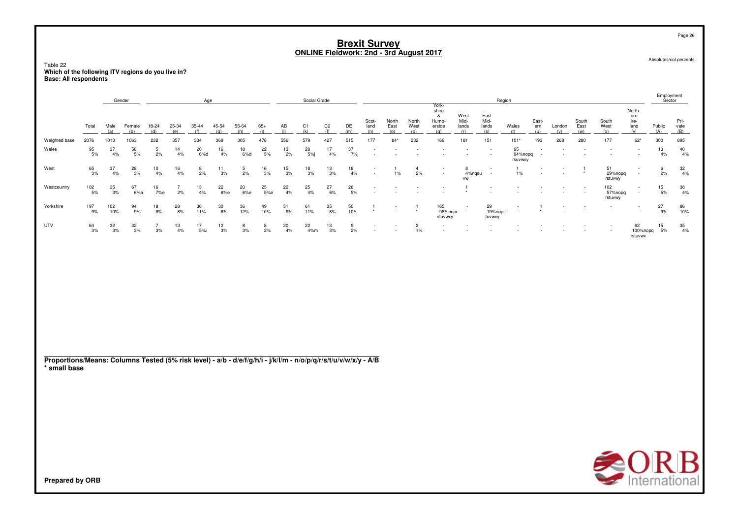# Brexit Survey
## ONLINE Fieldwork: 2nd - 3rd August 2017

Absolutes/col percents

Table 22
**Which of the following ITV regions do you live in?**
**Base: All respondents**

| | Total | Gender | | Age | | | | | | Social Grade | | | | Region | | | | | | | | | | | | Employment Sector | |
|---|---|---|---|---|---|---|---|---|---|---|---|---|---|---|---|---|---|---|---|---|---|---|---|---|---|---|---|
| | | Male (a) | Female (b) | 18-24 (d) | 25-34 (e) | 35-44 (f) | 45-54 (g) | 55-64 (h) | 65+ (i) | AB (j) | C1 (k) | C2 (l) | DE (m) | Scot-land (n) | North East (o) | North West (p) | York-shire & Humb-erside (q) | West Mid-lands (r) | East Mid-lands (s) | Wales (t) | East-ern (u) | London (v) | South East (w) | South West (x) | North-ern Ire-land (y) | Public (A) | Pri-vate (B) |
| Weighted base | 2076 | 1013 | 1063 | 232 | 357 | 334 | 369 | 305 | 478 | 556 | 579 | 427 | 515 | 177 | 84* | 232 | 169 | 181 | 151 | 101* | 193 | 268 | 280 | 177 | 62* | 300 | 895 |
| Wales | 95 | 37 | 58 | 5 | 14 | 20 | 16 | 18 | 22 | 13 | 28 | 17 | 37 | - | - | - | - | - | - | 95 | - | - | - | - | - | 13 | 40 |
| | 5% | 4% | 5% | 2% | 4% | 6%d | 4% | 6%d | 5% | 2% | 5%j | 4% | 7%j | - | - | - | - | - | - | 94%nopq rsuvwxy | - | - | - | - | - | 4% | 4% |
| West | 65 | 37 | 28 | 10 | 16 | 8 | 11 | 5 | 16 | 15 | 18 | 13 | 18 | - | 1 | 4 | - | 8 | - | 1 | - | - | 1 | 51 | - | 6 | 32 |
| | 3% | 4% | 3% | 4% | 4% | 2% | 3% | 2% | 3% | 3% | 3% | 3% | 4% | - | 1% | 2% | - | 4%nqsu vw | - | 1% | - | - | * | 29%nopq rstuvwy | - | 2% | 4% |
| Westcountry | 102 | 35 | 67 | 16 | 7 | 13 | 22 | 20 | 25 | 22 | 25 | 27 | 28 | - | - | - | - | 1 | - | - | - | - | - | 102 | - | 15 | 38 |
| | 5% | 3% | 6%a | 7%e | 2% | 4% | 6%e | 6%e | 5%e | 4% | 4% | 6% | 5% | - | - | - | - | * | - | - | - | - | - | 57%nopq rstuvwy | - | 5% | 4% |
| Yorkshire | 197 | 102 | 94 | 18 | 28 | 36 | 30 | 36 | 49 | 51 | 61 | 35 | 50 | 1 | - | 1 | 165 | - | 29 | - | 1 | - | - | - | - | 27 | 86 |
| | 9% | 10% | 9% | 8% | 8% | 11% | 8% | 12% | 10% | 9% | 11% | 8% | 10% | * | - | * | 98%nopr stuvwxy | - | 19%nopr tuvwxy | - | * | - | - | - | - | 9% | 10% |
| UTV | 64 | 32 | 32 | 7 | 13 | 17 | 12 | 8 | 8 | 20 | 22 | 13 | 9 | - | - | 2 | - | - | - | - | - | - | - | - | 62 | 15 | 35 |
| | 3% | 3% | 3% | 3% | 4% | 5%i | 3% | 3% | 2% | 4% | 4%m | 3% | 2% | - | - | 1% | - | - | - | - | - | - | - | - | 100%nopq rstuvwx | 5% | 4% |

**Proportions/Means: Columns Tested (5% risk level) - a/b - d/e/f/g/h/i - j/k/l/m - n/o/p/q/r/s/t/u/v/w/x/y - A/B**
**\* small base**

**Prepared by ORB**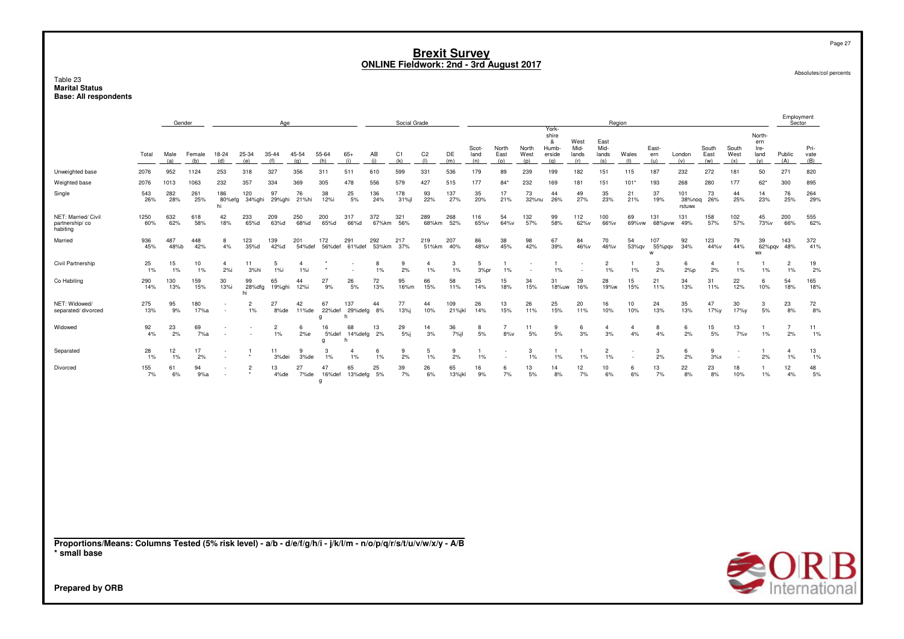# Brexit Survey
## ONLINE Fieldwork: 2nd - 3rd August 2017

Absolutes/col percents

Table 23
**Marital Status**
**Base: All respondents**

| | Total | Gender | | Age | | | | | | Social Grade | | | | Region | | | | | | | | | | | | Employment Sector | |
|---|---|---|---|---|---|---|---|---|---|---|---|---|---|---|---|---|---|---|---|---|---|---|---|---|---|---|---|
| | | Male (a) | Female (b) | 18-24 (d) | 25-34 (e) | 35-44 (f) | 45-54 (g) | 55-64 (h) | 65+ (i) | AB (j) | C1 (k) | C2 (l) | DE (m) | Scot-land (n) | North East (o) | North West (p) | York-shire & Humb-erside (q) | West Mid-lands (r) | East Mid-lands (s) | Wales (t) | East-ern (u) | London (v) | South East (w) | South West (x) | North-ern Ire-land (y) | Public (A) | Pri-vate (B) |
| Unweighted base | 2076 | 952 | 1124 | 253 | 318 | 327 | 356 | 311 | 511 | 610 | 599 | 331 | 536 | 179 | 89 | 239 | 199 | 182 | 151 | 115 | 187 | 232 | 272 | 181 | 50 | 271 | 820 |
| Weighted base | 2076 | 1013 | 1063 | 232 | 357 | 334 | 369 | 305 | 478 | 556 | 579 | 427 | 515 | 177 | 84* | 232 | 169 | 181 | 151 | 101* | 193 | 268 | 280 | 177 | 62* | 300 | 895 |
| Single | 543<br>26% | 282<br>28% | 261<br>25% | 186<br>80%efghi | 120<br>34%ghi | 97<br>29%ghi | 76<br>21%hi | 38<br>12%i | 25<br>5% | 136<br>24% | 178<br>31%jl | 93<br>22% | 137<br>27% | 35<br>20% | 17<br>21% | 73<br>32%nu | 44<br>26% | 49<br>27% | 35<br>23% | 21<br>21% | 37<br>19% | 101<br>38%noqrstuwx | 73<br>26% | 44<br>25% | 14<br>23% | 76<br>25% | 264<br>29% |
| NET: Married/ Civil partnership/ co habiting | 1250<br>60% | 632<br>62% | 618<br>58% | 42<br>18% | 233<br>65%d | 209<br>63%d | 250<br>68%d | 200<br>65%d | 317<br>66%d | 372<br>67%km | 321<br>56% | 289<br>68%km | 268<br>52% | 116<br>65%v | 54<br>64%v | 132<br>57% | 99<br>58% | 112<br>62%v | 100<br>66%v | 69<br>69%vw | 131<br>68%pvw | 131<br>49% | 158<br>57% | 102<br>57% | 45<br>73%v | 200<br>66% | 555<br>62% |
| Married | 936<br>45% | 487<br>48%b | 448<br>42% | 8<br>4% | 123<br>35%d | 139<br>42%d | 201<br>54%def | 172<br>56%def | 291<br>61%def | 292<br>53%km | 217<br>37% | 219<br>51%km | 207<br>40% | 86<br>48%v | 38<br>45% | 98<br>42% | 67<br>39% | 84<br>46%v | 70<br>46%v | 54<br>53%qv | 107<br>55%pqvw | 92<br>34% | 123<br>44%v | 79<br>44% | 39<br>62%pqvwx | 143<br>48% | 372<br>41% |
| Civil Partnership | 25<br>1% | 15<br>1% | 10<br>1% | 4<br>2%i | 11<br>3%hi | 5<br>1%i | 4<br>1%i | *<br>* | -<br>- | 8<br>1% | 9<br>2% | 4<br>1% | 3<br>1% | 5<br>3%pr | 1<br>1% | -<br>- | 1<br>1% | -<br>- | 2<br>1% | 1<br>1% | 3<br>2% | 6<br>2%p | 4<br>2% | 1<br>1% | 1<br>1% | 2<br>1% | 19<br>2% |
| Co Habiting | 290<br>14% | 130<br>13% | 159<br>15% | 30<br>13%i | 99<br>28%dfghi | 65<br>19%ghi | 44<br>12%i | 27<br>9% | 26<br>5% | 72<br>13% | 95<br>16%m | 66<br>15% | 58<br>11% | 25<br>14% | 15<br>18% | 34<br>15% | 31<br>18%uw | 29<br>16% | 28<br>19%w | 15<br>15% | 21<br>11% | 34<br>13% | 31<br>11% | 22<br>12% | 6<br>10% | 54<br>18% | 165<br>18% |
| NET: Widowed/ separated/ divorced | 275<br>13% | 95<br>9% | 180<br>17%a | -<br>- | 2<br>1% | 27<br>8%de | 42<br>11%de | 67<br>22%defg | 137<br>29%defgh | 44<br>8% | 77<br>13%j | 44<br>10% | 109<br>21%jkl | 26<br>14% | 13<br>15% | 26<br>11% | 25<br>15% | 20<br>11% | 16<br>10% | 10<br>10% | 24<br>13% | 35<br>13% | 47<br>17%y | 30<br>17%y | 3<br>5% | 23<br>8% | 72<br>8% |
| Widowed | 92<br>4% | 23<br>2% | 69<br>7%a | -<br>- | -<br>- | 2<br>1% | 6<br>2%e | 16<br>5%defg | 68<br>14%defgh | 13<br>2% | 29<br>5%j | 14<br>3% | 36<br>7%jl | 8<br>5% | 7<br>8%v | 11<br>5% | 9<br>5% | 6<br>3% | 4<br>3% | 4<br>4% | 8<br>4% | 6<br>2% | 15<br>5% | 13<br>7%v | 1<br>1% | 7<br>2% | 11<br>1% |
| Separated | 28<br>1% | 12<br>1% | 17<br>2% | -<br>- | 1<br>* | 11<br>3%dei | 9<br>3%de | 3<br>1% | 4<br>1% | 6<br>1% | 9<br>2% | 5<br>1% | 9<br>2% | 1<br>1% | -<br>- | 3<br>1% | 1<br>1% | 1<br>1% | 2<br>1% | -<br>- | 3<br>2% | 6<br>2% | 9<br>3%x | -<br>- | 1<br>2% | 4<br>1% | 13<br>1% |
| Divorced | 155<br>7% | 61<br>6% | 94<br>9%a | -<br>- | 2<br>* | 13<br>4%de | 27<br>7%de | 47<br>16%defg | 65<br>13%defg | 25<br>5% | 39<br>7% | 26<br>6% | 65<br>13%jkl | 16<br>9% | 6<br>7% | 13<br>5% | 14<br>8% | 12<br>7% | 10<br>6% | 6<br>6% | 13<br>7% | 22<br>8% | 23<br>8% | 18<br>10% | 1<br>1% | 12<br>4% | 48<br>5% |

**Proportions/Means: Columns Tested (5% risk level) - a/b - d/e/f/g/h/i - j/k/l/m - n/o/p/q/r/s/t/u/v/w/x/y - A/B**
**\* small base**

**Prepared by ORB**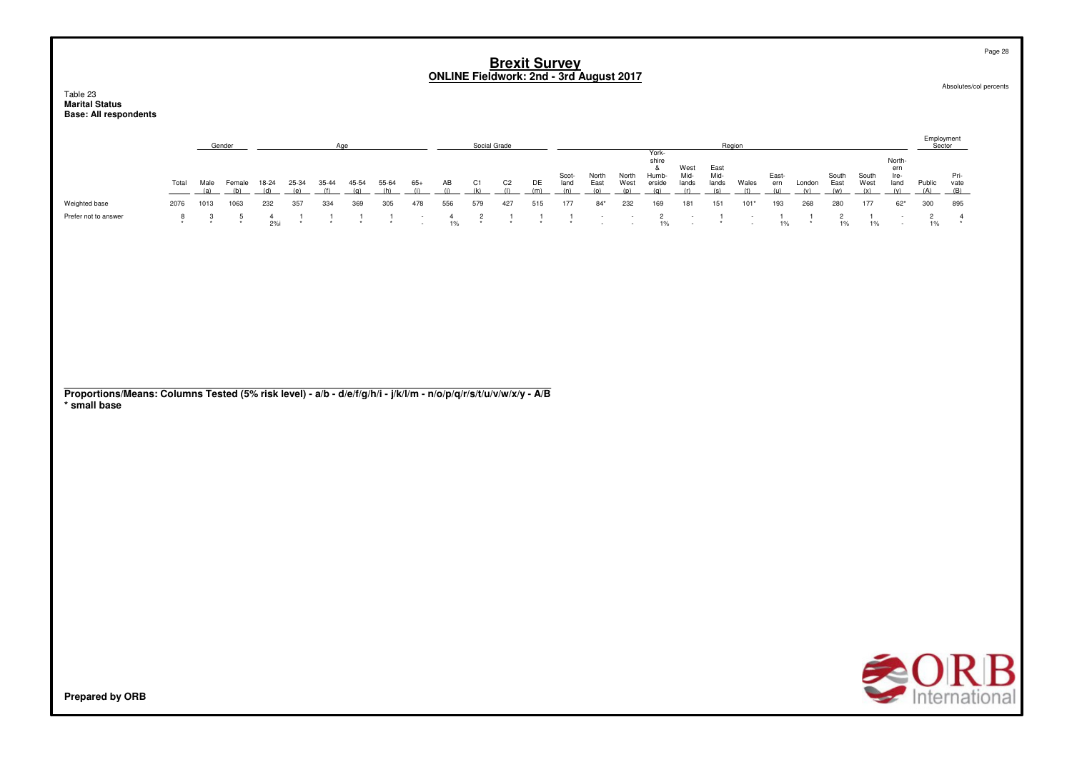# Brexit Survey
## ONLINE Fieldwork: 2nd - 3rd August 2017

Absolutes/col percents

Table 23
**Marital Status**
**Base: All respondents**

| | Total | Gender | | Age | | | | | | Social Grade | | | | Region | | | | | | | | | | | | Employment Sector | |
|---|---|---|---|---|---|---|---|---|---|---|---|---|---|---|---|---|---|---|---|---|---|---|---|---|---|---|---|
| | | Male (a) | Female (b) | 18-24 (d) | 25-34 (e) | 35-44 (f) | 45-54 (g) | 55-64 (h) | 65+ (i) | AB (j) | C1 (k) | C2 (l) | DE (m) | Scotland (n) | North East (o) | North West (p) | Yorkshire & Humberside (q) | West Midlands (r) | East Midlands (s) | Wales (t) | Eastern (u) | London (v) | South East (w) | South West (x) | Northern Ireland (y) | Public (A) | Private (B) |
| Weighted base | 2076 | 1013 | 1063 | 232 | 357 | 334 | 369 | 305 | 478 | 556 | 579 | 427 | 515 | 177 | 84* | 232 | 169 | 181 | 151 | 101* | 193 | 268 | 280 | 177 | 62* | 300 | 895 |
| Prefer not to answer | 8 | 3 | 5 | 4 | 1 | 1 | 1 | 1 | - | 4 | 2 | 1 | 1 | 1 | - | - | 2 | - | 1 | - | 1 | 1 | 2 | 1 | - | 2 | 4 |
| | * | * | * | 2%i | * | * | * | * | - | 1% | * | * | * | * | - | - | 1% | - | * | - | 1% | * | 1% | 1% | - | 1% | * |

**Proportions/Means: Columns Tested (5% risk level) - a/b - d/e/f/g/h/i - j/k/l/m - n/o/p/q/r/s/t/u/v/w/x/y - A/B**
**\* small base**

**Prepared by ORB**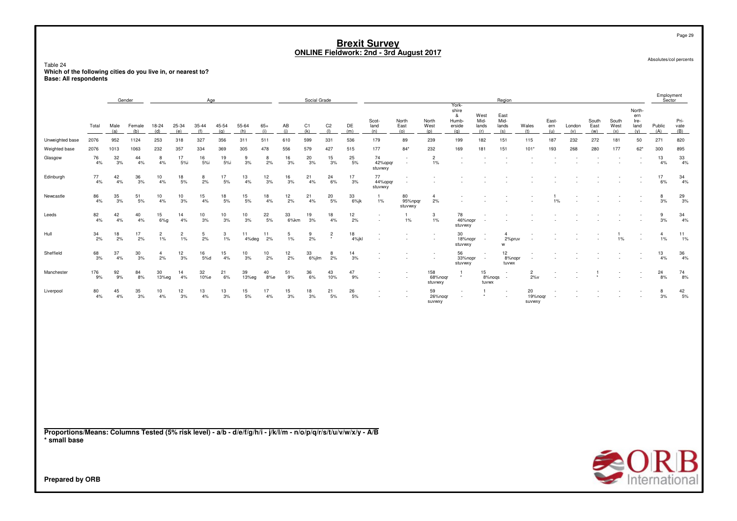Absolutes/col percents

# Brexit Survey
## ONLINE Fieldwork: 2nd - 3rd August 2017

Table 24
**Which of the following cities do you live in, or nearest to?**
**Base: All respondents**

| | | Gender | | Age | | | | | | Social Grade | | | | Region | | | | | | | | | | | | Employment Sector | |
|---|---|---|---|---|---|---|---|---|---|---|---|---|---|---|---|---|---|---|---|---|---|---|---|---|---|---|---|
| | Total | Male (a) | Female (b) | 18-24 (d) | 25-34 (e) | 35-44 (f) | 45-54 (g) | 55-64 (h) | 65+ (i) | AB (j) | C1 (k) | C2 (l) | DE (m) | Scot-land (n) | North East (o) | North West (p) | York-shire & Humb-erside (q) | West Mid-lands (r) | East Mid-lands (s) | Wales (t) | East-ern (u) | London (v) | South East (w) | South West (x) | North-ern Ire-land (y) | Public (A) | Pri-vate (B) |
| Unweighted base | 2076 | 952 | 1124 | 253 | 318 | 327 | 356 | 311 | 511 | 610 | 599 | 331 | 536 | 179 | 89 | 239 | 199 | 182 | 151 | 115 | 187 | 232 | 272 | 181 | 50 | 271 | 820 |
| Weighted base | 2076 | 1013 | 1063 | 232 | 357 | 334 | 369 | 305 | 478 | 556 | 579 | 427 | 515 | 177 | 84* | 232 | 169 | 181 | 151 | 101* | 193 | 268 | 280 | 177 | 62* | 300 | 895 |
| Glasgow | 76 4% | 32 3% | 44 4% | 8 4% | 17 5%i | 16 5%i | 19 5%i | 9 3% | 8 2% | 16 3% | 20 3% | 15 3% | 25 5% | 74 42%opqr stuvwxy | - - | 2 1% | - - | - - | - - | - - | - - | - - | - - | - - | - - | 13 4% | 33 4% |
| Edinburgh | 77 4% | 42 4% | 36 3% | 10 4% | 18 5% | 8 2% | 17 5% | 13 4% | 12 3% | 16 3% | 21 4% | 24 6% | 17 3% | 77 44%opqr stuvwxy | - - | - - | - - | - - | - - | - - | - - | - - | - - | - - | - - | 17 6% | 34 4% |
| Newcastle | 86 4% | 35 3% | 51 5% | 10 4% | 10 3% | 15 4% | 18 5% | 15 5% | 18 4% | 12 2% | 21 4% | 20 5% | 33 6%jk | 1 1% | 80 95%npqr stuvwxy | 4 2% | - - | - - | - - | - - | 1 1% | - - | - - | - - | - - | 8 3% | 29 3% |
| Leeds | 82 4% | 42 4% | 40 4% | 15 6%g | 14 4% | 10 3% | 10 3% | 10 3% | 22 5% | 33 6%km | 19 3% | 18 4% | 12 2% | - - | 1 1% | 3 1% | 78 46%nopr stuvwxy | - - | - - | - - | - - | - - | - - | - - | - - | 9 3% | 34 4% |
| Hull | 34 2% | 18 2% | 17 2% | 2 1% | 2 1% | 5 2% | 3 1% | 11 4%deg | 11 2% | 5 1% | 9 2% | 2 * | 18 4%jkl | - - | - - | - - | 30 18%nopr stuvwxy | - - | 4 2%pruv w | - - | - - | - - | - - | 1 1% | - - | 4 1% | 11 1% |
| Sheffield | 68 3% | 37 4% | 30 3% | 4 2% | 12 3% | 16 5%d | 15 4% | 10 3% | 10 2% | 12 2% | 33 6%jlm | 8 2% | 14 3% | - - | - - | - - | 56 33%nopr stuvwxy | - - | 12 8%nopr tuvwx | - - | - - | - - | - - | - - | - - | 13 4% | 36 4% |
| Manchester | 176 9% | 92 9% | 84 8% | 30 13%eg | 14 4% | 32 10%e | 21 6% | 39 13%eg | 40 8%e | 51 9% | 36 6% | 43 10% | 47 9% | - - | - - | 158 68%noqr stuvwxy | 1 * | 15 8%noqs tuvwx | - - | 2 2%v | - - | - - | 1 * | - - | - - | 24 8% | 74 8% |
| Liverpool | 80 4% | 45 4% | 35 3% | 10 4% | 12 3% | 13 4% | 13 3% | 15 5% | 17 4% | 15 3% | 18 3% | 21 5% | 26 5% | - - | - - | 59 26%noqr suvwxy | - - | 1 * | - - | 20 19%noqr suvwxy | - - | - - | - - | - - | - - | 8 3% | 42 5% |

**Proportions/Means: Columns Tested (5% risk level) - a/b - d/e/f/g/h/i - j/k/l/m - n/o/p/q/r/s/t/u/v/w/x/y - A/B**
**\* small base**

**Prepared by ORB**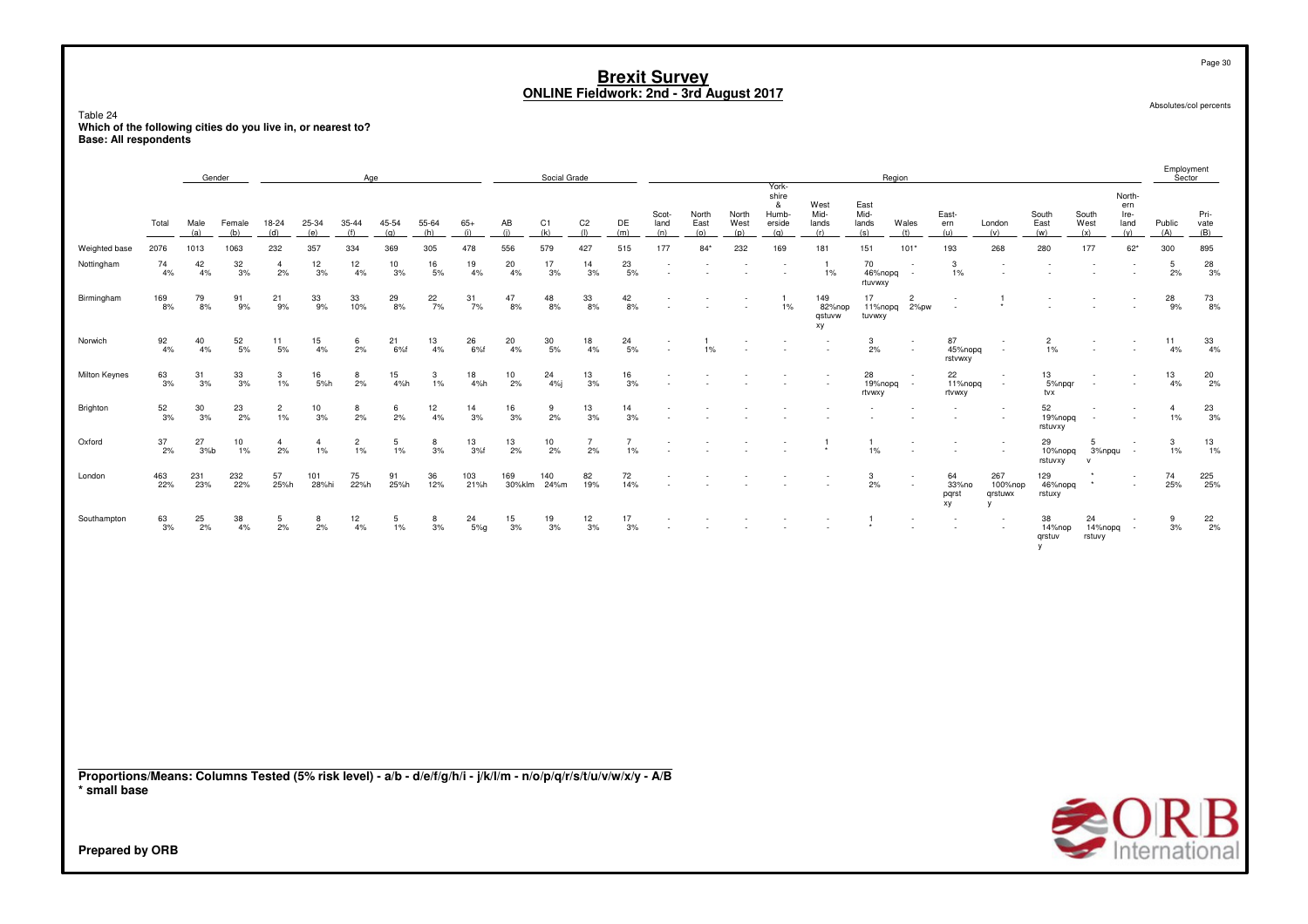# Brexit Survey
## ONLINE Fieldwork: 2nd - 3rd August 2017

Absolutes/col percents

Table 24
**Which of the following cities do you live in, or nearest to?**
**Base: All respondents**

| | | Gender | | Age | | | | | | Social Grade | | | | Region | | | | | | | | | | | | | Employment Sector | |
|---|---|---|---|---|---|---|---|---|---|---|---|---|---|---|---|---|---|---|---|---|---|---|---|---|---|---|---|---|
| | Total | Male (a) | Female (b) | 18-24 (d) | 25-34 (e) | 35-44 (f) | 45-54 (g) | 55-64 (h) | 65+ (i) | AB (j) | C1 (k) | C2 (l) | DE (m) | Scot-land (n) | North East (o) | North West (p) | York-shire & Humb-erside (q) | West Mid-lands (r) | East Mid-lands (s) | Wales (t) | East-ern (u) | London (v) | South East (w) | South West (x) | North-ern Ire-land (y) | Public (A) | Pri-vate (B) |
| Weighted base | 2076 | 1013 | 1063 | 232 | 357 | 334 | 369 | 305 | 478 | 556 | 579 | 427 | 515 | 177 | 84* | 232 | 169 | 181 | 151 | 101* | 193 | 268 | 280 | 177 | 62* | 300 | 895 |
| Nottingham | 74 4% | 42 4% | 32 3% | 4 2% | 12 3% | 12 4% | 10 3% | 16 5% | 19 4% | 20 4% | 17 3% | 14 3% | 23 5% | - - | - - | - - | - - | 1 1% | 70 46%nopq rtuvwxy | - - | 3 1% | - - | - - | - - | - - | 5 2% | 28 3% |
| Birmingham | 169 8% | 79 8% | 91 9% | 21 9% | 33 9% | 33 10% | 29 8% | 22 7% | 31 7% | 47 8% | 48 8% | 33 8% | 42 8% | - - | - - | - - | 1 1% | 149 82%nop qstuvw xy | 17 11%nopq tuvwxy | 2 2%pw | - - | 1 * | - - | - - | - - | 28 9% | 73 8% |
| Norwich | 92 4% | 40 4% | 52 5% | 11 5% | 15 4% | 6 2% | 21 6%f | 13 4% | 26 6%f | 20 4% | 30 5% | 18 4% | 24 5% | - - | 1 1% | - - | - - | - - | 3 2% | - - | 87 45%nopq rstvwxy | - - | 2 1% | - - | - - | 11 4% | 33 4% |
| Milton Keynes | 63 3% | 31 3% | 33 3% | 3 1% | 16 5%h | 8 2% | 15 4%h | 3 1% | 18 4%h | 10 2% | 24 4%j | 13 3% | 16 3% | - - | - - | - - | - - | - - | 28 19%nopq rtvwxy | - - | 22 11%nopq rtvwxy | - - | 13 5%npqr tvx | - - | - - | 13 4% | 20 2% |
| Brighton | 52 3% | 30 3% | 23 2% | 2 1% | 10 3% | 8 2% | 6 2% | 12 4% | 14 3% | 16 3% | 9 2% | 13 3% | 14 3% | - - | - - | - - | - - | - - | - - | - - | - - | - - | 52 19%nopq rstuvxy | - - | - - | 4 1% | 23 3% |
| Oxford | 37 2% | 27 3%b | 10 1% | 4 2% | 4 1% | 2 1% | 5 1% | 8 3% | 13 3%f | 13 2% | 10 2% | 7 2% | 7 1% | - - | - - | - - | - - | 1 * | 1 1% | - - | - - | - - | 29 10%nopq rstuvxy | 5 3%npqu v | - - | 3 1% | 13 1% |
| London | 463 22% | 231 23% | 232 22% | 57 25%h | 101 28%hi | 75 22%h | 91 25%h | 36 12% | 103 21%h | 169 30%klm | 140 24%m | 82 19% | 72 14% | - - | - - | - - | - - | - - | 3 2% | - - | 64 33%no pqrst xy | 267 100%nop qrstuwx y | 129 46%nopq rstuxy | * * | - - | 74 25% | 225 25% |
| Southampton | 63 3% | 25 2% | 38 4% | 5 2% | 8 2% | 12 4% | 5 1% | 8 3% | 24 5%g | 15 3% | 19 3% | 12 3% | 17 3% | - - | - - | - - | - - | - - | 1 * | - - | - - | - - | 38 14%nop qrstuv y | 24 14%nopq rstuvy | - - | 9 3% | 22 2% |

**Proportions/Means: Columns Tested (5% risk level) - a/b - d/e/f/g/h/i - j/k/l/m - n/o/p/q/r/s/t/u/v/w/x/y - A/B**
**\* small base**

**Prepared by ORB**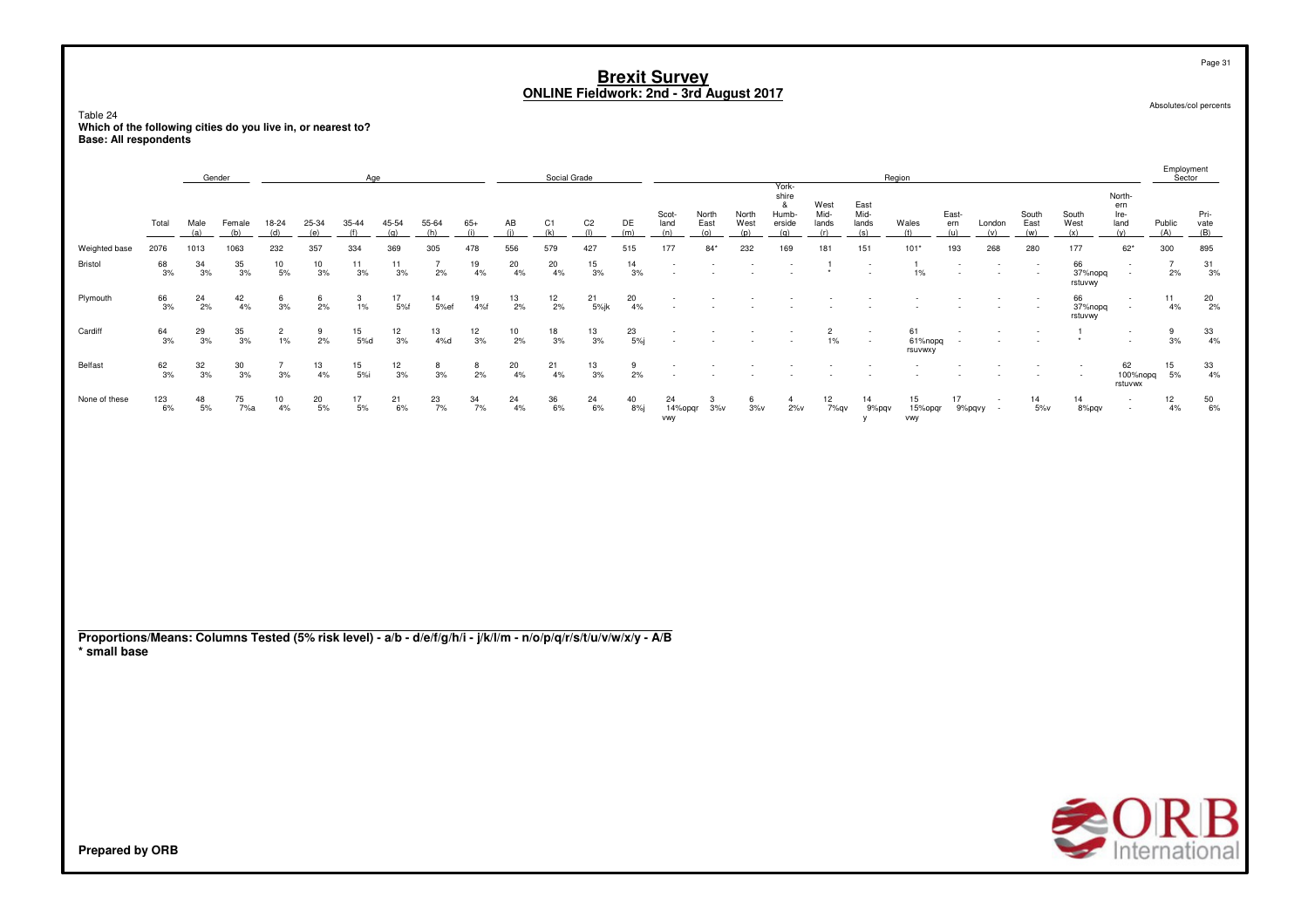# Brexit Survey
## ONLINE Fieldwork: 2nd - 3rd August 2017

Absolutes/col percents

Table 24
**Which of the following cities do you live in, or nearest to?**
**Base: All respondents**

| | Total | Gender | | Age | | | | | | Social Grade | | | | Region | | | | | | | | | | | | Employment Sector | |
|---|---|---|---|---|---|---|---|---|---|---|---|---|---|---|---|---|---|---|---|---|---|---|---|---|---|---|---|
| | | Male (a) | Female (b) | 18-24 (d) | 25-34 (e) | 35-44 (f) | 45-54 (g) | 55-64 (h) | 65+ (i) | AB (j) | C1 (k) | C2 (l) | DE (m) | Scot-land (n) | North East (o) | North West (p) | York-shire & Humb-erside (q) | West Mid-lands (r) | East Mid-lands (s) | Wales (t) | East-ern (u) | London (v) | South East (w) | South West (x) | North-ern Ire-land (y) | Public (A) | Pri-vate (B) |
| Weighted base | 2076 | 1013 | 1063 | 232 | 357 | 334 | 369 | 305 | 478 | 556 | 579 | 427 | 515 | 177 | 84* | 232 | 169 | 181 | 151 | 101* | 193 | 268 | 280 | 177 | 62* | 300 | 895 |
| Bristol | 68 | 34 | 35 | 10 | 10 | 11 | 11 | 7 | 19 | 20 | 20 | 15 | 14 | - | - | - | - | 1 | - | 1 | - | - | - | 66 | - | 7 | 31 |
| | 3% | 3% | 3% | 5% | 3% | 3% | 3% | 2% | 4% | 4% | 4% | 3% | 3% | - | - | - | - | * | - | 1% | - | - | - | 37%nopq rstuvwy | - | 2% | 3% |
| Plymouth | 66 | 24 | 42 | 6 | 6 | 3 | 17 | 14 | 19 | 13 | 12 | 21 | 20 | - | - | - | - | - | - | - | - | - | - | 66 | - | 11 | 20 |
| | 3% | 2% | 4% | 3% | 2% | 1% | 5%f | 5%ef | 4%f | 2% | 2% | 5%jk | 4% | - | - | - | - | - | - | - | - | - | - | 37%nopq rstuvwy | - | 4% | 2% |
| Cardiff | 64 | 29 | 35 | 2 | 9 | 15 | 12 | 13 | 12 | 10 | 18 | 13 | 23 | - | - | - | - | 2 | - | 61 | - | - | - | 1 | - | 9 | 33 |
| | 3% | 3% | 3% | 1% | 2% | 5%d | 3% | 4%d | 3% | 2% | 3% | 3% | 5%j | - | - | - | - | 1% | - | 61%nopq rsuvwxy | - | - | - | * | - | 3% | 4% |
| Belfast | 62 | 32 | 30 | 7 | 13 | 15 | 12 | 8 | 8 | 20 | 21 | 13 | 9 | - | - | - | - | - | - | - | - | - | - | - | 62 | 15 | 33 |
| | 3% | 3% | 3% | 3% | 4% | 5%i | 3% | 3% | 2% | 4% | 4% | 3% | 2% | - | - | - | - | - | - | - | - | - | - | - | 100%nopq rstuvwx | 5% | 4% |
| None of these | 123 | 48 | 75 | 10 | 20 | 17 | 21 | 23 | 34 | 24 | 36 | 24 | 40 | 24 | 3 | 6 | 4 | 12 | 14 | 15 | 17 | - | 14 | 14 | - | 12 | 50 |
| | 6% | 5% | 7%a | 4% | 5% | 5% | 6% | 7% | 7% | 4% | 6% | 6% | 8%j | 14%opqr vwy | 3%v | 3%v | 2%v | 7%qv | 9%pqv y | 15%opqr vwy | 9%pqvy | - | 5%v | 8%pqv | - | 4% | 6% |

**Proportions/Means: Columns Tested (5% risk level) - a/b - d/e/f/g/h/i - j/k/l/m - n/o/p/q/r/s/t/u/v/w/x/y - A/B**
**\* small base**

**Prepared by ORB**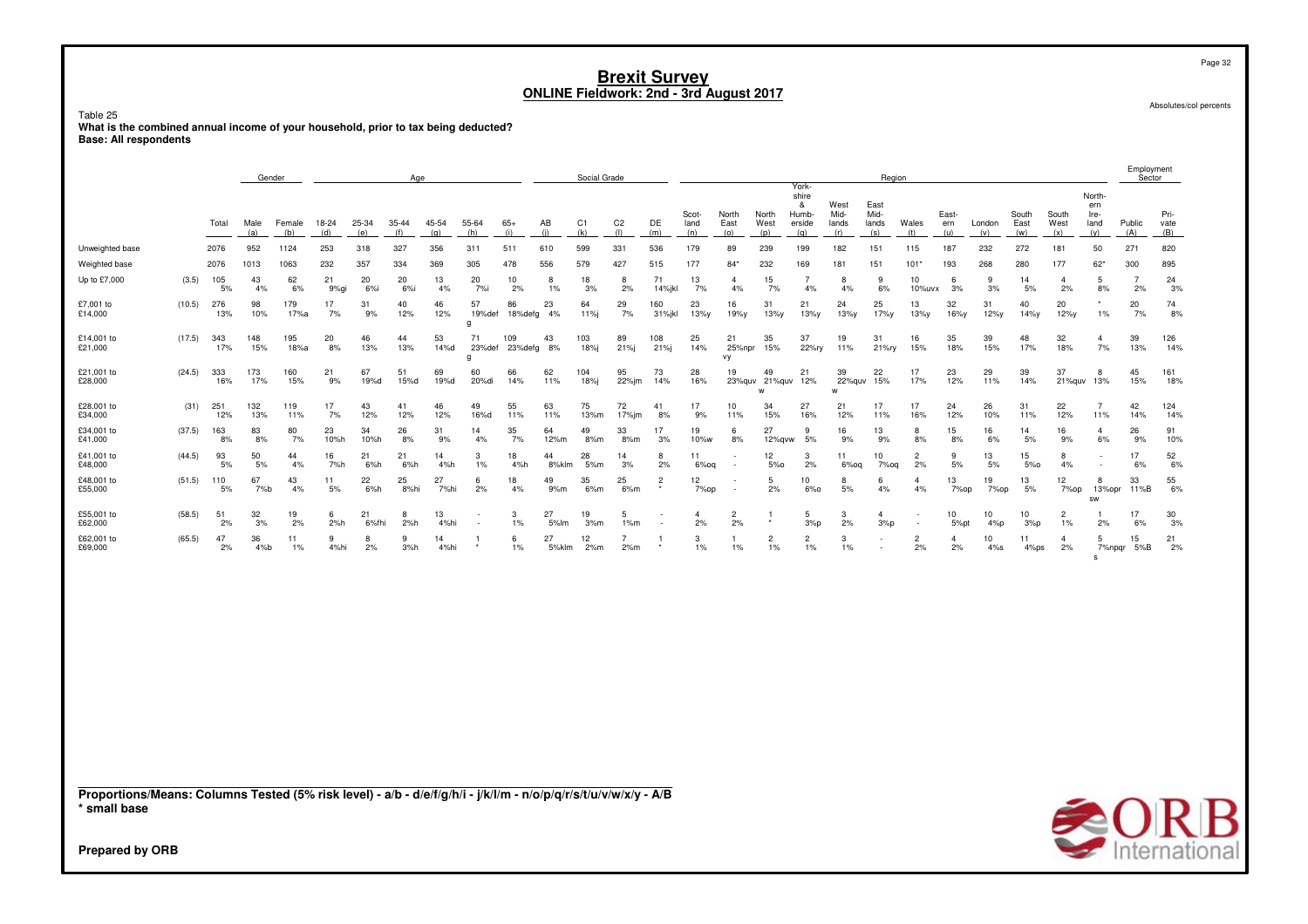# Brexit Survey
## ONLINE Fieldwork: 2nd - 3rd August 2017

Absolutes/col percents

Table 25
**What is the combined annual income of your household, prior to tax being deducted?**
**Base: All respondents**

| | | Total | Gender | | Age | | | | | | Social Grade | | | | Region | | | | | | | | | | | | Employment Sector | |
|---|---|---|---|---|---|---|---|---|---|---|---|---|---|---|---|---|---|---|---|---|---|---|---|---|---|---|---|---|
| | | | Male (a) | Female (b) | 18-24 (d) | 25-34 (e) | 35-44 (f) | 45-54 (g) | 55-64 (h) | 65+ (i) | AB (j) | C1 (k) | C2 (l) | DE (m) | Scotland (n) | North East (o) | North West (p) | Yorkshire & Humberside (q) | West Midlands (r) | East Midlands (s) | Wales (t) | Eastern (u) | London (v) | South East (w) | South West (x) | Northern Ireland (y) | Public (A) | Private (B) |
| Unweighted base | | 2076 | 952 | 1124 | 253 | 318 | 327 | 356 | 311 | 511 | 610 | 599 | 331 | 536 | 179 | 89 | 239 | 199 | 182 | 151 | 115 | 187 | 232 | 272 | 181 | 50 | 271 | 820 |
| Weighted base | | 2076 | 1013 | 1063 | 232 | 357 | 334 | 369 | 305 | 478 | 556 | 579 | 427 | 515 | 177 | 84* | 232 | 169 | 181 | 151 | 101* | 193 | 268 | 280 | 177 | 62* | 300 | 895 |
| Up to £7,000 | (3.5) | 105 5% | 43 4% | 62 6% | 21 9%gi | 20 6%i | 20 6%i | 13 4% | 20 7%i | 10 2% | 8 1% | 18 3% | 8 2% | 71 14%jkl | 13 7% | 4 4% | 15 7% | 7 4% | 8 4% | 9 6% | 10 10%uvx | 6 3% | 9 3% | 14 5% | 4 2% | 5 8% | 7 2% | 24 3% |
| £7,001 to £14,000 | (10.5) | 276 13% | 98 10% | 179 17%a | 17 7% | 31 9% | 40 12% | 46 12% | 57 19%defg | 86 18%defg | 23 4% | 64 11%j | 29 7% | 160 31%jkl | 23 13%y | 16 19%y | 31 13%y | 21 13%y | 24 13%y | 25 17%y | 13 13%y | 32 16%y | 31 12%y | 40 14%y | 20 12%y | * 1% | 20 7% | 74 8% |
| £14,001 to £21,000 | (17.5) | 343 17% | 148 15% | 195 18%a | 20 8% | 46 13% | 44 13% | 53 14%d | 71 23%defg | 109 23%defg | 43 8% | 103 18%j | 89 21%j | 108 21%j | 25 14% | 21 25%npr vy | 35 15% | 37 22%ry | 19 11% | 31 21%ry | 16 15% | 35 18% | 39 15% | 48 17% | 32 18% | 4 7% | 39 13% | 126 14% |
| £21,001 to £28,000 | (24.5) | 333 16% | 173 17% | 160 15% | 21 9% | 67 19%d | 51 15%d | 69 19%d | 60 20%di | 66 14% | 62 11% | 104 18%j | 95 22%jm | 73 14% | 28 16% | 19 23%quv | 49 21%quv w | 21 12% | 39 22%quv w | 22 15% | 17 17% | 23 12% | 29 11% | 39 14% | 37 21%quv | 8 13% | 45 15% | 161 18% |
| £28,001 to £34,000 | (31) | 251 12% | 132 13% | 119 11% | 17 7% | 43 12% | 41 12% | 46 12% | 49 16%d | 55 11% | 63 11% | 75 13%m | 72 17%jm | 41 8% | 17 9% | 10 11% | 34 15% | 27 16% | 21 12% | 17 11% | 17 16% | 24 12% | 26 10% | 31 11% | 22 12% | 7 11% | 42 14% | 124 14% |
| £34,001 to £41,000 | (37.5) | 163 8% | 83 8% | 80 7% | 23 10%h | 34 10%h | 26 8% | 31 9% | 14 4% | 35 7% | 64 12%m | 49 8%m | 33 8%m | 17 3% | 19 10%w | 6 8% | 27 12%qvw | 9 5% | 16 9% | 13 9% | 8 8% | 15 8% | 16 6% | 14 5% | 16 9% | 4 6% | 26 9% | 91 10% |
| £41,001 to £48,000 | (44.5) | 93 5% | 50 5% | 44 4% | 16 7%h | 21 6%h | 21 6%h | 14 4%h | 3 1% | 18 4%h | 44 8%klm | 28 5%m | 14 3% | 8 2% | 11 6%oq | - - | 12 5%o | 3 2% | 11 6%oq | 10 7%oq | 2 2% | 9 5% | 13 5% | 15 5%o | 8 4% | - - | 17 6% | 52 6% |
| £48,001 to £55,000 | (51.5) | 110 5% | 67 7%b | 43 4% | 11 5% | 22 6%h | 25 8%hi | 27 7%hi | 6 2% | 18 4% | 49 9%m | 35 6%m | 25 6%m | 2 * | 12 7%op | - - | 5 2% | 10 6%o | 8 5% | 6 4% | 4 4% | 13 7%op | 19 7%op | 13 5% | 12 7%op | 8 13%opr sw | 33 11%B | 55 6% |
| £55,001 to £62,000 | (58.5) | 51 2% | 32 3% | 19 2% | 6 2%h | 21 6%fhi | 8 2%h | 13 4%hi | - - | 3 1% | 27 5%lm | 19 3%m | 5 1%m | - - | 4 2% | 2 2% | 1 * | 5 3%p | 3 2% | 4 3%p | - - | 10 5%pt | 10 4%p | 10 3%p | 2 1% | 1 2% | 17 6% | 30 3% |
| £62,001 to £69,000 | (65.5) | 47 2% | 36 4%b | 11 1% | 9 4%hi | 8 2% | 9 3%h | 14 4%hi | 1 * | 6 1% | 27 5%klm | 12 2%m | 7 2%m | 1 * | 3 1% | 1 1% | 2 1% | 2 1% | 3 1% | - - | 2 2% | 4 2% | 10 4%s | 11 4%ps | 4 2% | 5 7%npqr s | 15 5%B | 21 2% |

**Proportions/Means: Columns Tested (5% risk level) - a/b - d/e/f/g/h/i - j/k/l/m - n/o/p/q/r/s/t/u/v/w/x/y - A/B**
**\* small base**

**Prepared by ORB**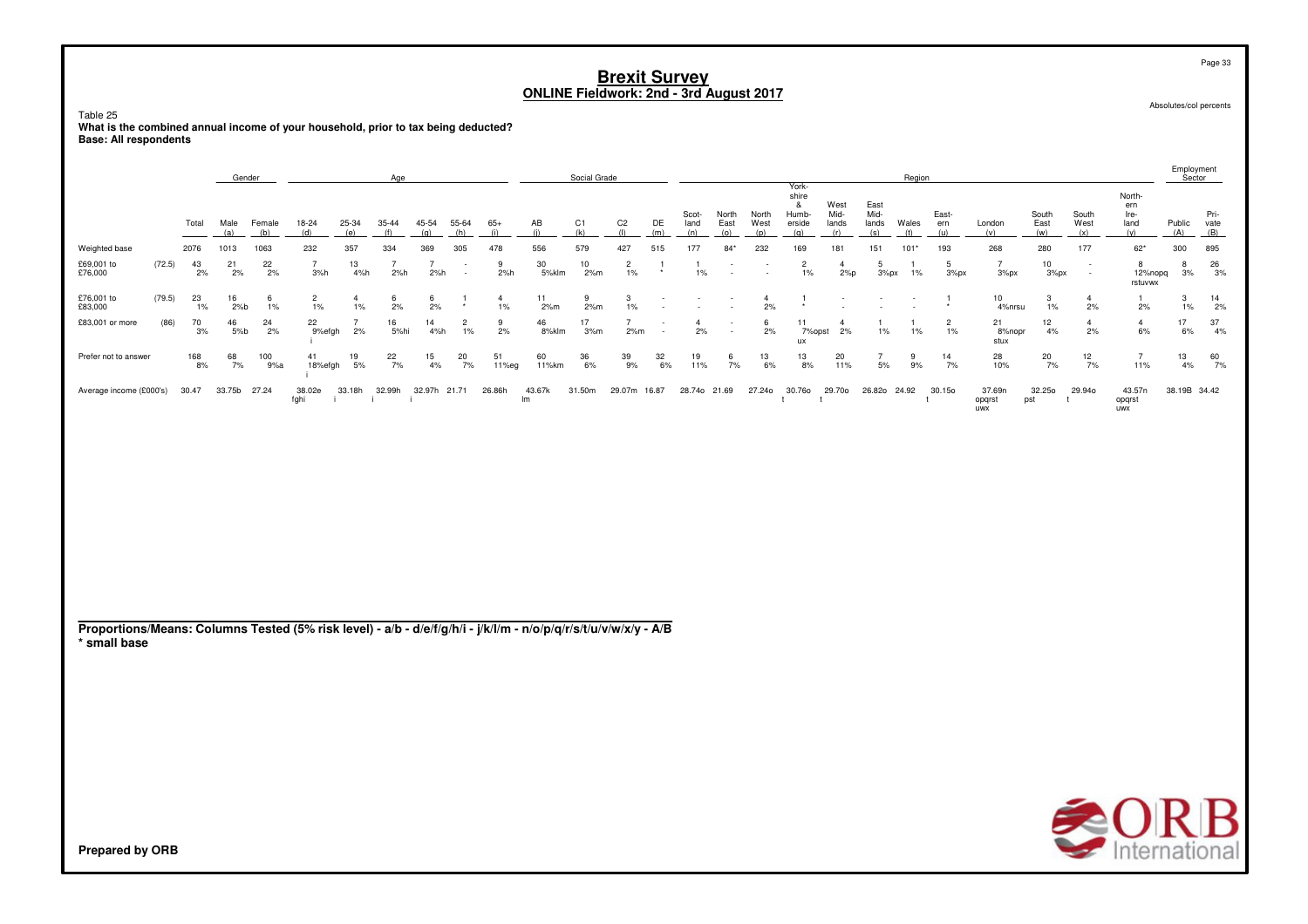# Brexit Survey
## ONLINE Fieldwork: 2nd - 3rd August 2017

Absolutes/col percents

Table 25
**What is the combined annual income of your household, prior to tax being deducted?**
**Base: All respondents**

| | | | Gender | | Age | | | | | | Social Grade | | | | Region | | | | | | | | | | | | Employment Sector | |
|---|---|---|---|---|---|---|---|---|---|---|---|---|---|---|---|---|---|---|---|---|---|---|---|---|---|---|---|---|
| | | Total | Male (a) | Female (b) | 18-24 (d) | 25-34 (e) | 35-44 (f) | 45-54 (g) | 55-64 (h) | 65+ (i) | AB (j) | C1 (k) | C2 (l) | DE (m) | Scot-land (n) | North East (o) | North West (p) | York-shire & Humb-erside (q) | West Mid-lands (r) | East Mid-lands (s) | Wales (t) | East-ern (u) | London (v) | South East (w) | South West (x) | North-ern Ire-land (y) | Public (A) | Pri-vate (B) |
| Weighted base | | 2076 | 1013 | 1063 | 232 | 357 | 334 | 369 | 305 | 478 | 556 | 579 | 427 | 515 | 177 | 84* | 232 | 169 | 181 | 151 | 101* | 193 | 268 | 280 | 177 | 62* | 300 | 895 |
| £69,001 to £76,000 | (72.5) | 43 2% | 21 2% | 22 2% | 7 3%h | 13 4%h | 7 2%h | 7 2%h | - - | 9 2%h | 30 5%klm | 10 2%m | 2 1% | 1 * | 1 1% | - - | - - | 2 1% | 4 2%p | 5 3%px | 1 1% | 5 3%px | 7 3%px | 10 3%px | - - | 8 12%nopq rstuvwx | 8 3% | 26 3% |
| £76,001 to £83,000 | (79.5) | 23 1% | 16 2%b | 6 1% | 2 1% | 4 1% | 6 2% | 6 2% | 1 * | 4 1% | 11 2%m | 9 2%m | 3 1% | - - | - - | - - | 4 2% | 1 * | - - | - - | - - | 1 * | 10 4%nrsu | 3 1% | 4 2% | 1 2% | 3 1% | 14 2% |
| £83,001 or more | (86) | 70 3% | 46 5%b | 24 2% | 22 9%efgh i | 7 2% | 16 5%hi | 14 4%h | 2 1% | 9 2% | 46 8%klm | 17 3%m | 7 2%m | - - | 4 2% | - - | 6 2% | 11 7%opst ux | 4 2% | 1 1% | 1 1% | 2 1% | 21 8%nopr stux | 12 4% | 4 2% | 4 6% | 17 6% | 37 4% |
| Prefer not to answer | | 168 8% | 68 7% | 100 9%a | 41 18%efgh i | 19 5% | 22 7% | 15 4% | 20 7% | 51 11%eg | 60 11%km | 36 6% | 39 9% | 32 6% | 19 11% | 6 7% | 13 6% | 13 8% | 20 11% | 7 5% | 9 9% | 14 7% | 28 10% | 20 7% | 12 7% | 7 11% | 13 4% | 60 7% |
| Average income (£000's) | | 30.47 | 33.75b | 27.24 | 38.02e fghi | 33.18h i | 32.99h i | 32.97h i | 21.71 | 26.86h | 43.67k lm | 31.50m | 29.07m | 16.87 | 28.74o | 21.69 | 27.24o | 30.76o t | 29.70o t | 26.82o | 24.92 | 30.15o t | 37.69n opqrst uwx | 32.25o pst | 29.94o t | 43.57n opqrst uwx | 38.19B | 34.42 |

**Proportions/Means: Columns Tested (5% risk level) - a/b - d/e/f/g/h/i - j/k/l/m - n/o/p/q/r/s/t/u/v/w/x/y - A/B**
*** small base**

**Prepared by ORB**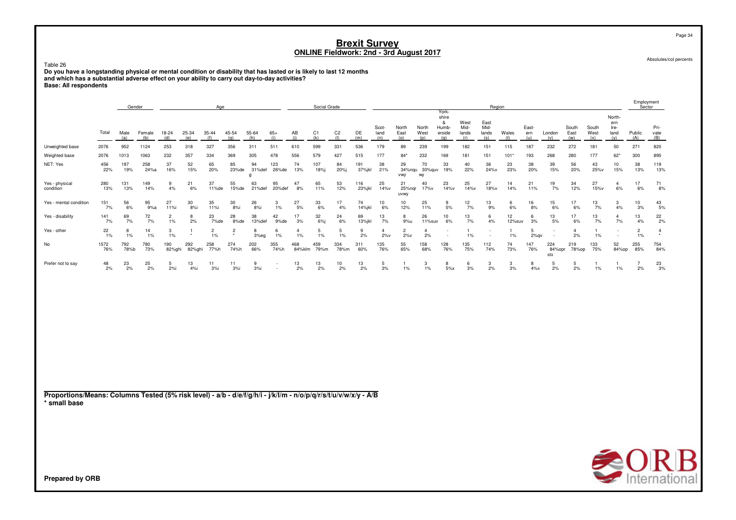# Brexit Survey

## ONLINE Fieldwork: 2nd - 3rd August 2017

Absolutes/col percents

Table 26

**Do you have a longstanding physical or mental condition or disability that has lasted or is likely to last 12 months and which has a substantial adverse effect on your ability to carry out day-to-day activities?**

**Base: All respondents**

| | Total | Gender | | Age | | | | | | Social Grade | | | | Region | | | | | | | | | | | | Employment Sector | |
|---|---|---|---|---|---|---|---|---|---|---|---|---|---|---|---|---|---|---|---|---|---|---|---|---|---|---|---|
| | | Male (a) | Female (b) | 18-24 (d) | 25-34 (e) | 35-44 (f) | 45-54 (g) | 55-64 (h) | 65+ (i) | AB (j) | C1 (k) | C2 (l) | DE (m) | Scot-land (n) | North East (o) | North West (p) | York-shire & Humb-erside (q) | West Mid-lands (r) | East Mid-lands (s) | Wales (t) | East-ern (u) | London (v) | South East (w) | South West (x) | North-ern Ire-land (y) | Public (A) | Pri-vate (B) |
| Unweighted base | 2076 | 952 | 1124 | 253 | 318 | 327 | 356 | 311 | 511 | 610 | 599 | 331 | 536 | 179 | 89 | 239 | 199 | 182 | 151 | 115 | 187 | 232 | 272 | 181 | 50 | 271 | 820 |
| Weighted base | 2076 | 1013 | 1063 | 232 | 357 | 334 | 369 | 305 | 478 | 556 | 579 | 427 | 515 | 177 | 84* | 232 | 169 | 181 | 151 | 101* | 193 | 268 | 280 | 177 | 62* | 300 | 895 |
| NET: Yes | 456 22% | 197 19% | 258 24%a | 37 16% | 52 15% | 65 20% | 85 23%de | 94 31%def g | 123 26%de | 74 13% | 107 18%j | 84 20%j | 191 37%jkl | 38 21% | 29 34%nqu vwy | 70 30%quv wy | 33 19% | 40 22% | 36 24%v | 23 23% | 38 20% | 39 15% | 56 20% | 43 25%v | 10 15% | 38 13% | 119 13% |
| Yes - physical condition | 280 13% | 131 13% | 149 14% | 9 4% | 21 6% | 37 11%de | 55 15%de | 63 21%def | 95 20%def | 47 8% | 65 11% | 53 12% | 116 23%jkl | 25 14%v | 21 25%nqr uvwy | 40 17%v | 23 14%v | 25 14%v | 27 18%v | 14 14% | 21 11% | 19 7% | 34 12% | 27 15%v | 4 6% | 17 6% | 71 8% |
| Yes - mental condition | 151 7% | 56 6% | 95 9%a | 27 11%i | 30 8%i | 35 11%i | 30 8%i | 26 8%i | 3 1% | 27 5% | 33 6% | 17 4% | 74 14%jkl | 10 6% | 10 12% | 25 11% | 9 5% | 12 7% | 13 9% | 6 6% | 16 8% | 15 6% | 17 6% | 13 7% | 3 4% | 10 3% | 43 5% |
| Yes - disability | 141 7% | 69 7% | 72 7% | 2 1% | 8 2% | 23 7%de | 28 8%de | 38 13%def | 42 9%de | 17 3% | 32 6%j | 24 6% | 69 13%jkl | 13 7% | 8 9%u | 26 11%suv | 10 6% | 13 7% | 6 4% | 12 12%suv | 6 3% | 13 5% | 17 6% | 13 7% | 4 7% | 13 4% | 22 2% |
| Yes - other | 22 1% | 8 1% | 14 1% | 3 1% | 1 * | 2 1% | 2 * | 8 3%eg | 6 1% | 4 1% | 5 1% | 5 1% | 9 2% | 4 2%v | 2 2%v | 4 2% | - - | 1 1% | - - | 1 1% | 5 2%qv | - - | 4 2% | 1 1% | - - | 2 1% | 4 * |
| No | 1572 76% | 792 78%b | 780 73% | 190 82%ghi | 292 82%ghi | 258 77%h | 274 74%h | 202 66% | 355 74%h | 468 84%klm | 459 79%m | 334 78%m | 311 60% | 135 76% | 55 65% | 158 68% | 128 76% | 135 75% | 112 74% | 74 73% | 147 76% | 224 84%opr stx | 219 78%op | 133 75% | 52 84%op | 255 85% | 754 84% |
| Prefer not to say | 48 2% | 23 2% | 25 2% | 5 2%i | 13 4%i | 11 3%i | 11 3%i | 9 3%i | - - | 13 2% | 13 2% | 10 2% | 13 2% | 5 3% | 1 1% | 3 1% | 8 5%x | 6 3% | 3 2% | 3 3% | 8 4%x | 5 2% | 5 2% | 1 1% | 1 1% | 7 2% | 23 3% |

**Proportions/Means: Columns Tested (5% risk level) - a/b - d/e/f/g/h/i - j/k/l/m - n/o/p/q/r/s/t/u/v/w/x/y - A/B**
**\* small base**

**Prepared by ORB**